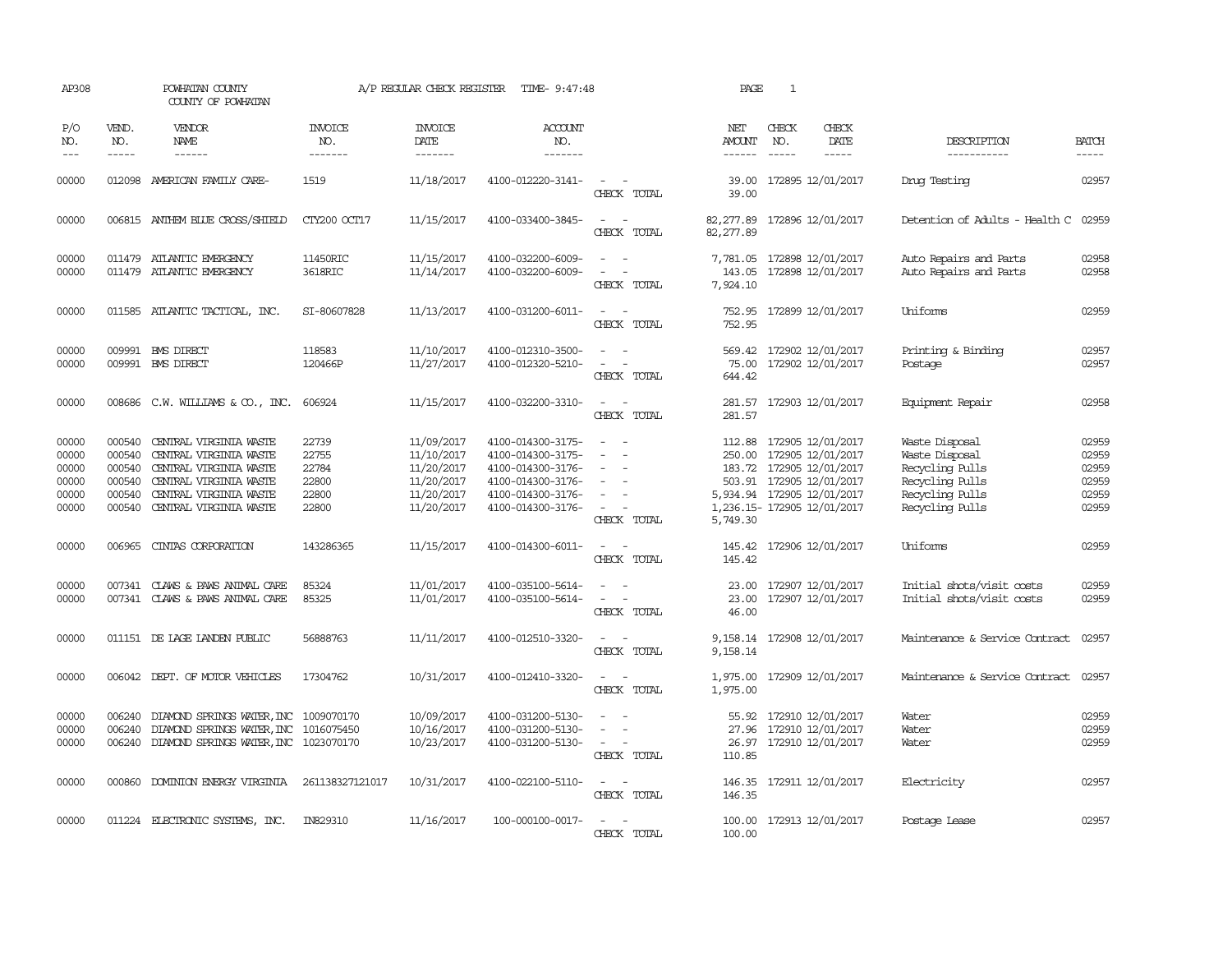AP308 POWHATAN COUNTY A/P REGULAR CHECK REGISTER TIME- 9:47:48 PAGE 1
COUNTY OF POWHATAN

| P/O NO. | VEND. NO. | VENDOR NAME | INVOICE NO. | INVOICE DATE | ACCOUNT NO. | | NET AMOUNT | CHECK NO. | CHECK DATE | DESCRIPTION | BATCH |
|---|---|---|---|---|---|---|---|---|---|---|---|
| 00000 | 012098 | AMERICAN FAMILY CARE- | 1519 | 11/18/2017 | 4100-012220-3141- | - - | 39.00 | 172895 | 12/01/2017 | Drug Testing | 02957 |
| | | | | | | CHECK TOTAL | 39.00 | | | | |
| 00000 | 006815 | ANTHEM BLUE CROSS/SHIELD | CTY200 OCT17 | 11/15/2017 | 4100-033400-3845- | - - | 82,277.89 | 172896 | 12/01/2017 | Detention of Adults - Health C | 02959 |
| | | | | | | CHECK TOTAL | 82,277.89 | | | | |
| 00000 | 011479 | ATLANTIC EMERGENCY | 11450RIC | 11/15/2017 | 4100-032200-6009- | - - | 7,781.05 | 172898 | 12/01/2017 | Auto Repairs and Parts | 02958 |
| 00000 | 011479 | ATLANTIC EMERGENCY | 3618RIC | 11/14/2017 | 4100-032200-6009- | - - | 143.05 | 172898 | 12/01/2017 | Auto Repairs and Parts | 02958 |
| | | | | | | CHECK TOTAL | 7,924.10 | | | | |
| 00000 | 011585 | ATLANTIC TACTICAL, INC. | SI-80607828 | 11/13/2017 | 4100-031200-6011- | - - | 752.95 | 172899 | 12/01/2017 | Uniforms | 02959 |
| | | | | | | CHECK TOTAL | 752.95 | | | | |
| 00000 | 009991 | BMS DIRECT | 118583 | 11/10/2017 | 4100-012310-3500- | - - | 569.42 | 172902 | 12/01/2017 | Printing & Binding | 02957 |
| 00000 | 009991 | BMS DIRECT | 120466P | 11/27/2017 | 4100-012320-5210- | - - | 75.00 | 172902 | 12/01/2017 | Postage | 02957 |
| | | | | | | CHECK TOTAL | 644.42 | | | | |
| 00000 | 008686 | C.W. WILLIAMS & CO., INC. | 606924 | 11/15/2017 | 4100-032200-3310- | - - | 281.57 | 172903 | 12/01/2017 | Equipment Repair | 02958 |
| | | | | | | CHECK TOTAL | 281.57 | | | | |
| 00000 | 000540 | CENTRAL VIRGINIA WASTE | 22739 | 11/09/2017 | 4100-014300-3175- | - - | 112.88 | 172905 | 12/01/2017 | Waste Disposal | 02959 |
| 00000 | 000540 | CENTRAL VIRGINIA WASTE | 22755 | 11/10/2017 | 4100-014300-3175- | - - | 250.00 | 172905 | 12/01/2017 | Waste Disposal | 02959 |
| 00000 | 000540 | CENTRAL VIRGINIA WASTE | 22784 | 11/20/2017 | 4100-014300-3176- | - - | 183.72 | 172905 | 12/01/2017 | Recycling Pulls | 02959 |
| 00000 | 000540 | CENTRAL VIRGINIA WASTE | 22800 | 11/20/2017 | 4100-014300-3176- | - - | 503.91 | 172905 | 12/01/2017 | Recycling Pulls | 02959 |
| 00000 | 000540 | CENTRAL VIRGINIA WASTE | 22800 | 11/20/2017 | 4100-014300-3176- | - - | 5,934.94 | 172905 | 12/01/2017 | Recycling Pulls | 02959 |
| 00000 | 000540 | CENTRAL VIRGINIA WASTE | 22800 | 11/20/2017 | 4100-014300-3176- | - - | 1,236.15- | 172905 | 12/01/2017 | Recycling Pulls | 02959 |
| | | | | | | CHECK TOTAL | 5,749.30 | | | | |
| 00000 | 006965 | CINTAS CORPORATION | 143286365 | 11/15/2017 | 4100-014300-6011- | - - | 145.42 | 172906 | 12/01/2017 | Uniforms | 02959 |
| | | | | | | CHECK TOTAL | 145.42 | | | | |
| 00000 | 007341 | CLAWS & PAWS ANIMAL CARE | 85324 | 11/01/2017 | 4100-035100-5614- | - - | 23.00 | 172907 | 12/01/2017 | Initial shots/visit costs | 02959 |
| 00000 | 007341 | CLAWS & PAWS ANIMAL CARE | 85325 | 11/01/2017 | 4100-035100-5614- | - - | 23.00 | 172907 | 12/01/2017 | Initial shots/visit costs | 02959 |
| | | | | | | CHECK TOTAL | 46.00 | | | | |
| 00000 | 011151 | DE LAGE LANDEN PUBLIC | 56888763 | 11/11/2017 | 4100-012510-3320- | - - | 9,158.14 | 172908 | 12/01/2017 | Maintenance & Service Contract | 02957 |
| | | | | | | CHECK TOTAL | 9,158.14 | | | | |
| 00000 | 006042 | DEPT. OF MOTOR VEHICLES | 17304762 | 10/31/2017 | 4100-012410-3320- | - - | 1,975.00 | 172909 | 12/01/2017 | Maintenance & Service Contract | 02957 |
| | | | | | | CHECK TOTAL | 1,975.00 | | | | |
| 00000 | 006240 | DIAMOND SPRINGS WATER, INC | 1009070170 | 10/09/2017 | 4100-031200-5130- | - - | 55.92 | 172910 | 12/01/2017 | Water | 02959 |
| 00000 | 006240 | DIAMOND SPRINGS WATER, INC | 1016075450 | 10/16/2017 | 4100-031200-5130- | - - | 27.96 | 172910 | 12/01/2017 | Water | 02959 |
| 00000 | 006240 | DIAMOND SPRINGS WATER, INC | 1023070170 | 10/23/2017 | 4100-031200-5130- | - - | 26.97 | 172910 | 12/01/2017 | Water | 02959 |
| | | | | | | CHECK TOTAL | 110.85 | | | | |
| 00000 | 000860 | DOMINION ENERGY VIRGINIA | 261138327121017 | 10/31/2017 | 4100-022100-5110- | - - | 146.35 | 172911 | 12/01/2017 | Electricity | 02957 |
| | | | | | | CHECK TOTAL | 146.35 | | | | |
| 00000 | 011224 | ELECTRONIC SYSTEMS, INC. | IN829310 | 11/16/2017 | 100-000100-0017- | - - | 100.00 | 172913 | 12/01/2017 | Postage Lease | 02957 |
| | | | | | | CHECK TOTAL | 100.00 | | | | |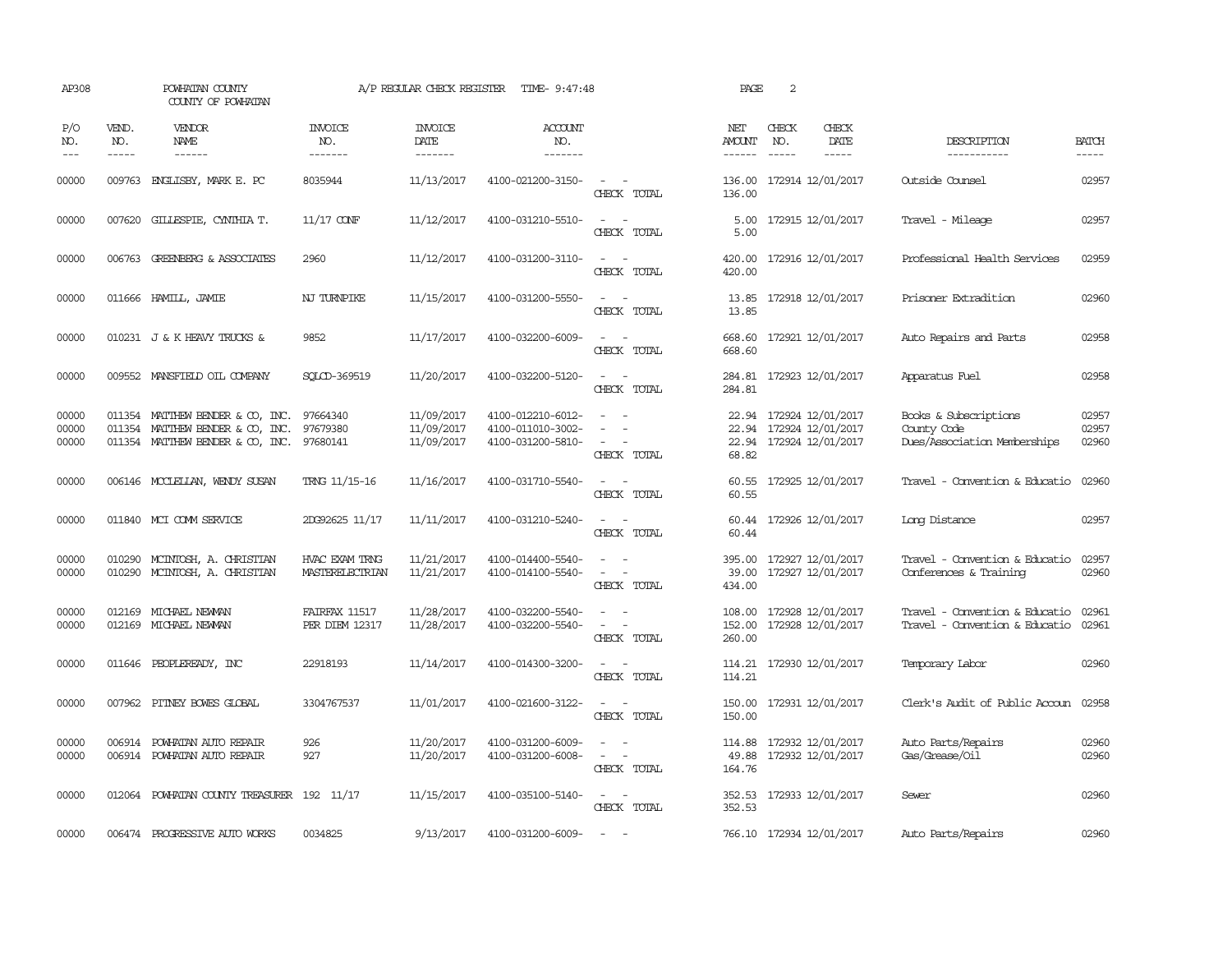AP308 POWHATAN COUNTY A/P REGULAR CHECK REGISTER TIME- 9:47:48 PAGE 2
COUNTY OF POWHATAN

| P/O NO. | VEND. NO. | VENDOR NAME | INVOICE NO. | INVOICE DATE | ACCOUNT NO. | | NET AMOUNT | CHECK NO. | CHECK DATE | DESCRIPTION | BATCH |
|---|---|---|---|---|---|---|---|---|---|---|---|
| 00000 | 009763 | ENGLISBY, MARK E. PC | 8035944 | 11/13/2017 | 4100-021200-3150- | - - | 136.00 | 172914 | 12/01/2017 | Outside Counsel | 02957 |
| | | | | | | CHECK TOTAL | 136.00 | | | | |
| 00000 | 007620 | GILLESPIE, CYNTHIA T. | 11/17 CONF | 11/12/2017 | 4100-031210-5510- | - - | 5.00 | 172915 | 12/01/2017 | Travel - Mileage | 02957 |
| | | | | | | CHECK TOTAL | 5.00 | | | | |
| 00000 | 006763 | GREENBERG & ASSOCIATES | 2960 | 11/12/2017 | 4100-031200-3110- | - - | 420.00 | 172916 | 12/01/2017 | Professional Health Services | 02959 |
| | | | | | | CHECK TOTAL | 420.00 | | | | |
| 00000 | 011666 | HAMILL, JAMIE | NJ TURNPIKE | 11/15/2017 | 4100-031200-5550- | - - | 13.85 | 172918 | 12/01/2017 | Prisoner Extradition | 02960 |
| | | | | | | CHECK TOTAL | 13.85 | | | | |
| 00000 | 010231 | J & K HEAVY TRUCKS & | 9852 | 11/17/2017 | 4100-032200-6009- | - - | 668.60 | 172921 | 12/01/2017 | Auto Repairs and Parts | 02958 |
| | | | | | | CHECK TOTAL | 668.60 | | | | |
| 00000 | 009552 | MANSFIELD OIL COMPANY | SQLCD-369519 | 11/20/2017 | 4100-032200-5120- | - - | 284.81 | 172923 | 12/01/2017 | Apparatus Fuel | 02958 |
| | | | | | | CHECK TOTAL | 284.81 | | | | |
| 00000 | 011354 | MATTHEW BENDER & CO, INC. | 97664340 | 11/09/2017 | 4100-012210-6012- | - - | 22.94 | 172924 | 12/01/2017 | Books & Subscriptions | 02957 |
| 00000 | 011354 | MATTHEW BENDER & CO, INC. | 97679380 | 11/09/2017 | 4100-011010-3002- | - - | 22.94 | 172924 | 12/01/2017 | County Code | 02957 |
| 00000 | 011354 | MATTHEW BENDER & CO, INC. | 97680141 | 11/09/2017 | 4100-031200-5810- | - - | 22.94 | 172924 | 12/01/2017 | Dues/Association Memberships | 02960 |
| | | | | | | CHECK TOTAL | 68.82 | | | | |
| 00000 | 006146 | MCCLELLAN, WENDY SUSAN | TRNG 11/15-16 | 11/16/2017 | 4100-031710-5540- | - - | 60.55 | 172925 | 12/01/2017 | Travel - Convention & Educatio | 02960 |
| | | | | | | CHECK TOTAL | 60.55 | | | | |
| 00000 | 011840 | MCI COMM SERVICE | 2DG92625 11/17 | 11/11/2017 | 4100-031210-5240- | - - | 60.44 | 172926 | 12/01/2017 | Long Distance | 02957 |
| | | | | | | CHECK TOTAL | 60.44 | | | | |
| 00000 | 010290 | MCINTOSH, A. CHRISTIAN | HVAC EXAM TRNG | 11/21/2017 | 4100-014400-5540- | - - | 395.00 | 172927 | 12/01/2017 | Travel - Convention & Educatio | 02957 |
| 00000 | 010290 | MCINTOSH, A. CHRISTIAN | MASTERELECTRIAN | 11/21/2017 | 4100-014100-5540- | - - | 39.00 | 172927 | 12/01/2017 | Conferences & Training | 02960 |
| | | | | | | CHECK TOTAL | 434.00 | | | | |
| 00000 | 012169 | MICHAEL NEWMAN | FAIRFAX 11517 | 11/28/2017 | 4100-032200-5540- | - - | 108.00 | 172928 | 12/01/2017 | Travel - Convention & Educatio | 02961 |
| 00000 | 012169 | MICHAEL NEWMAN | PER DIEM 12317 | 11/28/2017 | 4100-032200-5540- | - - | 152.00 | 172928 | 12/01/2017 | Travel - Convention & Educatio | 02961 |
| | | | | | | CHECK TOTAL | 260.00 | | | | |
| 00000 | 011646 | PEOPLEREADY, INC | 22918193 | 11/14/2017 | 4100-014300-3200- | - - | 114.21 | 172930 | 12/01/2017 | Temporary Labor | 02960 |
| | | | | | | CHECK TOTAL | 114.21 | | | | |
| 00000 | 007962 | PITNEY BOWES GLOBAL | 3304767537 | 11/01/2017 | 4100-021600-3122- | - - | 150.00 | 172931 | 12/01/2017 | Clerk's Audit of Public Accoun | 02958 |
| | | | | | | CHECK TOTAL | 150.00 | | | | |
| 00000 | 006914 | POWHATAN AUTO REPAIR | 926 | 11/20/2017 | 4100-031200-6009- | - - | 114.88 | 172932 | 12/01/2017 | Auto Parts/Repairs | 02960 |
| 00000 | 006914 | POWHATAN AUTO REPAIR | 927 | 11/20/2017 | 4100-031200-6008- | - - | 49.88 | 172932 | 12/01/2017 | Gas/Grease/Oil | 02960 |
| | | | | | | CHECK TOTAL | 164.76 | | | | |
| 00000 | 012064 | POWHATAN COUNTY TREASURER | 192 11/17 | 11/15/2017 | 4100-035100-5140- | - - | 352.53 | 172933 | 12/01/2017 | Sewer | 02960 |
| | | | | | | CHECK TOTAL | 352.53 | | | | |
| 00000 | 006474 | PROGRESSIVE AUTO WORKS | 0034825 | 9/13/2017 | 4100-031200-6009- | - - | 766.10 | 172934 | 12/01/2017 | Auto Parts/Repairs | 02960 |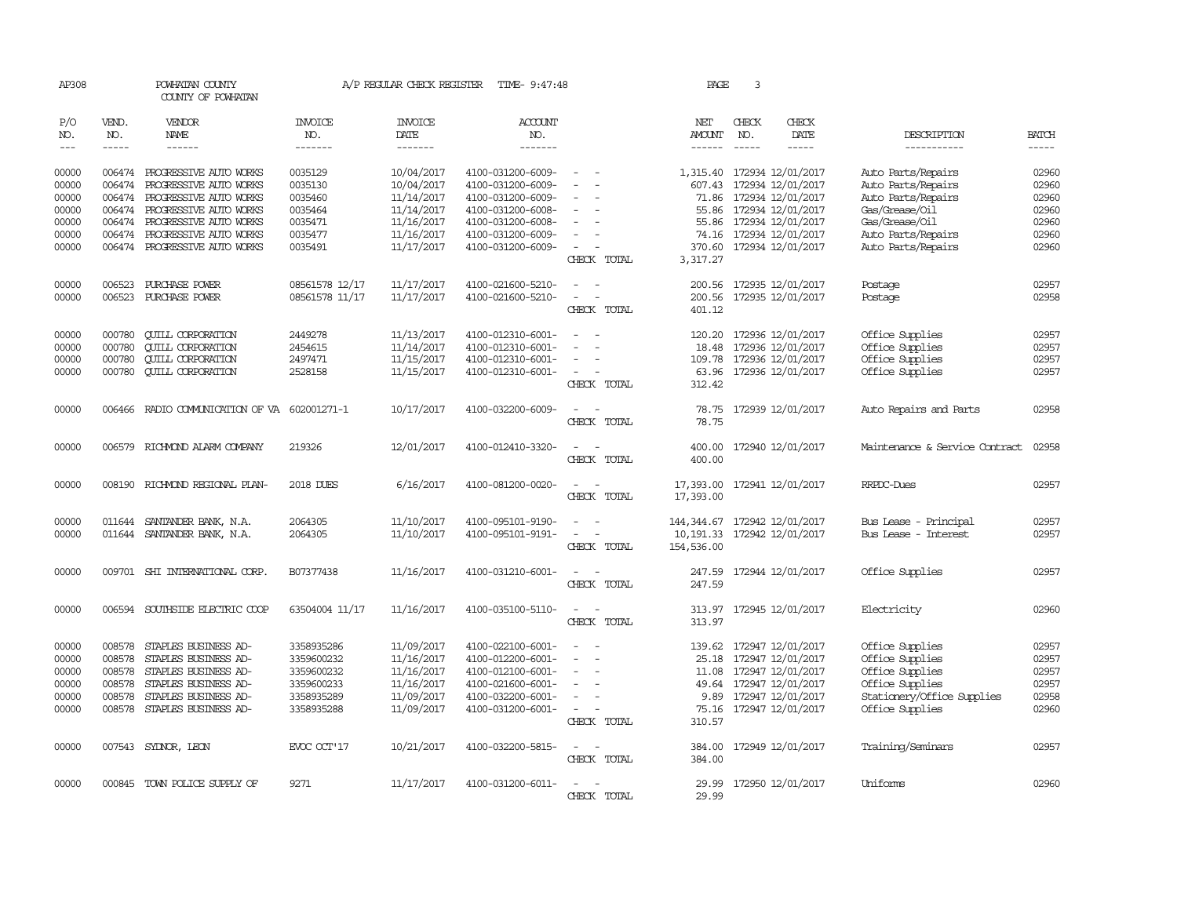AP308 POWHATAN COUNTY A/P REGULAR CHECK REGISTER TIME- 9:47:48 PAGE 3
COUNTY OF POWHATAN

| P/O NO. | VEND. NO. | VENDOR NAME | INVOICE NO. | INVOICE DATE | ACCOUNT NO. | | NET AMOUNT | CHECK NO. | CHECK DATE | DESCRIPTION | BATCH |
|---|---|---|---|---|---|---|---|---|---|---|---|
| 00000 | 006474 | PROGRESSIVE AUTO WORKS | 0035129 | 10/04/2017 | 4100-031200-6009- | - - | 1,315.40 | 172934 | 12/01/2017 | Auto Parts/Repairs | 02960 |
| 00000 | 006474 | PROGRESSIVE AUTO WORKS | 0035130 | 10/04/2017 | 4100-031200-6009- | - - | 607.43 | 172934 | 12/01/2017 | Auto Parts/Repairs | 02960 |
| 00000 | 006474 | PROGRESSIVE AUTO WORKS | 0035460 | 11/14/2017 | 4100-031200-6009- | - - | 71.86 | 172934 | 12/01/2017 | Auto Parts/Repairs | 02960 |
| 00000 | 006474 | PROGRESSIVE AUTO WORKS | 0035464 | 11/14/2017 | 4100-031200-6008- | - - | 55.86 | 172934 | 12/01/2017 | Gas/Grease/Oil | 02960 |
| 00000 | 006474 | PROGRESSIVE AUTO WORKS | 0035471 | 11/16/2017 | 4100-031200-6008- | - - | 55.86 | 172934 | 12/01/2017 | Gas/Grease/Oil | 02960 |
| 00000 | 006474 | PROGRESSIVE AUTO WORKS | 0035477 | 11/16/2017 | 4100-031200-6009- | - - | 74.16 | 172934 | 12/01/2017 | Auto Parts/Repairs | 02960 |
| 00000 | 006474 | PROGRESSIVE AUTO WORKS | 0035491 | 11/17/2017 | 4100-031200-6009- | - - | 370.60 | 172934 | 12/01/2017 | Auto Parts/Repairs | 02960 |
| | | | | | | CHECK TOTAL | 3,317.27 | | | | |
| 00000 | 006523 | PURCHASE POWER | 08561578 12/17 | 11/17/2017 | 4100-021600-5210- | - - | 200.56 | 172935 | 12/01/2017 | Postage | 02957 |
| 00000 | 006523 | PURCHASE POWER | 08561578 11/17 | 11/17/2017 | 4100-021600-5210- | - - | 200.56 | 172935 | 12/01/2017 | Postage | 02958 |
| | | | | | | CHECK TOTAL | 401.12 | | | | |
| 00000 | 000780 | QUILL CORPORATION | 2449278 | 11/13/2017 | 4100-012310-6001- | - - | 120.20 | 172936 | 12/01/2017 | Office Supplies | 02957 |
| 00000 | 000780 | QUILL CORPORATION | 2454615 | 11/14/2017 | 4100-012310-6001- | - - | 18.48 | 172936 | 12/01/2017 | Office Supplies | 02957 |
| 00000 | 000780 | QUILL CORPORATION | 2497471 | 11/15/2017 | 4100-012310-6001- | - - | 109.78 | 172936 | 12/01/2017 | Office Supplies | 02957 |
| 00000 | 000780 | QUILL CORPORATION | 2528158 | 11/15/2017 | 4100-012310-6001- | - - | 63.96 | 172936 | 12/01/2017 | Office Supplies | 02957 |
| | | | | | | CHECK TOTAL | 312.42 | | | | |
| 00000 | 006466 | RADIO COMMUNICATION OF VA | 602001271-1 | 10/17/2017 | 4100-032200-6009- | - - | 78.75 | 172939 | 12/01/2017 | Auto Repairs and Parts | 02958 |
| | | | | | | CHECK TOTAL | 78.75 | | | | |
| 00000 | 006579 | RICHMOND ALARM COMPANY | 219326 | 12/01/2017 | 4100-012410-3320- | - - | 400.00 | 172940 | 12/01/2017 | Maintenance & Service Contract | 02958 |
| | | | | | | CHECK TOTAL | 400.00 | | | | |
| 00000 | 008190 | RICHMOND REGIONAL PLAN- | 2018 DUES | 6/16/2017 | 4100-081200-0020- | - - | 17,393.00 | 172941 | 12/01/2017 | RRPDC-Dues | 02957 |
| | | | | | | CHECK TOTAL | 17,393.00 | | | | |
| 00000 | 011644 | SANTANDER BANK, N.A. | 2064305 | 11/10/2017 | 4100-095101-9190- | - - | 144,344.67 | 172942 | 12/01/2017 | Bus Lease - Principal | 02957 |
| 00000 | 011644 | SANTANDER BANK, N.A. | 2064305 | 11/10/2017 | 4100-095101-9191- | - - | 10,191.33 | 172942 | 12/01/2017 | Bus Lease - Interest | 02957 |
| | | | | | | CHECK TOTAL | 154,536.00 | | | | |
| 00000 | 009701 | SHI INTERNATIONAL CORP. | B07377438 | 11/16/2017 | 4100-031210-6001- | - - | 247.59 | 172944 | 12/01/2017 | Office Supplies | 02957 |
| | | | | | | CHECK TOTAL | 247.59 | | | | |
| 00000 | 006594 | SOUTHSIDE ELECTRIC COOP | 63504004 11/17 | 11/16/2017 | 4100-035100-5110- | - - | 313.97 | 172945 | 12/01/2017 | Electricity | 02960 |
| | | | | | | CHECK TOTAL | 313.97 | | | | |
| 00000 | 008578 | STAPLES BUSINESS AD- | 3358935286 | 11/09/2017 | 4100-022100-6001- | - - | 139.62 | 172947 | 12/01/2017 | Office Supplies | 02957 |
| 00000 | 008578 | STAPLES BUSINESS AD- | 3359600232 | 11/16/2017 | 4100-012200-6001- | - - | 25.18 | 172947 | 12/01/2017 | Office Supplies | 02957 |
| 00000 | 008578 | STAPLES BUSINESS AD- | 3359600232 | 11/16/2017 | 4100-012100-6001- | - - | 11.08 | 172947 | 12/01/2017 | Office Supplies | 02957 |
| 00000 | 008578 | STAPLES BUSINESS AD- | 3359600233 | 11/16/2017 | 4100-021600-6001- | - - | 49.64 | 172947 | 12/01/2017 | Office Supplies | 02957 |
| 00000 | 008578 | STAPLES BUSINESS AD- | 3358935289 | 11/09/2017 | 4100-032200-6001- | - - | 9.89 | 172947 | 12/01/2017 | Stationery/Office Supplies | 02958 |
| 00000 | 008578 | STAPLES BUSINESS AD- | 3358935288 | 11/09/2017 | 4100-031200-6001- | - - | 75.16 | 172947 | 12/01/2017 | Office Supplies | 02960 |
| | | | | | | CHECK TOTAL | 310.57 | | | | |
| 00000 | 007543 | SYDNOR, LEON | EVOC OCT'17 | 10/21/2017 | 4100-032200-5815- | - - | 384.00 | 172949 | 12/01/2017 | Training/Seminars | 02957 |
| | | | | | | CHECK TOTAL | 384.00 | | | | |
| 00000 | 000845 | TOWN POLICE SUPPLY OF | 9271 | 11/17/2017 | 4100-031200-6011- | - - | 29.99 | 172950 | 12/01/2017 | Uniforms | 02960 |
| | | | | | | CHECK TOTAL | 29.99 | | | | |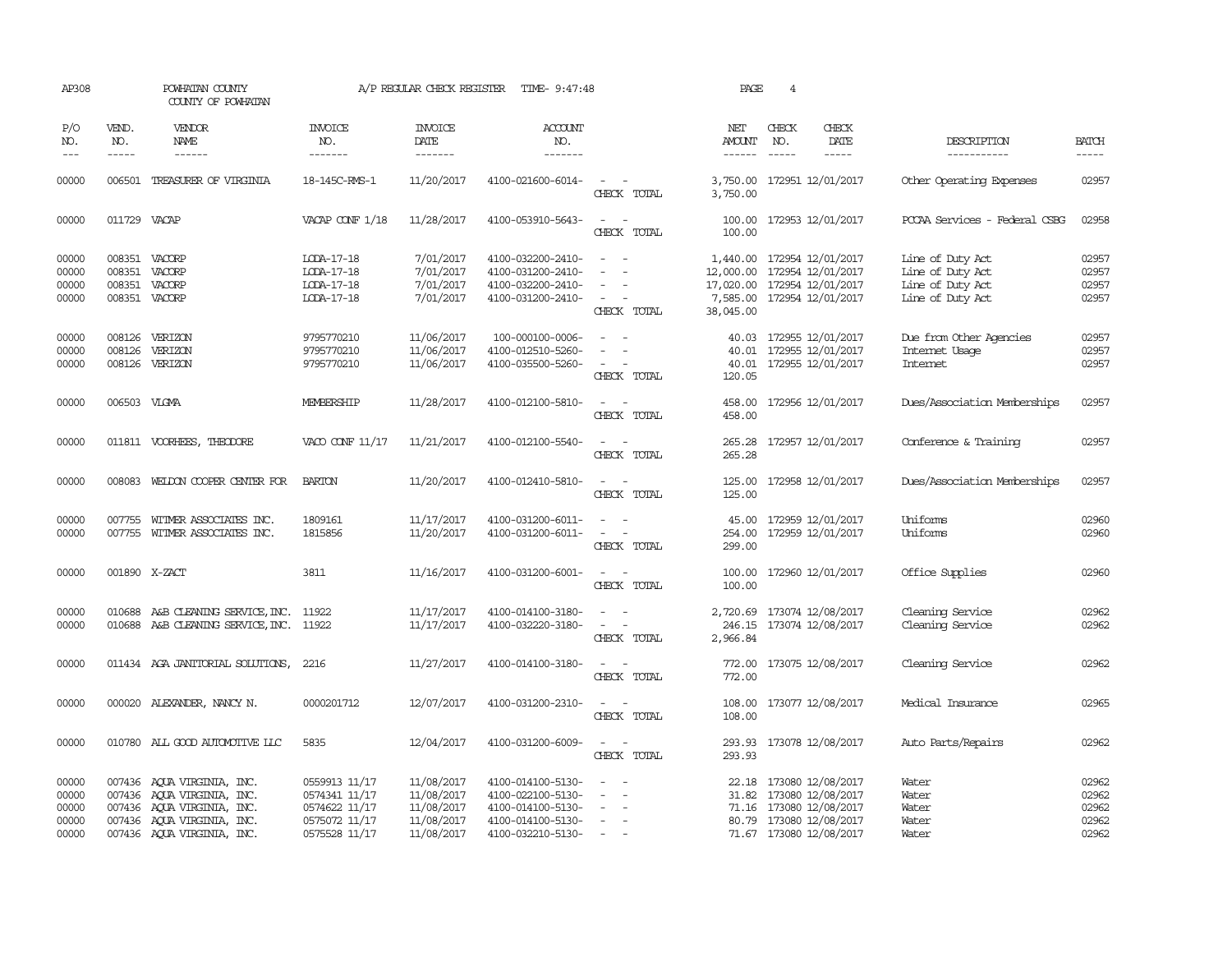AP308 POWHATAN COUNTY A/P REGULAR CHECK REGISTER TIME- 9:47:48

COUNTY OF POWHATAN

| P/O NO. | VEND. NO. | VENDOR NAME | INVOICE NO. | INVOICE DATE | ACCOUNT NO. | | NET AMOUNT | CHECK NO. | CHECK DATE | DESCRIPTION | BATCH |
|---|---|---|---|---|---|---|---|---|---|---|---|
| 00000 | 006501 | TREASURER OF VIRGINIA | 18-145C-RMS-1 | 11/20/2017 | 4100-021600-6014- | - - | 3,750.00 | 172951 | 12/01/2017 | Other Operating Expenses | 02957 |
| | | | | | | CHECK TOTAL | 3,750.00 | | | | |
| 00000 | 011729 | VACAP | VACAP CONF 1/18 | 11/28/2017 | 4100-053910-5643- | - - | 100.00 | 172953 | 12/01/2017 | PCCAA Services - Federal CSBG | 02958 |
| | | | | | | CHECK TOTAL | 100.00 | | | | |
| 00000 | 008351 | VACORP | LODA-17-18 | 7/01/2017 | 4100-032200-2410- | - - | 1,440.00 | 172954 | 12/01/2017 | Line of Duty Act | 02957 |
| 00000 | 008351 | VACORP | LODA-17-18 | 7/01/2017 | 4100-031200-2410- | - - | 12,000.00 | 172954 | 12/01/2017 | Line of Duty Act | 02957 |
| 00000 | 008351 | VACORP | LODA-17-18 | 7/01/2017 | 4100-032200-2410- | - - | 17,020.00 | 172954 | 12/01/2017 | Line of Duty Act | 02957 |
| 00000 | 008351 | VACORP | LODA-17-18 | 7/01/2017 | 4100-031200-2410- | - - | 7,585.00 | 172954 | 12/01/2017 | Line of Duty Act | 02957 |
| | | | | | | CHECK TOTAL | 38,045.00 | | | | |
| 00000 | 008126 | VERIZON | 9795770210 | 11/06/2017 | 100-000100-0006- | - - | 40.03 | 172955 | 12/01/2017 | Due from Other Agencies | 02957 |
| 00000 | 008126 | VERIZON | 9795770210 | 11/06/2017 | 4100-012510-5260- | - - | 40.01 | 172955 | 12/01/2017 | Internet Usage | 02957 |
| 00000 | 008126 | VERIZON | 9795770210 | 11/06/2017 | 4100-035500-5260- | - - | 40.01 | 172955 | 12/01/2017 | Internet | 02957 |
| | | | | | | CHECK TOTAL | 120.05 | | | | |
| 00000 | 006503 | VLGMA | MEMBERSHIP | 11/28/2017 | 4100-012100-5810- | - - | 458.00 | 172956 | 12/01/2017 | Dues/Association Memberships | 02957 |
| | | | | | | CHECK TOTAL | 458.00 | | | | |
| 00000 | 011811 | VOORHEES, THEODORE | VACO CONF 11/17 | 11/21/2017 | 4100-012100-5540- | - - | 265.28 | 172957 | 12/01/2017 | Conference & Training | 02957 |
| | | | | | | CHECK TOTAL | 265.28 | | | | |
| 00000 | 008083 | WELDON COOPER CENTER FOR | BARTON | 11/20/2017 | 4100-012410-5810- | - - | 125.00 | 172958 | 12/01/2017 | Dues/Association Memberships | 02957 |
| | | | | | | CHECK TOTAL | 125.00 | | | | |
| 00000 | 007755 | WITMER ASSOCIATES INC. | 1809161 | 11/17/2017 | 4100-031200-6011- | - - | 45.00 | 172959 | 12/01/2017 | Uniforms | 02960 |
| 00000 | 007755 | WITMER ASSOCIATES INC. | 1815856 | 11/20/2017 | 4100-031200-6011- | - - | 254.00 | 172959 | 12/01/2017 | Uniforms | 02960 |
| | | | | | | CHECK TOTAL | 299.00 | | | | |
| 00000 | 001890 | X-ZACT | 3811 | 11/16/2017 | 4100-031200-6001- | - - | 100.00 | 172960 | 12/01/2017 | Office Supplies | 02960 |
| | | | | | | CHECK TOTAL | 100.00 | | | | |
| 00000 | 010688 | A&B CLEANING SERVICE,INC. | 11922 | 11/17/2017 | 4100-014100-3180- | - - | 2,720.69 | 173074 | 12/08/2017 | Cleaning Service | 02962 |
| 00000 | 010688 | A&B CLEANING SERVICE,INC. | 11922 | 11/17/2017 | 4100-032220-3180- | - - | 246.15 | 173074 | 12/08/2017 | Cleaning Service | 02962 |
| | | | | | | CHECK TOTAL | 2,966.84 | | | | |
| 00000 | 011434 | AGA JANITORIAL SOLUTIONS, | 2216 | 11/27/2017 | 4100-014100-3180- | - - | 772.00 | 173075 | 12/08/2017 | Cleaning Service | 02962 |
| | | | | | | CHECK TOTAL | 772.00 | | | | |
| 00000 | 000020 | ALEXANDER, NANCY N. | 0000201712 | 12/07/2017 | 4100-031200-2310- | - - | 108.00 | 173077 | 12/08/2017 | Medical Insurance | 02965 |
| | | | | | | CHECK TOTAL | 108.00 | | | | |
| 00000 | 010780 | ALL GOOD AUTOMOTIVE LLC | 5835 | 12/04/2017 | 4100-031200-6009- | - - | 293.93 | 173078 | 12/08/2017 | Auto Parts/Repairs | 02962 |
| | | | | | | CHECK TOTAL | 293.93 | | | | |
| 00000 | 007436 | AQUA VIRGINIA, INC. | 0559913 11/17 | 11/08/2017 | 4100-014100-5130- | - - | 22.18 | 173080 | 12/08/2017 | Water | 02962 |
| 00000 | 007436 | AQUA VIRGINIA, INC. | 0574341 11/17 | 11/08/2017 | 4100-022100-5130- | - - | 31.82 | 173080 | 12/08/2017 | Water | 02962 |
| 00000 | 007436 | AQUA VIRGINIA, INC. | 0574622 11/17 | 11/08/2017 | 4100-014100-5130- | - - | 71.16 | 173080 | 12/08/2017 | Water | 02962 |
| 00000 | 007436 | AQUA VIRGINIA, INC. | 0575072 11/17 | 11/08/2017 | 4100-014100-5130- | - - | 80.79 | 173080 | 12/08/2017 | Water | 02962 |
| 00000 | 007436 | AQUA VIRGINIA, INC. | 0575528 11/17 | 11/08/2017 | 4100-032210-5130- | - - | 71.67 | 173080 | 12/08/2017 | Water | 02962 |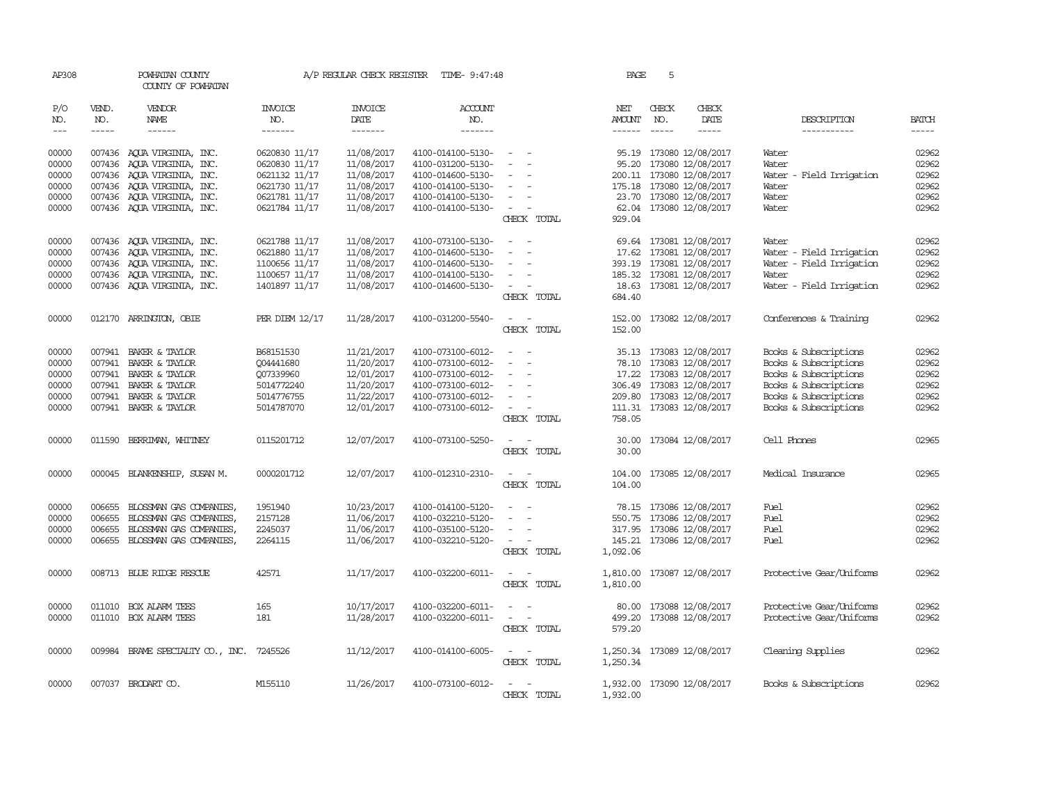AP308 POWHATAN COUNTY A/P REGULAR CHECK REGISTER TIME- 9:47:48

COUNTY OF POWHATAN

| P/O NO. | VEND. NO. | VENDOR NAME | INVOICE NO. | INVOICE DATE | ACCOUNT NO. | | NET AMOUNT | CHECK NO. | CHECK DATE | DESCRIPTION | BATCH |
|---|---|---|---|---|---|---|---|---|---|---|---|
| 00000 | 007436 | AQUA VIRGINIA, INC. | 0620830 11/17 | 11/08/2017 | 4100-014100-5130- | - - | 95.19 | 173080 | 12/08/2017 | Water | 02962 |
| 00000 | 007436 | AQUA VIRGINIA, INC. | 0620830 11/17 | 11/08/2017 | 4100-031200-5130- | - - | 95.20 | 173080 | 12/08/2017 | Water | 02962 |
| 00000 | 007436 | AQUA VIRGINIA, INC. | 0621132 11/17 | 11/08/2017 | 4100-014600-5130- | - - | 200.11 | 173080 | 12/08/2017 | Water - Field Irrigation | 02962 |
| 00000 | 007436 | AQUA VIRGINIA, INC. | 0621730 11/17 | 11/08/2017 | 4100-014100-5130- | - - | 175.18 | 173080 | 12/08/2017 | Water | 02962 |
| 00000 | 007436 | AQUA VIRGINIA, INC. | 0621781 11/17 | 11/08/2017 | 4100-014100-5130- | - - | 23.70 | 173080 | 12/08/2017 | Water | 02962 |
| 00000 | 007436 | AQUA VIRGINIA, INC. | 0621784 11/17 | 11/08/2017 | 4100-014100-5130- | - - | 62.04 | 173080 | 12/08/2017 | Water | 02962 |
| | | | | | | CHECK TOTAL | 929.04 | | | | |
| 00000 | 007436 | AQUA VIRGINIA, INC. | 0621788 11/17 | 11/08/2017 | 4100-073100-5130- | - - | 69.64 | 173081 | 12/08/2017 | Water | 02962 |
| 00000 | 007436 | AQUA VIRGINIA, INC. | 0621880 11/17 | 11/08/2017 | 4100-014600-5130- | - - | 17.62 | 173081 | 12/08/2017 | Water - Field Irrigation | 02962 |
| 00000 | 007436 | AQUA VIRGINIA, INC. | 1100656 11/17 | 11/08/2017 | 4100-014600-5130- | - - | 393.19 | 173081 | 12/08/2017 | Water - Field Irrigation | 02962 |
| 00000 | 007436 | AQUA VIRGINIA, INC. | 1100657 11/17 | 11/08/2017 | 4100-014100-5130- | - - | 185.32 | 173081 | 12/08/2017 | Water | 02962 |
| 00000 | 007436 | AQUA VIRGINIA, INC. | 1401897 11/17 | 11/08/2017 | 4100-014600-5130- | - - | 18.63 | 173081 | 12/08/2017 | Water - Field Irrigation | 02962 |
| | | | | | | CHECK TOTAL | 684.40 | | | | |
| 00000 | 012170 | ARRINGTON, OBIE | PER DIEM 12/17 | 11/28/2017 | 4100-031200-5540- | - - | 152.00 | 173082 | 12/08/2017 | Conferences & Training | 02962 |
| | | | | | | CHECK TOTAL | 152.00 | | | | |
| 00000 | 007941 | BAKER & TAYLOR | B68151530 | 11/21/2017 | 4100-073100-6012- | - - | 35.13 | 173083 | 12/08/2017 | Books & Subscriptions | 02962 |
| 00000 | 007941 | BAKER & TAYLOR | Q04441680 | 11/20/2017 | 4100-073100-6012- | - - | 78.10 | 173083 | 12/08/2017 | Books & Subscriptions | 02962 |
| 00000 | 007941 | BAKER & TAYLOR | Q07339960 | 12/01/2017 | 4100-073100-6012- | - - | 17.22 | 173083 | 12/08/2017 | Books & Subscriptions | 02962 |
| 00000 | 007941 | BAKER & TAYLOR | 5014772240 | 11/20/2017 | 4100-073100-6012- | - - | 306.49 | 173083 | 12/08/2017 | Books & Subscriptions | 02962 |
| 00000 | 007941 | BAKER & TAYLOR | 5014776755 | 11/22/2017 | 4100-073100-6012- | - - | 209.80 | 173083 | 12/08/2017 | Books & Subscriptions | 02962 |
| 00000 | 007941 | BAKER & TAYLOR | 5014787070 | 12/01/2017 | 4100-073100-6012- | - - | 111.31 | 173083 | 12/08/2017 | Books & Subscriptions | 02962 |
| | | | | | | CHECK TOTAL | 758.05 | | | | |
| 00000 | 011590 | BERRIMAN, WHITNEY | 0115201712 | 12/07/2017 | 4100-073100-5250- | - - | 30.00 | 173084 | 12/08/2017 | Cell Phones | 02965 |
| | | | | | | CHECK TOTAL | 30.00 | | | | |
| 00000 | 000045 | BLANKENSHIP, SUSAN M. | 0000201712 | 12/07/2017 | 4100-012310-2310- | - - | 104.00 | 173085 | 12/08/2017 | Medical Insurance | 02965 |
| | | | | | | CHECK TOTAL | 104.00 | | | | |
| 00000 | 006655 | BLOSSMAN GAS COMPANIES, | 1951940 | 10/23/2017 | 4100-014100-5120- | - - | 78.15 | 173086 | 12/08/2017 | Fuel | 02962 |
| 00000 | 006655 | BLOSSMAN GAS COMPANIES, | 2157128 | 11/06/2017 | 4100-032210-5120- | - - | 550.75 | 173086 | 12/08/2017 | Fuel | 02962 |
| 00000 | 006655 | BLOSSMAN GAS COMPANIES, | 2245037 | 11/06/2017 | 4100-035100-5120- | - - | 317.95 | 173086 | 12/08/2017 | Fuel | 02962 |
| 00000 | 006655 | BLOSSMAN GAS COMPANIES, | 2264115 | 11/06/2017 | 4100-032210-5120- | - - | 145.21 | 173086 | 12/08/2017 | Fuel | 02962 |
| | | | | | | CHECK TOTAL | 1,092.06 | | | | |
| 00000 | 008713 | BLUE RIDGE RESCUE | 42571 | 11/17/2017 | 4100-032200-6011- | - - | 1,810.00 | 173087 | 12/08/2017 | Protective Gear/Uniforms | 02962 |
| | | | | | | CHECK TOTAL | 1,810.00 | | | | |
| 00000 | 011010 | BOX ALARM TEES | 165 | 10/17/2017 | 4100-032200-6011- | - - | 80.00 | 173088 | 12/08/2017 | Protective Gear/Uniforms | 02962 |
| 00000 | 011010 | BOX ALARM TEES | 181 | 11/28/2017 | 4100-032200-6011- | - - | 499.20 | 173088 | 12/08/2017 | Protective Gear/Uniforms | 02962 |
| | | | | | | CHECK TOTAL | 579.20 | | | | |
| 00000 | 009984 | BRAME SPECIALTY CO., INC. | 7245526 | 11/12/2017 | 4100-014100-6005- | - - | 1,250.34 | 173089 | 12/08/2017 | Cleaning Supplies | 02962 |
| | | | | | | CHECK TOTAL | 1,250.34 | | | | |
| 00000 | 007037 | BRODART CO. | M155110 | 11/26/2017 | 4100-073100-6012- | - - | 1,932.00 | 173090 | 12/08/2017 | Books & Subscriptions | 02962 |
| | | | | | | CHECK TOTAL | 1,932.00 | | | | |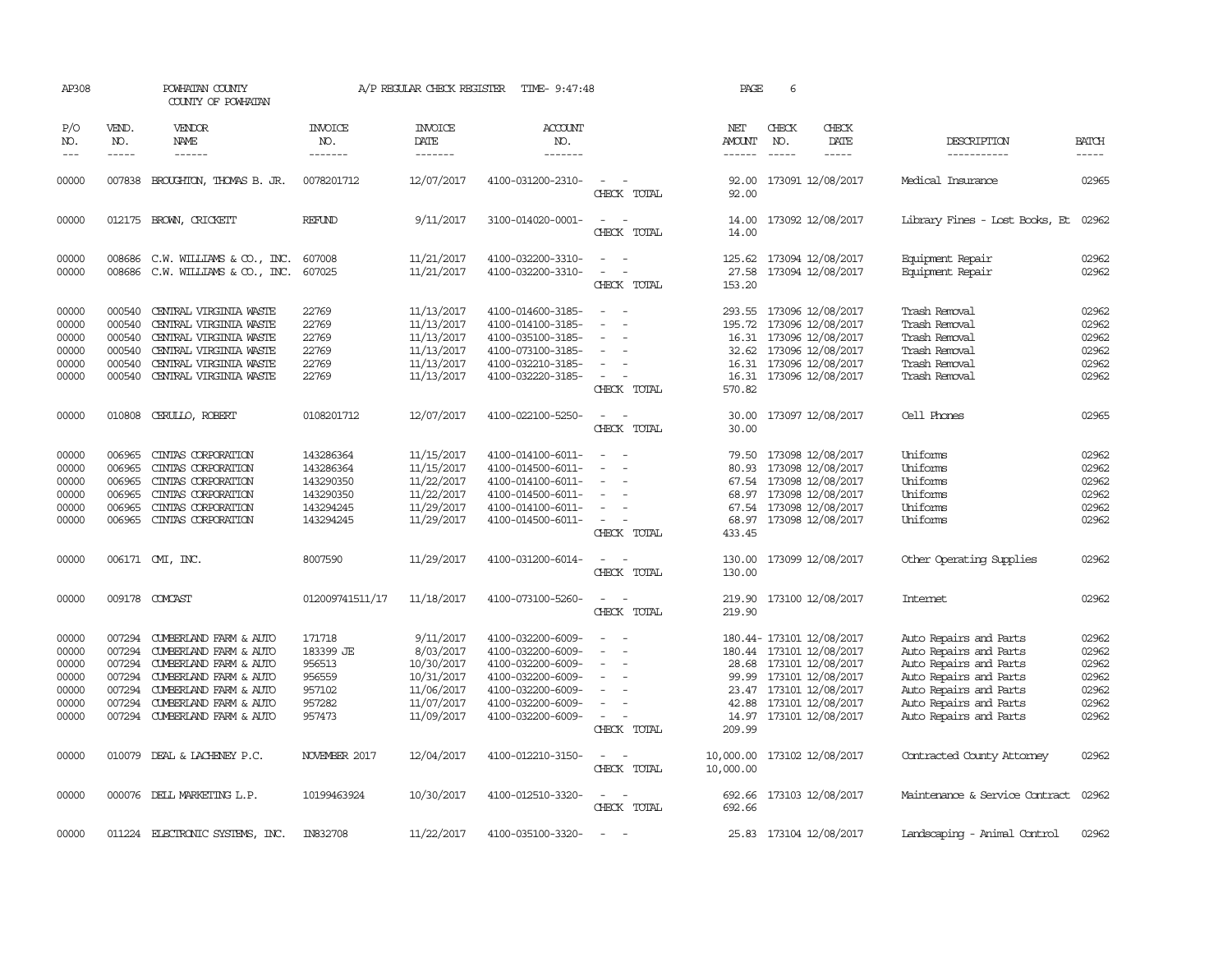AP308 POWHATAN COUNTY A/P REGULAR CHECK REGISTER TIME- 9:47:48 PAGE 6

COUNTY OF POWHATAN

| P/O NO. | VEND. NO. | VENDOR NAME | INVOICE NO. | INVOICE DATE | ACCOUNT NO. | | NET AMOUNT | CHECK NO. | CHECK DATE | DESCRIPTION | BATCH |
|---|---|---|---|---|---|---|---|---|---|---|---|
| 00000 | 007838 | BROUGHTON, THOMAS B. JR. | 0078201712 | 12/07/2017 | 4100-031200-2310- | - - | 92.00 | 173091 | 12/08/2017 | Medical Insurance | 02965 |
| | | | | | | CHECK TOTAL | 92.00 | | | | |
| 00000 | 012175 | BROWN, CRICKETT | REFUND | 9/11/2017 | 3100-014020-0001- | - - | 14.00 | 173092 | 12/08/2017 | Library Fines - Lost Books, Et | 02962 |
| | | | | | | CHECK TOTAL | 14.00 | | | | |
| 00000 | 008686 | C.W. WILLIAMS & CO., INC. | 607008 | 11/21/2017 | 4100-032200-3310- | - - | 125.62 | 173094 | 12/08/2017 | Equipment Repair | 02962 |
| 00000 | 008686 | C.W. WILLIAMS & CO., INC. | 607025 | 11/21/2017 | 4100-032200-3310- | - - | 27.58 | 173094 | 12/08/2017 | Equipment Repair | 02962 |
| | | | | | | CHECK TOTAL | 153.20 | | | | |
| 00000 | 000540 | CENTRAL VIRGINIA WASTE | 22769 | 11/13/2017 | 4100-014600-3185- | - - | 293.55 | 173096 | 12/08/2017 | Trash Removal | 02962 |
| 00000 | 000540 | CENTRAL VIRGINIA WASTE | 22769 | 11/13/2017 | 4100-014100-3185- | - - | 195.72 | 173096 | 12/08/2017 | Trash Removal | 02962 |
| 00000 | 000540 | CENTRAL VIRGINIA WASTE | 22769 | 11/13/2017 | 4100-035100-3185- | - - | 16.31 | 173096 | 12/08/2017 | Trash Removal | 02962 |
| 00000 | 000540 | CENTRAL VIRGINIA WASTE | 22769 | 11/13/2017 | 4100-073100-3185- | - - | 32.62 | 173096 | 12/08/2017 | Trash Removal | 02962 |
| 00000 | 000540 | CENTRAL VIRGINIA WASTE | 22769 | 11/13/2017 | 4100-032210-3185- | - - | 16.31 | 173096 | 12/08/2017 | Trash Removal | 02962 |
| 00000 | 000540 | CENTRAL VIRGINIA WASTE | 22769 | 11/13/2017 | 4100-032220-3185- | - - | 16.31 | 173096 | 12/08/2017 | Trash Removal | 02962 |
| | | | | | | CHECK TOTAL | 570.82 | | | | |
| 00000 | 010808 | CERULLO, ROBERT | 0108201712 | 12/07/2017 | 4100-022100-5250- | - - | 30.00 | 173097 | 12/08/2017 | Cell Phones | 02965 |
| | | | | | | CHECK TOTAL | 30.00 | | | | |
| 00000 | 006965 | CINTAS CORPORATION | 143286364 | 11/15/2017 | 4100-014100-6011- | - - | 79.50 | 173098 | 12/08/2017 | Uniforms | 02962 |
| 00000 | 006965 | CINTAS CORPORATION | 143286364 | 11/15/2017 | 4100-014500-6011- | - - | 80.93 | 173098 | 12/08/2017 | Uniforms | 02962 |
| 00000 | 006965 | CINTAS CORPORATION | 143290350 | 11/22/2017 | 4100-014100-6011- | - - | 67.54 | 173098 | 12/08/2017 | Uniforms | 02962 |
| 00000 | 006965 | CINTAS CORPORATION | 143290350 | 11/22/2017 | 4100-014500-6011- | - - | 68.97 | 173098 | 12/08/2017 | Uniforms | 02962 |
| 00000 | 006965 | CINTAS CORPORATION | 143294245 | 11/29/2017 | 4100-014100-6011- | - - | 67.54 | 173098 | 12/08/2017 | Uniforms | 02962 |
| 00000 | 006965 | CINTAS CORPORATION | 143294245 | 11/29/2017 | 4100-014500-6011- | - - | 68.97 | 173098 | 12/08/2017 | Uniforms | 02962 |
| | | | | | | CHECK TOTAL | 433.45 | | | | |
| 00000 | 006171 | CMI, INC. | 8007590 | 11/29/2017 | 4100-031200-6014- | - - | 130.00 | 173099 | 12/08/2017 | Other Operating Supplies | 02962 |
| | | | | | | CHECK TOTAL | 130.00 | | | | |
| 00000 | 009178 | COMCAST | 012009741511/17 | 11/18/2017 | 4100-073100-5260- | - - | 219.90 | 173100 | 12/08/2017 | Internet | 02962 |
| | | | | | | CHECK TOTAL | 219.90 | | | | |
| 00000 | 007294 | CUMBERLAND FARM & AUTO | 171718 | 9/11/2017 | 4100-032200-6009- | - - | 180.44- | 173101 | 12/08/2017 | Auto Repairs and Parts | 02962 |
| 00000 | 007294 | CUMBERLAND FARM & AUTO | 183399 JE | 8/03/2017 | 4100-032200-6009- | - - | 180.44 | 173101 | 12/08/2017 | Auto Repairs and Parts | 02962 |
| 00000 | 007294 | CUMBERLAND FARM & AUTO | 956513 | 10/30/2017 | 4100-032200-6009- | - - | 28.68 | 173101 | 12/08/2017 | Auto Repairs and Parts | 02962 |
| 00000 | 007294 | CUMBERLAND FARM & AUTO | 956559 | 10/31/2017 | 4100-032200-6009- | - - | 99.99 | 173101 | 12/08/2017 | Auto Repairs and Parts | 02962 |
| 00000 | 007294 | CUMBERLAND FARM & AUTO | 957102 | 11/06/2017 | 4100-032200-6009- | - - | 23.47 | 173101 | 12/08/2017 | Auto Repairs and Parts | 02962 |
| 00000 | 007294 | CUMBERLAND FARM & AUTO | 957282 | 11/07/2017 | 4100-032200-6009- | - - | 42.88 | 173101 | 12/08/2017 | Auto Repairs and Parts | 02962 |
| 00000 | 007294 | CUMBERLAND FARM & AUTO | 957473 | 11/09/2017 | 4100-032200-6009- | - - | 14.97 | 173101 | 12/08/2017 | Auto Repairs and Parts | 02962 |
| | | | | | | CHECK TOTAL | 209.99 | | | | |
| 00000 | 010079 | DEAL & LACHENEY P.C. | NOVEMBER 2017 | 12/04/2017 | 4100-012210-3150- | - - | 10,000.00 | 173102 | 12/08/2017 | Contracted County Attorney | 02962 |
| | | | | | | CHECK TOTAL | 10,000.00 | | | | |
| 00000 | 000076 | DELL MARKETING L.P. | 10199463924 | 10/30/2017 | 4100-012510-3320- | - - | 692.66 | 173103 | 12/08/2017 | Maintenance & Service Contract | 02962 |
| | | | | | | CHECK TOTAL | 692.66 | | | | |
| 00000 | 011224 | ELECTRONIC SYSTEMS, INC. | IN832708 | 11/22/2017 | 4100-035100-3320- | - - | 25.83 | 173104 | 12/08/2017 | Landscaping - Animal Control | 02962 |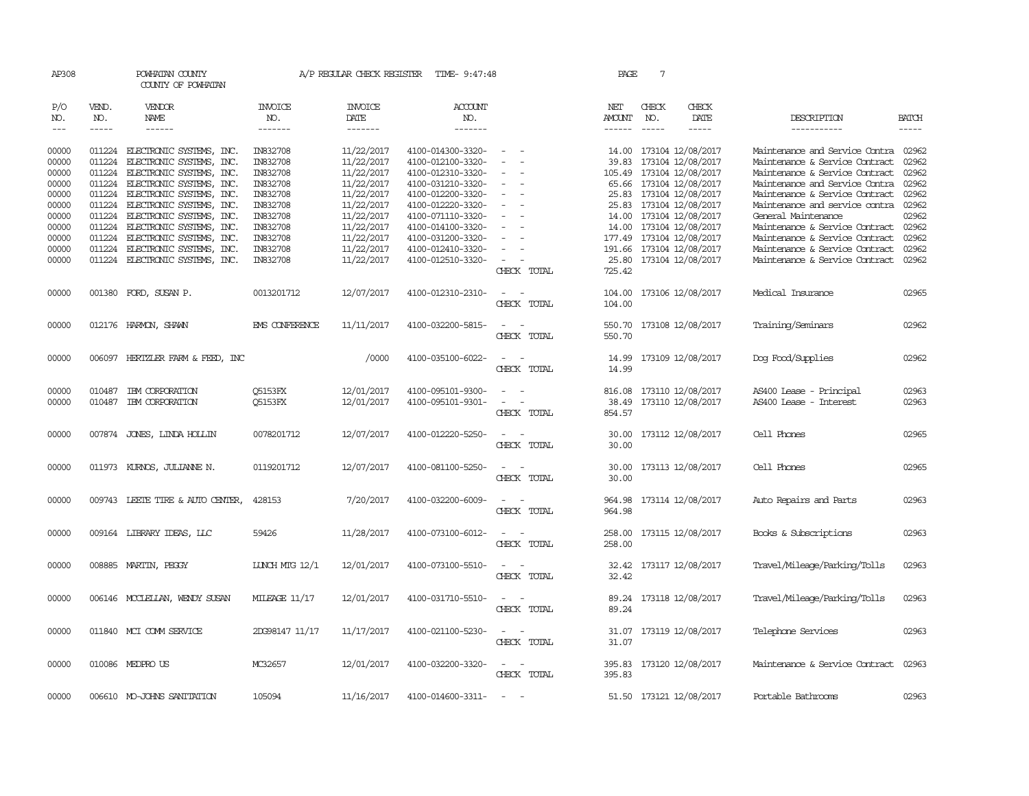AP308 POWHATAN COUNTY A/P REGULAR CHECK REGISTER TIME- 9:47:48 PAGE 7
COUNTY OF POWHATAN

| P/O NO. | VEND. NO. | VENDOR NAME | INVOICE NO. | INVOICE DATE | ACCOUNT NO. | | NET AMOUNT | CHECK NO. | CHECK DATE | DESCRIPTION | BATCH |
|---|---|---|---|---|---|---|---|---|---|---|---|
| 00000 | 011224 | ELECTRONIC SYSTEMS, INC. | IN832708 | 11/22/2017 | 4100-014300-3320- | - - | 14.00 | 173104 | 12/08/2017 | Maintenance and Service Contra | 02962 |
| 00000 | 011224 | ELECTRONIC SYSTEMS, INC. | IN832708 | 11/22/2017 | 4100-012100-3320- | - - | 39.83 | 173104 | 12/08/2017 | Maintenance & Service Contract | 02962 |
| 00000 | 011224 | ELECTRONIC SYSTEMS, INC. | IN832708 | 11/22/2017 | 4100-012310-3320- | - - | 105.49 | 173104 | 12/08/2017 | Maintenance & Service Contract | 02962 |
| 00000 | 011224 | ELECTRONIC SYSTEMS, INC. | IN832708 | 11/22/2017 | 4100-031210-3320- | - - | 65.66 | 173104 | 12/08/2017 | Maintenance and Service Contra | 02962 |
| 00000 | 011224 | ELECTRONIC SYSTEMS, INC. | IN832708 | 11/22/2017 | 4100-012200-3320- | - - | 25.83 | 173104 | 12/08/2017 | Maintenance & Service Contract | 02962 |
| 00000 | 011224 | ELECTRONIC SYSTEMS, INC. | IN832708 | 11/22/2017 | 4100-012220-3320- | - - | 25.83 | 173104 | 12/08/2017 | Maintenance and service contra | 02962 |
| 00000 | 011224 | ELECTRONIC SYSTEMS, INC. | IN832708 | 11/22/2017 | 4100-071110-3320- | - - | 14.00 | 173104 | 12/08/2017 | General Maintenance | 02962 |
| 00000 | 011224 | ELECTRONIC SYSTEMS, INC. | IN832708 | 11/22/2017 | 4100-014100-3320- | - - | 14.00 | 173104 | 12/08/2017 | Maintenance & Service Contract | 02962 |
| 00000 | 011224 | ELECTRONIC SYSTEMS, INC. | IN832708 | 11/22/2017 | 4100-031200-3320- | - - | 177.49 | 173104 | 12/08/2017 | Maintenance & Service Contract | 02962 |
| 00000 | 011224 | ELECTRONIC SYSTEMS, INC. | IN832708 | 11/22/2017 | 4100-012410-3320- | - - | 191.66 | 173104 | 12/08/2017 | Maintenance & Service Contract | 02962 |
| 00000 | 011224 | ELECTRONIC SYSTEMS, INC. | IN832708 | 11/22/2017 | 4100-012510-3320- | - - | 25.80 | 173104 | 12/08/2017 | Maintenance & Service Contract | 02962 |
| | | | | | | CHECK TOTAL | 725.42 | | | | |
| 00000 | 001380 | FORD, SUSAN P. | 0013201712 | 12/07/2017 | 4100-012310-2310- | - - | 104.00 | 173106 | 12/08/2017 | Medical Insurance | 02965 |
| | | | | | | CHECK TOTAL | 104.00 | | | | |
| 00000 | 012176 | HARMON, SHAWN | EMS CONFERENCE | 11/11/2017 | 4100-032200-5815- | - - | 550.70 | 173108 | 12/08/2017 | Training/Seminars | 02962 |
| | | | | | | CHECK TOTAL | 550.70 | | | | |
| 00000 | 006097 | HERTZLER FARM & FEED, INC | | /0000 | 4100-035100-6022- | - - | 14.99 | 173109 | 12/08/2017 | Dog Food/Supplies | 02962 |
| | | | | | | CHECK TOTAL | 14.99 | | | | |
| 00000 | 010487 | IBM CORPORATION | Q5153FX | 12/01/2017 | 4100-095101-9300- | - - | 816.08 | 173110 | 12/08/2017 | AS400 Lease - Principal | 02963 |
| 00000 | 010487 | IBM CORPORATION | Q5153FX | 12/01/2017 | 4100-095101-9301- | - - | 38.49 | 173110 | 12/08/2017 | AS400 Lease - Interest | 02963 |
| | | | | | | CHECK TOTAL | 854.57 | | | | |
| 00000 | 007874 | JONES, LINDA HOLLIN | 0078201712 | 12/07/2017 | 4100-012220-5250- | - - | 30.00 | 173112 | 12/08/2017 | Cell Phones | 02965 |
| | | | | | | CHECK TOTAL | 30.00 | | | | |
| 00000 | 011973 | KURNOS, JULIANNE N. | 0119201712 | 12/07/2017 | 4100-081100-5250- | - - | 30.00 | 173113 | 12/08/2017 | Cell Phones | 02965 |
| | | | | | | CHECK TOTAL | 30.00 | | | | |
| 00000 | 009743 | LEETE TIRE & AUTO CENTER, | 428153 | 7/20/2017 | 4100-032200-6009- | - - | 964.98 | 173114 | 12/08/2017 | Auto Repairs and Parts | 02963 |
| | | | | | | CHECK TOTAL | 964.98 | | | | |
| 00000 | 009164 | LIBRARY IDEAS, LLC | 59426 | 11/28/2017 | 4100-073100-6012- | - - | 258.00 | 173115 | 12/08/2017 | Books & Subscriptions | 02963 |
| | | | | | | CHECK TOTAL | 258.00 | | | | |
| 00000 | 008885 | MARTIN, PEGGY | LUNCH MTG 12/1 | 12/01/2017 | 4100-073100-5510- | - - | 32.42 | 173117 | 12/08/2017 | Travel/Mileage/Parking/Tolls | 02963 |
| | | | | | | CHECK TOTAL | 32.42 | | | | |
| 00000 | 006146 | MCCLELLAN, WENDY SUSAN | MILEAGE 11/17 | 12/01/2017 | 4100-031710-5510- | - - | 89.24 | 173118 | 12/08/2017 | Travel/Mileage/Parking/Tolls | 02963 |
| | | | | | | CHECK TOTAL | 89.24 | | | | |
| 00000 | 011840 | MCI COMM SERVICE | 2DG98147 11/17 | 11/17/2017 | 4100-021100-5230- | - - | 31.07 | 173119 | 12/08/2017 | Telephone Services | 02963 |
| | | | | | | CHECK TOTAL | 31.07 | | | | |
| 00000 | 010086 | MEDPRO US | MC32657 | 12/01/2017 | 4100-032200-3320- | - - | 395.83 | 173120 | 12/08/2017 | Maintenance & Service Contract | 02963 |
| | | | | | | CHECK TOTAL | 395.83 | | | | |
| 00000 | 006610 | MO-JOHNS SANITATION | 105094 | 11/16/2017 | 4100-014600-3311- | - - | 51.50 | 173121 | 12/08/2017 | Portable Bathrooms | 02963 |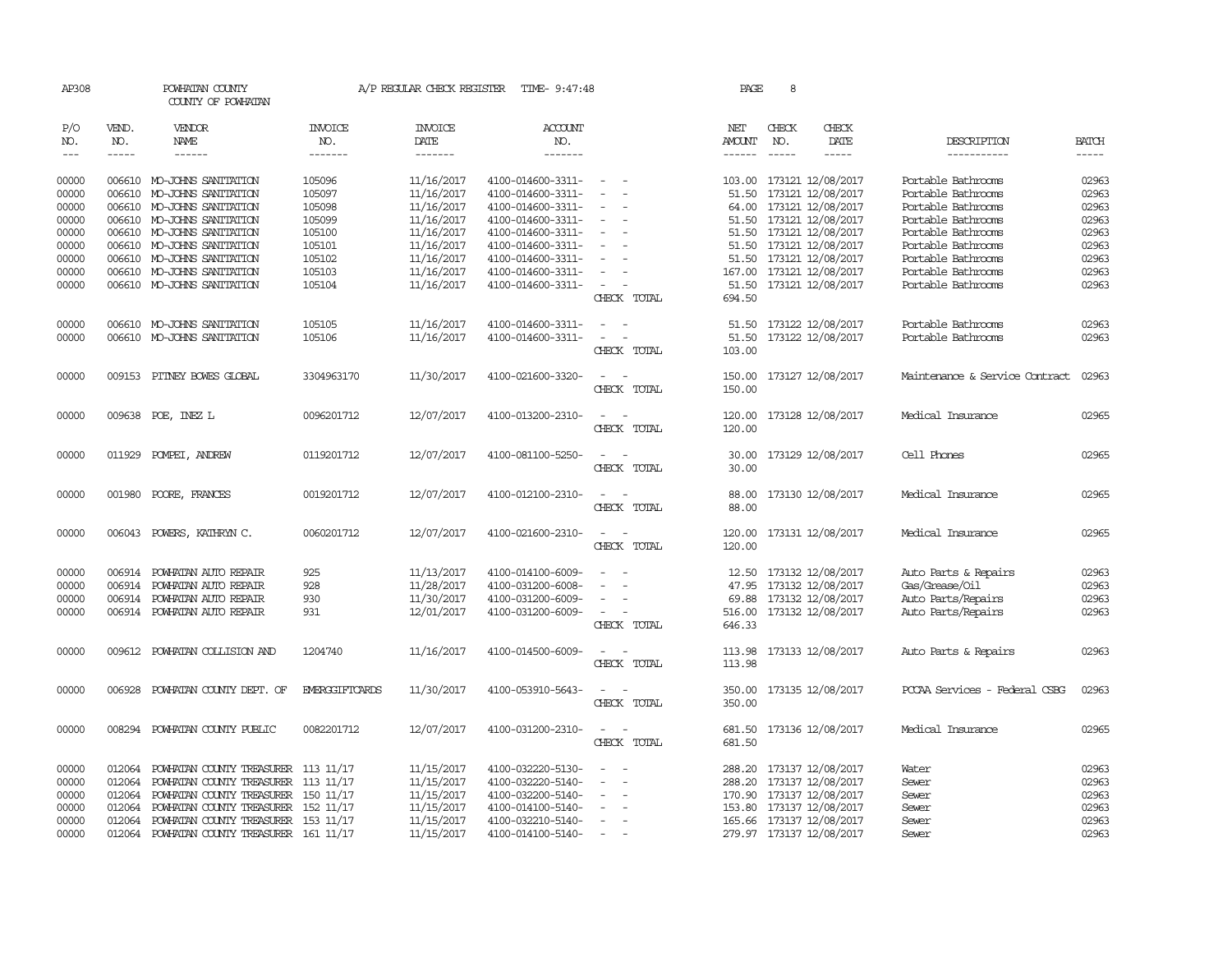AP308 POWHATAN COUNTY A/P REGULAR CHECK REGISTER TIME- 9:47:48 PAGE 8

COUNTY OF POWHATAN

| P/O NO. | VEND. NO. | VENDOR NAME | INVOICE NO. | INVOICE DATE | ACCOUNT NO. | | NET AMOUNT | CHECK NO. | CHECK DATE | DESCRIPTION | BATCH |
|---|---|---|---|---|---|---|---|---|---|---|---|
| 00000 | 006610 | MO-JOHNS SANITATION | 105096 | 11/16/2017 | 4100-014600-3311- | - - | 103.00 | 173121 | 12/08/2017 | Portable Bathrooms | 02963 |
| 00000 | 006610 | MO-JOHNS SANITATION | 105097 | 11/16/2017 | 4100-014600-3311- | - - | 51.50 | 173121 | 12/08/2017 | Portable Bathrooms | 02963 |
| 00000 | 006610 | MO-JOHNS SANITATION | 105098 | 11/16/2017 | 4100-014600-3311- | - - | 64.00 | 173121 | 12/08/2017 | Portable Bathrooms | 02963 |
| 00000 | 006610 | MO-JOHNS SANITATION | 105099 | 11/16/2017 | 4100-014600-3311- | - - | 51.50 | 173121 | 12/08/2017 | Portable Bathrooms | 02963 |
| 00000 | 006610 | MO-JOHNS SANITATION | 105100 | 11/16/2017 | 4100-014600-3311- | - - | 51.50 | 173121 | 12/08/2017 | Portable Bathrooms | 02963 |
| 00000 | 006610 | MO-JOHNS SANITATION | 105101 | 11/16/2017 | 4100-014600-3311- | - - | 51.50 | 173121 | 12/08/2017 | Portable Bathrooms | 02963 |
| 00000 | 006610 | MO-JOHNS SANITATION | 105102 | 11/16/2017 | 4100-014600-3311- | - - | 51.50 | 173121 | 12/08/2017 | Portable Bathrooms | 02963 |
| 00000 | 006610 | MO-JOHNS SANITATION | 105103 | 11/16/2017 | 4100-014600-3311- | - - | 167.00 | 173121 | 12/08/2017 | Portable Bathrooms | 02963 |
| 00000 | 006610 | MO-JOHNS SANITATION | 105104 | 11/16/2017 | 4100-014600-3311- | - - | 51.50 | 173121 | 12/08/2017 | Portable Bathrooms | 02963 |
| | | | | | | CHECK TOTAL | 694.50 | | | | |
| 00000 | 006610 | MO-JOHNS SANITATION | 105105 | 11/16/2017 | 4100-014600-3311- | - - | 51.50 | 173122 | 12/08/2017 | Portable Bathrooms | 02963 |
| 00000 | 006610 | MO-JOHNS SANITATION | 105106 | 11/16/2017 | 4100-014600-3311- | - - | 51.50 | 173122 | 12/08/2017 | Portable Bathrooms | 02963 |
| | | | | | | CHECK TOTAL | 103.00 | | | | |
| 00000 | 009153 | PITNEY BOWES GLOBAL | 3304963170 | 11/30/2017 | 4100-021600-3320- | - - | 150.00 | 173127 | 12/08/2017 | Maintenance & Service Contract | 02963 |
| | | | | | | CHECK TOTAL | 150.00 | | | | |
| 00000 | 009638 | POE, INEZ L | 0096201712 | 12/07/2017 | 4100-013200-2310- | - - | 120.00 | 173128 | 12/08/2017 | Medical Insurance | 02965 |
| | | | | | | CHECK TOTAL | 120.00 | | | | |
| 00000 | 011929 | POMPEI, ANDREW | 0119201712 | 12/07/2017 | 4100-081100-5250- | - - | 30.00 | 173129 | 12/08/2017 | Cell Phones | 02965 |
| | | | | | | CHECK TOTAL | 30.00 | | | | |
| 00000 | 001980 | POORE, FRANCES | 0019201712 | 12/07/2017 | 4100-012100-2310- | - - | 88.00 | 173130 | 12/08/2017 | Medical Insurance | 02965 |
| | | | | | | CHECK TOTAL | 88.00 | | | | |
| 00000 | 006043 | POWERS, KATHRYN C. | 0060201712 | 12/07/2017 | 4100-021600-2310- | - - | 120.00 | 173131 | 12/08/2017 | Medical Insurance | 02965 |
| | | | | | | CHECK TOTAL | 120.00 | | | | |
| 00000 | 006914 | POWHATAN AUTO REPAIR | 925 | 11/13/2017 | 4100-014100-6009- | - - | 12.50 | 173132 | 12/08/2017 | Auto Parts & Repairs | 02963 |
| 00000 | 006914 | POWHATAN AUTO REPAIR | 928 | 11/28/2017 | 4100-031200-6008- | - - | 47.95 | 173132 | 12/08/2017 | Gas/Grease/Oil | 02963 |
| 00000 | 006914 | POWHATAN AUTO REPAIR | 930 | 11/30/2017 | 4100-031200-6009- | - - | 69.88 | 173132 | 12/08/2017 | Auto Parts/Repairs | 02963 |
| 00000 | 006914 | POWHATAN AUTO REPAIR | 931 | 12/01/2017 | 4100-031200-6009- | - - | 516.00 | 173132 | 12/08/2017 | Auto Parts/Repairs | 02963 |
| | | | | | | CHECK TOTAL | 646.33 | | | | |
| 00000 | 009612 | POWHATAN COLLISION AND | 1204740 | 11/16/2017 | 4100-014500-6009- | - - | 113.98 | 173133 | 12/08/2017 | Auto Parts & Repairs | 02963 |
| | | | | | | CHECK TOTAL | 113.98 | | | | |
| 00000 | 006928 | POWHATAN COUNTY DEPT. OF | EMERGGIFTCARDS | 11/30/2017 | 4100-053910-5643- | - - | 350.00 | 173135 | 12/08/2017 | PCCAA Services - Federal CSBG | 02963 |
| | | | | | | CHECK TOTAL | 350.00 | | | | |
| 00000 | 008294 | POWHATAN COUNTY PUBLIC | 0082201712 | 12/07/2017 | 4100-031200-2310- | - - | 681.50 | 173136 | 12/08/2017 | Medical Insurance | 02965 |
| | | | | | | CHECK TOTAL | 681.50 | | | | |
| 00000 | 012064 | POWHATAN COUNTY TREASURER | 113 11/17 | 11/15/2017 | 4100-032220-5130- | - - | 288.20 | 173137 | 12/08/2017 | Water | 02963 |
| 00000 | 012064 | POWHATAN COUNTY TREASURER | 113 11/17 | 11/15/2017 | 4100-032220-5140- | - - | 288.20 | 173137 | 12/08/2017 | Sewer | 02963 |
| 00000 | 012064 | POWHATAN COUNTY TREASURER | 150 11/17 | 11/15/2017 | 4100-032200-5140- | - - | 170.90 | 173137 | 12/08/2017 | Sewer | 02963 |
| 00000 | 012064 | POWHATAN COUNTY TREASURER | 152 11/17 | 11/15/2017 | 4100-014100-5140- | - - | 153.80 | 173137 | 12/08/2017 | Sewer | 02963 |
| 00000 | 012064 | POWHATAN COUNTY TREASURER | 153 11/17 | 11/15/2017 | 4100-032210-5140- | - - | 165.66 | 173137 | 12/08/2017 | Sewer | 02963 |
| 00000 | 012064 | POWHATAN COUNTY TREASURER | 161 11/17 | 11/15/2017 | 4100-014100-5140- | - - | 279.97 | 173137 | 12/08/2017 | Sewer | 02963 |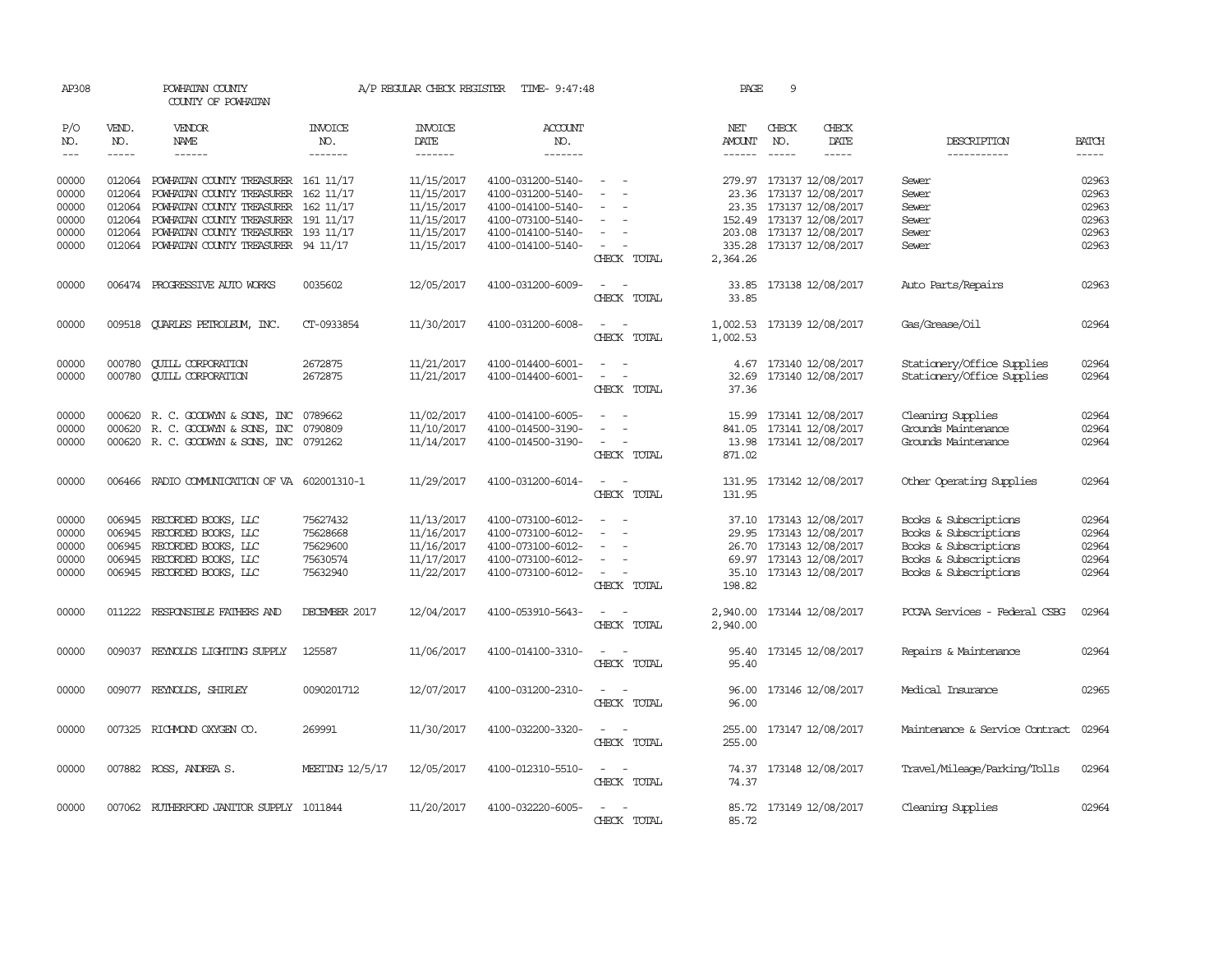AP308 POWHATAN COUNTY A/P REGULAR CHECK REGISTER TIME- 9:47:48 PAGE 9

COUNTY OF POWHATAN

| P/O NO. | VEND. NO. | VENDOR NAME | INVOICE NO. | INVOICE DATE | ACCOUNT NO. | | NET AMOUNT | CHECK NO. | CHECK DATE | DESCRIPTION | BATCH |
|---|---|---|---|---|---|---|---|---|---|---|---|
| 00000 | 012064 | POWHATAN COUNTY TREASURER | 161 11/17 | 11/15/2017 | 4100-031200-5140- | - - | 279.97 | 173137 | 12/08/2017 | Sewer | 02963 |
| 00000 | 012064 | POWHATAN COUNTY TREASURER | 162 11/17 | 11/15/2017 | 4100-031200-5140- | - - | 23.36 | 173137 | 12/08/2017 | Sewer | 02963 |
| 00000 | 012064 | POWHATAN COUNTY TREASURER | 162 11/17 | 11/15/2017 | 4100-014100-5140- | - - | 23.35 | 173137 | 12/08/2017 | Sewer | 02963 |
| 00000 | 012064 | POWHATAN COUNTY TREASURER | 191 11/17 | 11/15/2017 | 4100-073100-5140- | - - | 152.49 | 173137 | 12/08/2017 | Sewer | 02963 |
| 00000 | 012064 | POWHATAN COUNTY TREASURER | 193 11/17 | 11/15/2017 | 4100-014100-5140- | - - | 203.08 | 173137 | 12/08/2017 | Sewer | 02963 |
| 00000 | 012064 | POWHATAN COUNTY TREASURER | 94 11/17 | 11/15/2017 | 4100-014100-5140- | - - | 335.28 | 173137 | 12/08/2017 | Sewer | 02963 |
| | | | | | | CHECK TOTAL | 2,364.26 | | | | |
| 00000 | 006474 | PROGRESSIVE AUTO WORKS | 0035602 | 12/05/2017 | 4100-031200-6009- | - - | 33.85 | 173138 | 12/08/2017 | Auto Parts/Repairs | 02963 |
| | | | | | | CHECK TOTAL | 33.85 | | | | |
| 00000 | 009518 | QUARLES PETROLEUM, INC. | CT-0933854 | 11/30/2017 | 4100-031200-6008- | - - | 1,002.53 | 173139 | 12/08/2017 | Gas/Grease/Oil | 02964 |
| | | | | | | CHECK TOTAL | 1,002.53 | | | | |
| 00000 | 000780 | QUILL CORPORATION | 2672875 | 11/21/2017 | 4100-014400-6001- | - - | 4.67 | 173140 | 12/08/2017 | Stationery/Office Supplies | 02964 |
| 00000 | 000780 | QUILL CORPORATION | 2672875 | 11/21/2017 | 4100-014400-6001- | - - | 32.69 | 173140 | 12/08/2017 | Stationery/Office Supplies | 02964 |
| | | | | | | CHECK TOTAL | 37.36 | | | | |
| 00000 | 000620 | R. C. GOODWYN & SONS, INC | 0789662 | 11/02/2017 | 4100-014100-6005- | - - | 15.99 | 173141 | 12/08/2017 | Cleaning Supplies | 02964 |
| 00000 | 000620 | R. C. GOODWYN & SONS, INC | 0790809 | 11/10/2017 | 4100-014500-3190- | - - | 841.05 | 173141 | 12/08/2017 | Grounds Maintenance | 02964 |
| 00000 | 000620 | R. C. GOODWYN & SONS, INC | 0791262 | 11/14/2017 | 4100-014500-3190- | - - | 13.98 | 173141 | 12/08/2017 | Grounds Maintenance | 02964 |
| | | | | | | CHECK TOTAL | 871.02 | | | | |
| 00000 | 006466 | RADIO COMMUNICATION OF VA | 602001310-1 | 11/29/2017 | 4100-031200-6014- | - - | 131.95 | 173142 | 12/08/2017 | Other Operating Supplies | 02964 |
| | | | | | | CHECK TOTAL | 131.95 | | | | |
| 00000 | 006945 | RECORDED BOOKS, LLC | 75627432 | 11/13/2017 | 4100-073100-6012- | - - | 37.10 | 173143 | 12/08/2017 | Books & Subscriptions | 02964 |
| 00000 | 006945 | RECORDED BOOKS, LLC | 75628668 | 11/16/2017 | 4100-073100-6012- | - - | 29.95 | 173143 | 12/08/2017 | Books & Subscriptions | 02964 |
| 00000 | 006945 | RECORDED BOOKS, LLC | 75629600 | 11/16/2017 | 4100-073100-6012- | - - | 26.70 | 173143 | 12/08/2017 | Books & Subscriptions | 02964 |
| 00000 | 006945 | RECORDED BOOKS, LLC | 75630574 | 11/17/2017 | 4100-073100-6012- | - - | 69.97 | 173143 | 12/08/2017 | Books & Subscriptions | 02964 |
| 00000 | 006945 | RECORDED BOOKS, LLC | 75632940 | 11/22/2017 | 4100-073100-6012- | - - | 35.10 | 173143 | 12/08/2017 | Books & Subscriptions | 02964 |
| | | | | | | CHECK TOTAL | 198.82 | | | | |
| 00000 | 011222 | RESPONSIBLE FATHERS AND | DECEMBER 2017 | 12/04/2017 | 4100-053910-5643- | - - | 2,940.00 | 173144 | 12/08/2017 | PCCAA Services - Federal CSBG | 02964 |
| | | | | | | CHECK TOTAL | 2,940.00 | | | | |
| 00000 | 009037 | REYNOLDS LIGHTING SUPPLY | 125587 | 11/06/2017 | 4100-014100-3310- | - - | 95.40 | 173145 | 12/08/2017 | Repairs & Maintenance | 02964 |
| | | | | | | CHECK TOTAL | 95.40 | | | | |
| 00000 | 009077 | REYNOLDS, SHIRLEY | 0090201712 | 12/07/2017 | 4100-031200-2310- | - - | 96.00 | 173146 | 12/08/2017 | Medical Insurance | 02965 |
| | | | | | | CHECK TOTAL | 96.00 | | | | |
| 00000 | 007325 | RICHMOND OXYGEN CO. | 269991 | 11/30/2017 | 4100-032200-3320- | - - | 255.00 | 173147 | 12/08/2017 | Maintenance & Service Contract | 02964 |
| | | | | | | CHECK TOTAL | 255.00 | | | | |
| 00000 | 007882 | ROSS, ANDREA S. | MEETING 12/5/17 | 12/05/2017 | 4100-012310-5510- | - - | 74.37 | 173148 | 12/08/2017 | Travel/Mileage/Parking/Tolls | 02964 |
| | | | | | | CHECK TOTAL | 74.37 | | | | |
| 00000 | 007062 | RUTHERFORD JANITOR SUPPLY | 1011844 | 11/20/2017 | 4100-032220-6005- | - - | 85.72 | 173149 | 12/08/2017 | Cleaning Supplies | 02964 |
| | | | | | | CHECK TOTAL | 85.72 | | | | |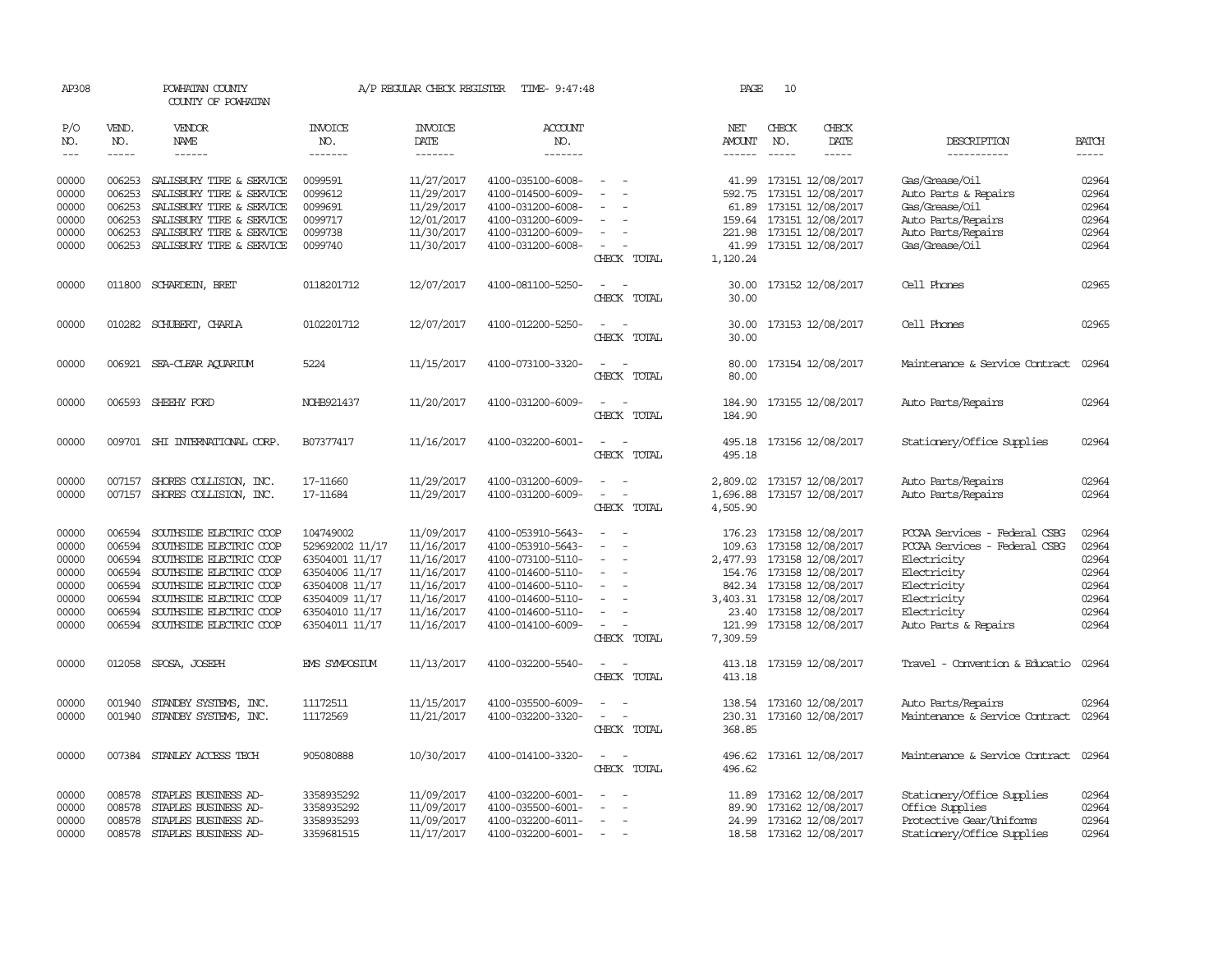AP308 POWHATAN COUNTY A/P REGULAR CHECK REGISTER TIME- 9:47:48

COUNTY OF POWHATAN

| P/O NO. | VEND. NO. | VENDOR NAME | INVOICE NO. | INVOICE DATE | ACCOUNT NO. | | NET AMOUNT | CHECK NO. | CHECK DATE | DESCRIPTION | BATCH |
|---|---|---|---|---|---|---|---|---|---|---|---|
| 00000 | 006253 | SALISBURY TIRE & SERVICE | 0099591 | 11/27/2017 | 4100-035100-6008- | - - | 41.99 | 173151 | 12/08/2017 | Gas/Grease/Oil | 02964 |
| 00000 | 006253 | SALISBURY TIRE & SERVICE | 0099612 | 11/29/2017 | 4100-014500-6009- | - - | 592.75 | 173151 | 12/08/2017 | Auto Parts & Repairs | 02964 |
| 00000 | 006253 | SALISBURY TIRE & SERVICE | 0099691 | 11/29/2017 | 4100-031200-6008- | - - | 61.89 | 173151 | 12/08/2017 | Gas/Grease/Oil | 02964 |
| 00000 | 006253 | SALISBURY TIRE & SERVICE | 0099717 | 12/01/2017 | 4100-031200-6009- | - - | 159.64 | 173151 | 12/08/2017 | Auto Parts/Repairs | 02964 |
| 00000 | 006253 | SALISBURY TIRE & SERVICE | 0099738 | 11/30/2017 | 4100-031200-6009- | - - | 221.98 | 173151 | 12/08/2017 | Auto Parts/Repairs | 02964 |
| 00000 | 006253 | SALISBURY TIRE & SERVICE | 0099740 | 11/30/2017 | 4100-031200-6008- | - - | 41.99 | 173151 | 12/08/2017 | Gas/Grease/Oil | 02964 |
| | | | | | | CHECK TOTAL | 1,120.24 | | | | |
| 00000 | 011800 | SCHARDEIN, BRET | 0118201712 | 12/07/2017 | 4100-081100-5250- | - - | 30.00 | 173152 | 12/08/2017 | Cell Phones | 02965 |
| | | | | | | CHECK TOTAL | 30.00 | | | | |
| 00000 | 010282 | SCHUBERT, CHARLA | 0102201712 | 12/07/2017 | 4100-012200-5250- | - - | 30.00 | 173153 | 12/08/2017 | Cell Phones | 02965 |
| | | | | | | CHECK TOTAL | 30.00 | | | | |
| 00000 | 006921 | SEA-CLEAR AQUARIUM | 5224 | 11/15/2017 | 4100-073100-3320- | - - | 80.00 | 173154 | 12/08/2017 | Maintenance & Service Contract | 02964 |
| | | | | | | CHECK TOTAL | 80.00 | | | | |
| 00000 | 006593 | SHEEHY FORD | NOHB921437 | 11/20/2017 | 4100-031200-6009- | - - | 184.90 | 173155 | 12/08/2017 | Auto Parts/Repairs | 02964 |
| | | | | | | CHECK TOTAL | 184.90 | | | | |
| 00000 | 009701 | SHI INTERNATIONAL CORP. | B07377417 | 11/16/2017 | 4100-032200-6001- | - - | 495.18 | 173156 | 12/08/2017 | Stationery/Office Supplies | 02964 |
| | | | | | | CHECK TOTAL | 495.18 | | | | |
| 00000 | 007157 | SHORES COLLISION, INC. | 17-11660 | 11/29/2017 | 4100-031200-6009- | - - | 2,809.02 | 173157 | 12/08/2017 | Auto Parts/Repairs | 02964 |
| 00000 | 007157 | SHORES COLLISION, INC. | 17-11684 | 11/29/2017 | 4100-031200-6009- | - - | 1,696.88 | 173157 | 12/08/2017 | Auto Parts/Repairs | 02964 |
| | | | | | | CHECK TOTAL | 4,505.90 | | | | |
| 00000 | 006594 | SOUTHSIDE ELECTRIC COOP | 104749002 | 11/09/2017 | 4100-053910-5643- | - - | 176.23 | 173158 | 12/08/2017 | PCCAA Services - Federal CSBG | 02964 |
| 00000 | 006594 | SOUTHSIDE ELECTRIC COOP | 529692002 11/17 | 11/16/2017 | 4100-053910-5643- | - - | 109.63 | 173158 | 12/08/2017 | PCCAA Services - Federal CSBG | 02964 |
| 00000 | 006594 | SOUTHSIDE ELECTRIC COOP | 63504001 11/17 | 11/16/2017 | 4100-073100-5110- | - - | 2,477.93 | 173158 | 12/08/2017 | Electricity | 02964 |
| 00000 | 006594 | SOUTHSIDE ELECTRIC COOP | 63504006 11/17 | 11/16/2017 | 4100-014600-5110- | - - | 154.76 | 173158 | 12/08/2017 | Electricity | 02964 |
| 00000 | 006594 | SOUTHSIDE ELECTRIC COOP | 63504008 11/17 | 11/16/2017 | 4100-014600-5110- | - - | 842.34 | 173158 | 12/08/2017 | Electricity | 02964 |
| 00000 | 006594 | SOUTHSIDE ELECTRIC COOP | 63504009 11/17 | 11/16/2017 | 4100-014600-5110- | - - | 3,403.31 | 173158 | 12/08/2017 | Electricity | 02964 |
| 00000 | 006594 | SOUTHSIDE ELECTRIC COOP | 63504010 11/17 | 11/16/2017 | 4100-014600-5110- | - - | 23.40 | 173158 | 12/08/2017 | Electricity | 02964 |
| 00000 | 006594 | SOUTHSIDE ELECTRIC COOP | 63504011 11/17 | 11/16/2017 | 4100-014100-6009- | - - | 121.99 | 173158 | 12/08/2017 | Auto Parts & Repairs | 02964 |
| | | | | | | CHECK TOTAL | 7,309.59 | | | | |
| 00000 | 012058 | SPOSA, JOSEPH | EMS SYMPOSIUM | 11/13/2017 | 4100-032200-5540- | - - | 413.18 | 173159 | 12/08/2017 | Travel - Convention & Educatio | 02964 |
| | | | | | | CHECK TOTAL | 413.18 | | | | |
| 00000 | 001940 | STANDBY SYSTEMS, INC. | 11172511 | 11/15/2017 | 4100-035500-6009- | - - | 138.54 | 173160 | 12/08/2017 | Auto Parts/Repairs | 02964 |
| 00000 | 001940 | STANDBY SYSTEMS, INC. | 11172569 | 11/21/2017 | 4100-032200-3320- | - - | 230.31 | 173160 | 12/08/2017 | Maintenance & Service Contract | 02964 |
| | | | | | | CHECK TOTAL | 368.85 | | | | |
| 00000 | 007384 | STANLEY ACCESS TECH | 905080888 | 10/30/2017 | 4100-014100-3320- | - - | 496.62 | 173161 | 12/08/2017 | Maintenance & Service Contract | 02964 |
| | | | | | | CHECK TOTAL | 496.62 | | | | |
| 00000 | 008578 | STAPLES BUSINESS AD- | 3358935292 | 11/09/2017 | 4100-032200-6001- | - - | 11.89 | 173162 | 12/08/2017 | Stationery/Office Supplies | 02964 |
| 00000 | 008578 | STAPLES BUSINESS AD- | 3358935292 | 11/09/2017 | 4100-035500-6001- | - - | 89.90 | 173162 | 12/08/2017 | Office Supplies | 02964 |
| 00000 | 008578 | STAPLES BUSINESS AD- | 3358935293 | 11/09/2017 | 4100-032200-6011- | - - | 24.99 | 173162 | 12/08/2017 | Protective Gear/Uniforms | 02964 |
| 00000 | 008578 | STAPLES BUSINESS AD- | 3359681515 | 11/17/2017 | 4100-032200-6001- | - - | 18.58 | 173162 | 12/08/2017 | Stationery/Office Supplies | 02964 |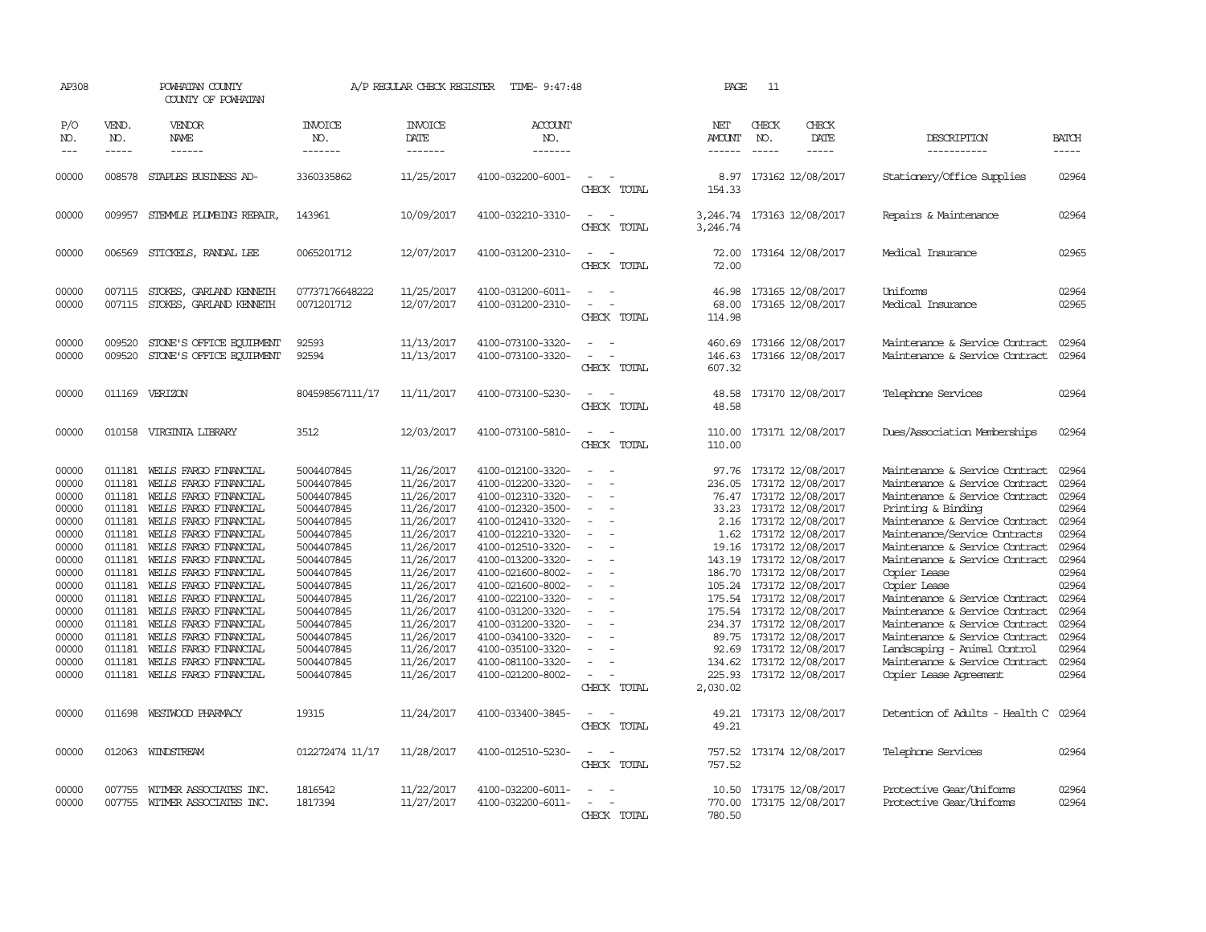AP308 POWHATAN COUNTY A/P REGULAR CHECK REGISTER TIME- 9:47:48 PAGE 11

COUNTY OF POWHATAN

| P/O NO. | VEND. NO. | VENDOR NAME | INVOICE NO. | INVOICE DATE | ACCOUNT NO. | | NET AMOUNT | CHECK NO. | CHECK DATE | DESCRIPTION | BATCH |
|---|---|---|---|---|---|---|---|---|---|---|---|
| 00000 | 008578 | STAPLES BUSINESS AD- | 3360335862 | 11/25/2017 | 4100-032200-6001- | - - | 8.97 | 173162 | 12/08/2017 | Stationery/Office Supplies | 02964 |
| | | | | | | CHECK TOTAL | 154.33 | | | | |
| 00000 | 009957 | STEMMLE PLUMBING REPAIR, | 143961 | 10/09/2017 | 4100-032210-3310- | - - | 3,246.74 | 173163 | 12/08/2017 | Repairs & Maintenance | 02964 |
| | | | | | | CHECK TOTAL | 3,246.74 | | | | |
| 00000 | 006569 | STICKELS, RANDAL LEE | 0065201712 | 12/07/2017 | 4100-031200-2310- | - - | 72.00 | 173164 | 12/08/2017 | Medical Insurance | 02965 |
| | | | | | | CHECK TOTAL | 72.00 | | | | |
| 00000 | 007115 | STOKES, GARLAND KENNETH | 07737176648222 | 11/25/2017 | 4100-031200-6011- | - - | 46.98 | 173165 | 12/08/2017 | Uniforms | 02964 |
| 00000 | 007115 | STOKES, GARLAND KENNETH | 0071201712 | 12/07/2017 | 4100-031200-2310- | - - | 68.00 | 173165 | 12/08/2017 | Medical Insurance | 02965 |
| | | | | | | CHECK TOTAL | 114.98 | | | | |
| 00000 | 009520 | STONE'S OFFICE EQUIPMENT | 92593 | 11/13/2017 | 4100-073100-3320- | - - | 460.69 | 173166 | 12/08/2017 | Maintenance & Service Contract | 02964 |
| 00000 | 009520 | STONE'S OFFICE EQUIPMENT | 92594 | 11/13/2017 | 4100-073100-3320- | - - | 146.63 | 173166 | 12/08/2017 | Maintenance & Service Contract | 02964 |
| | | | | | | CHECK TOTAL | 607.32 | | | | |
| 00000 | 011169 | VERIZON | 804598567111/17 | 11/11/2017 | 4100-073100-5230- | - - | 48.58 | 173170 | 12/08/2017 | Telephone Services | 02964 |
| | | | | | | CHECK TOTAL | 48.58 | | | | |
| 00000 | 010158 | VIRGINIA LIBRARY | 3512 | 12/03/2017 | 4100-073100-5810- | - - | 110.00 | 173171 | 12/08/2017 | Dues/Association Memberships | 02964 |
| | | | | | | CHECK TOTAL | 110.00 | | | | |
| 00000 | 011181 | WELLS FARGO FINANCIAL | 5004407845 | 11/26/2017 | 4100-012100-3320- | - - | 97.76 | 173172 | 12/08/2017 | Maintenance & Service Contract | 02964 |
| 00000 | 011181 | WELLS FARGO FINANCIAL | 5004407845 | 11/26/2017 | 4100-012200-3320- | - - | 236.05 | 173172 | 12/08/2017 | Maintenance & Service Contract | 02964 |
| 00000 | 011181 | WELLS FARGO FINANCIAL | 5004407845 | 11/26/2017 | 4100-012310-3320- | - - | 76.47 | 173172 | 12/08/2017 | Maintenance & Service Contract | 02964 |
| 00000 | 011181 | WELLS FARGO FINANCIAL | 5004407845 | 11/26/2017 | 4100-012320-3500- | - - | 33.23 | 173172 | 12/08/2017 | Printing & Binding | 02964 |
| 00000 | 011181 | WELLS FARGO FINANCIAL | 5004407845 | 11/26/2017 | 4100-012410-3320- | - - | 2.16 | 173172 | 12/08/2017 | Maintenance & Service Contract | 02964 |
| 00000 | 011181 | WELLS FARGO FINANCIAL | 5004407845 | 11/26/2017 | 4100-012210-3320- | - - | 1.62 | 173172 | 12/08/2017 | Maintenance/Service Contracts | 02964 |
| 00000 | 011181 | WELLS FARGO FINANCIAL | 5004407845 | 11/26/2017 | 4100-012510-3320- | - - | 19.16 | 173172 | 12/08/2017 | Maintenance & Service Contract | 02964 |
| 00000 | 011181 | WELLS FARGO FINANCIAL | 5004407845 | 11/26/2017 | 4100-013200-3320- | - - | 143.19 | 173172 | 12/08/2017 | Maintenance & Service Contract | 02964 |
| 00000 | 011181 | WELLS FARGO FINANCIAL | 5004407845 | 11/26/2017 | 4100-021600-8002- | - - | 186.70 | 173172 | 12/08/2017 | Copier Lease | 02964 |
| 00000 | 011181 | WELLS FARGO FINANCIAL | 5004407845 | 11/26/2017 | 4100-021600-8002- | - - | 105.24 | 173172 | 12/08/2017 | Copier Lease | 02964 |
| 00000 | 011181 | WELLS FARGO FINANCIAL | 5004407845 | 11/26/2017 | 4100-022100-3320- | - - | 175.54 | 173172 | 12/08/2017 | Maintenance & Service Contract | 02964 |
| 00000 | 011181 | WELLS FARGO FINANCIAL | 5004407845 | 11/26/2017 | 4100-031200-3320- | - - | 175.54 | 173172 | 12/08/2017 | Maintenance & Service Contract | 02964 |
| 00000 | 011181 | WELLS FARGO FINANCIAL | 5004407845 | 11/26/2017 | 4100-031200-3320- | - - | 234.37 | 173172 | 12/08/2017 | Maintenance & Service Contract | 02964 |
| 00000 | 011181 | WELLS FARGO FINANCIAL | 5004407845 | 11/26/2017 | 4100-034100-3320- | - - | 89.75 | 173172 | 12/08/2017 | Maintenance & Service Contract | 02964 |
| 00000 | 011181 | WELLS FARGO FINANCIAL | 5004407845 | 11/26/2017 | 4100-035100-3320- | - - | 92.69 | 173172 | 12/08/2017 | Landscaping - Animal Control | 02964 |
| 00000 | 011181 | WELLS FARGO FINANCIAL | 5004407845 | 11/26/2017 | 4100-081100-3320- | - - | 134.62 | 173172 | 12/08/2017 | Maintenance & Service Contract | 02964 |
| 00000 | 011181 | WELLS FARGO FINANCIAL | 5004407845 | 11/26/2017 | 4100-021200-8002- | - - | 225.93 | 173172 | 12/08/2017 | Copier Lease Agreement | 02964 |
| | | | | | | CHECK TOTAL | 2,030.02 | | | | |
| 00000 | 011698 | WESTWOOD PHARMACY | 19315 | 11/24/2017 | 4100-033400-3845- | - - | 49.21 | 173173 | 12/08/2017 | Detention of Adults - Health C | 02964 |
| | | | | | | CHECK TOTAL | 49.21 | | | | |
| 00000 | 012063 | WINDSTREAM | 012272474 11/17 | 11/28/2017 | 4100-012510-5230- | - - | 757.52 | 173174 | 12/08/2017 | Telephone Services | 02964 |
| | | | | | | CHECK TOTAL | 757.52 | | | | |
| 00000 | 007755 | WITMER ASSOCIATES INC. | 1816542 | 11/22/2017 | 4100-032200-6011- | - - | 10.50 | 173175 | 12/08/2017 | Protective Gear/Uniforms | 02964 |
| 00000 | 007755 | WITMER ASSOCIATES INC. | 1817394 | 11/27/2017 | 4100-032200-6011- | - - | 770.00 | 173175 | 12/08/2017 | Protective Gear/Uniforms | 02964 |
| | | | | | | CHECK TOTAL | 780.50 | | | | |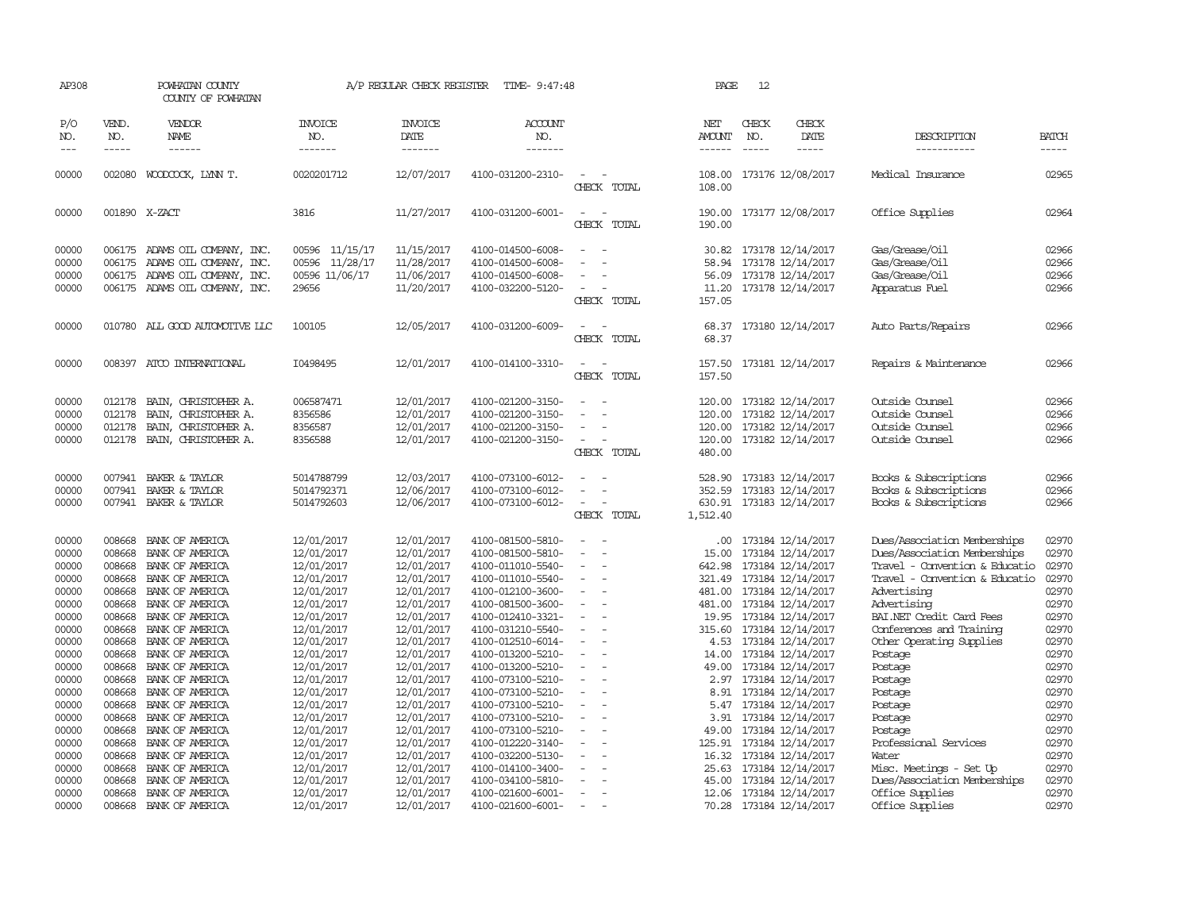AP308 POWHATAN COUNTY A/P REGULAR CHECK REGISTER TIME- 9:47:48

COUNTY OF POWHATAN

| P/O NO. | VEND. NO. | VENDOR NAME | INVOICE NO. | INVOICE DATE | ACCOUNT NO. | | NET AMOUNT | CHECK NO. | CHECK DATE | DESCRIPTION | BATCH |
|---|---|---|---|---|---|---|---|---|---|---|---|
| 00000 | 002080 | WOODCOCK, LYNN T. | 0020201712 | 12/07/2017 | 4100-031200-2310- | - - | 108.00 | 173176 | 12/08/2017 | Medical Insurance | 02965 |
| | | | | | | CHECK TOTAL | 108.00 | | | | |
| 00000 | 001890 | X-ZACT | 3816 | 11/27/2017 | 4100-031200-6001- | - - | 190.00 | 173177 | 12/08/2017 | Office Supplies | 02964 |
| | | | | | | CHECK TOTAL | 190.00 | | | | |
| 00000 | 006175 | ADAMS OIL COMPANY, INC. | 00596 11/15/17 | 11/15/2017 | 4100-014500-6008- | - - | 30.82 | 173178 | 12/14/2017 | Gas/Grease/Oil | 02966 |
| 00000 | 006175 | ADAMS OIL COMPANY, INC. | 00596 11/28/17 | 11/28/2017 | 4100-014500-6008- | - - | 58.94 | 173178 | 12/14/2017 | Gas/Grease/Oil | 02966 |
| 00000 | 006175 | ADAMS OIL COMPANY, INC. | 00596 11/06/17 | 11/06/2017 | 4100-014500-6008- | - - | 56.09 | 173178 | 12/14/2017 | Gas/Grease/Oil | 02966 |
| 00000 | 006175 | ADAMS OIL COMPANY, INC. | 29656 | 11/20/2017 | 4100-032200-5120- | - - | 11.20 | 173178 | 12/14/2017 | Apparatus Fuel | 02966 |
| | | | | | | CHECK TOTAL | 157.05 | | | | |
| 00000 | 010780 | ALL GOOD AUTOMOTIVE LLC | 100105 | 12/05/2017 | 4100-031200-6009- | - - | 68.37 | 173180 | 12/14/2017 | Auto Parts/Repairs | 02966 |
| | | | | | | CHECK TOTAL | 68.37 | | | | |
| 00000 | 008397 | ATCO INTERNATIONAL | I0498495 | 12/01/2017 | 4100-014100-3310- | - - | 157.50 | 173181 | 12/14/2017 | Repairs & Maintenance | 02966 |
| | | | | | | CHECK TOTAL | 157.50 | | | | |
| 00000 | 012178 | BAIN, CHRISTOPHER A. | 006587471 | 12/01/2017 | 4100-021200-3150- | - - | 120.00 | 173182 | 12/14/2017 | Outside Counsel | 02966 |
| 00000 | 012178 | BAIN, CHRISTOPHER A. | 8356586 | 12/01/2017 | 4100-021200-3150- | - - | 120.00 | 173182 | 12/14/2017 | Outside Counsel | 02966 |
| 00000 | 012178 | BAIN, CHRISTOPHER A. | 8356587 | 12/01/2017 | 4100-021200-3150- | - - | 120.00 | 173182 | 12/14/2017 | Outside Counsel | 02966 |
| 00000 | 012178 | BAIN, CHRISTOPHER A. | 8356588 | 12/01/2017 | 4100-021200-3150- | - - | 120.00 | 173182 | 12/14/2017 | Outside Counsel | 02966 |
| | | | | | | CHECK TOTAL | 480.00 | | | | |
| 00000 | 007941 | BAKER & TAYLOR | 5014788799 | 12/03/2017 | 4100-073100-6012- | - - | 528.90 | 173183 | 12/14/2017 | Books & Subscriptions | 02966 |
| 00000 | 007941 | BAKER & TAYLOR | 5014792371 | 12/06/2017 | 4100-073100-6012- | - - | 352.59 | 173183 | 12/14/2017 | Books & Subscriptions | 02966 |
| 00000 | 007941 | BAKER & TAYLOR | 5014792603 | 12/06/2017 | 4100-073100-6012- | - - | 630.91 | 173183 | 12/14/2017 | Books & Subscriptions | 02966 |
| | | | | | | CHECK TOTAL | 1,512.40 | | | | |
| 00000 | 008668 | BANK OF AMERICA | 12/01/2017 | 12/01/2017 | 4100-081500-5810- | - - | .00 | 173184 | 12/14/2017 | Dues/Association Memberships | 02970 |
| 00000 | 008668 | BANK OF AMERICA | 12/01/2017 | 12/01/2017 | 4100-081500-5810- | - - | 15.00 | 173184 | 12/14/2017 | Dues/Association Memberships | 02970 |
| 00000 | 008668 | BANK OF AMERICA | 12/01/2017 | 12/01/2017 | 4100-011010-5540- | - - | 642.98 | 173184 | 12/14/2017 | Travel - Convention & Educatio | 02970 |
| 00000 | 008668 | BANK OF AMERICA | 12/01/2017 | 12/01/2017 | 4100-011010-5540- | - - | 321.49 | 173184 | 12/14/2017 | Travel - Convention & Educatio | 02970 |
| 00000 | 008668 | BANK OF AMERICA | 12/01/2017 | 12/01/2017 | 4100-012100-3600- | - - | 481.00 | 173184 | 12/14/2017 | Advertising | 02970 |
| 00000 | 008668 | BANK OF AMERICA | 12/01/2017 | 12/01/2017 | 4100-081500-3600- | - - | 481.00 | 173184 | 12/14/2017 | Advertising | 02970 |
| 00000 | 008668 | BANK OF AMERICA | 12/01/2017 | 12/01/2017 | 4100-012410-3321- | - - | 19.95 | 173184 | 12/14/2017 | BAI.NET Credit Card Fees | 02970 |
| 00000 | 008668 | BANK OF AMERICA | 12/01/2017 | 12/01/2017 | 4100-031210-5540- | - - | 315.60 | 173184 | 12/14/2017 | Conferences and Training | 02970 |
| 00000 | 008668 | BANK OF AMERICA | 12/01/2017 | 12/01/2017 | 4100-012510-6014- | - - | 4.53 | 173184 | 12/14/2017 | Other Operating Supplies | 02970 |
| 00000 | 008668 | BANK OF AMERICA | 12/01/2017 | 12/01/2017 | 4100-013200-5210- | - - | 14.00 | 173184 | 12/14/2017 | Postage | 02970 |
| 00000 | 008668 | BANK OF AMERICA | 12/01/2017 | 12/01/2017 | 4100-013200-5210- | - - | 49.00 | 173184 | 12/14/2017 | Postage | 02970 |
| 00000 | 008668 | BANK OF AMERICA | 12/01/2017 | 12/01/2017 | 4100-073100-5210- | - - | 2.97 | 173184 | 12/14/2017 | Postage | 02970 |
| 00000 | 008668 | BANK OF AMERICA | 12/01/2017 | 12/01/2017 | 4100-073100-5210- | - - | 8.91 | 173184 | 12/14/2017 | Postage | 02970 |
| 00000 | 008668 | BANK OF AMERICA | 12/01/2017 | 12/01/2017 | 4100-073100-5210- | - - | 5.47 | 173184 | 12/14/2017 | Postage | 02970 |
| 00000 | 008668 | BANK OF AMERICA | 12/01/2017 | 12/01/2017 | 4100-073100-5210- | - - | 3.91 | 173184 | 12/14/2017 | Postage | 02970 |
| 00000 | 008668 | BANK OF AMERICA | 12/01/2017 | 12/01/2017 | 4100-073100-5210- | - - | 49.00 | 173184 | 12/14/2017 | Postage | 02970 |
| 00000 | 008668 | BANK OF AMERICA | 12/01/2017 | 12/01/2017 | 4100-012220-3140- | - - | 125.91 | 173184 | 12/14/2017 | Professional Services | 02970 |
| 00000 | 008668 | BANK OF AMERICA | 12/01/2017 | 12/01/2017 | 4100-032200-5130- | - - | 16.32 | 173184 | 12/14/2017 | Water | 02970 |
| 00000 | 008668 | BANK OF AMERICA | 12/01/2017 | 12/01/2017 | 4100-014100-3400- | - - | 25.63 | 173184 | 12/14/2017 | Misc. Meetings - Set Up | 02970 |
| 00000 | 008668 | BANK OF AMERICA | 12/01/2017 | 12/01/2017 | 4100-034100-5810- | - - | 45.00 | 173184 | 12/14/2017 | Dues/Association Memberships | 02970 |
| 00000 | 008668 | BANK OF AMERICA | 12/01/2017 | 12/01/2017 | 4100-021600-6001- | - - | 12.06 | 173184 | 12/14/2017 | Office Supplies | 02970 |
| 00000 | 008668 | BANK OF AMERICA | 12/01/2017 | 12/01/2017 | 4100-021600-6001- | - - | 70.28 | 173184 | 12/14/2017 | Office Supplies | 02970 |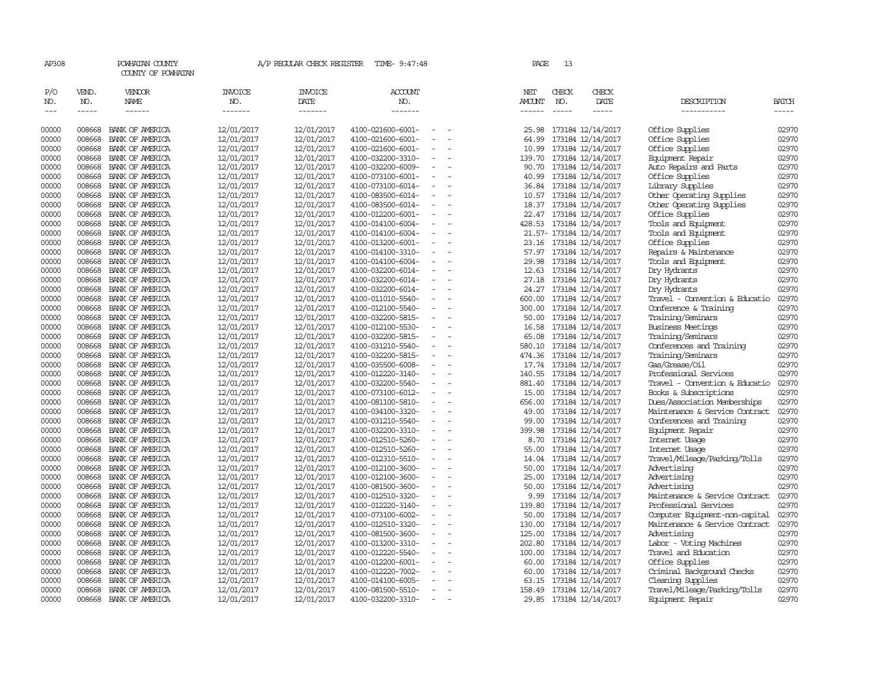AP308 POWHATAN COUNTY A/P REGULAR CHECK REGISTER TIME- 9:47:48

COUNTY OF POWHATAN

| P/O NO. | VEND. NO. | VENDOR NAME | INVOICE NO. | INVOICE DATE | ACCOUNT NO. | NET AMOUNT | CHECK NO. | CHECK DATE | DESCRIPTION | BATCH |
|---|---|---|---|---|---|---|---|---|---|---|
| 00000 | 008668 | BANK OF AMERICA | 12/01/2017 | 12/01/2017 | 4100-021600-6001- - - | 25.98 | 173184 | 12/14/2017 | Office Supplies | 02970 |
| 00000 | 008668 | BANK OF AMERICA | 12/01/2017 | 12/01/2017 | 4100-021600-6001- - - | 64.99 | 173184 | 12/14/2017 | Office Supplies | 02970 |
| 00000 | 008668 | BANK OF AMERICA | 12/01/2017 | 12/01/2017 | 4100-021600-6001- - - | 10.99 | 173184 | 12/14/2017 | Office Supplies | 02970 |
| 00000 | 008668 | BANK OF AMERICA | 12/01/2017 | 12/01/2017 | 4100-032200-3310- - - | 139.70 | 173184 | 12/14/2017 | Equipment Repair | 02970 |
| 00000 | 008668 | BANK OF AMERICA | 12/01/2017 | 12/01/2017 | 4100-032200-6009- - - | 90.70 | 173184 | 12/14/2017 | Auto Repairs and Parts | 02970 |
| 00000 | 008668 | BANK OF AMERICA | 12/01/2017 | 12/01/2017 | 4100-073100-6001- - - | 40.99 | 173184 | 12/14/2017 | Office Supplies | 02970 |
| 00000 | 008668 | BANK OF AMERICA | 12/01/2017 | 12/01/2017 | 4100-073100-6014- - - | 36.84 | 173184 | 12/14/2017 | Library Supplies | 02970 |
| 00000 | 008668 | BANK OF AMERICA | 12/01/2017 | 12/01/2017 | 4100-083500-6014- - - | 10.57 | 173184 | 12/14/2017 | Other Operating Supplies | 02970 |
| 00000 | 008668 | BANK OF AMERICA | 12/01/2017 | 12/01/2017 | 4100-083500-6014- - - | 18.37 | 173184 | 12/14/2017 | Other Operating Supplies | 02970 |
| 00000 | 008668 | BANK OF AMERICA | 12/01/2017 | 12/01/2017 | 4100-012200-6001- - - | 22.47 | 173184 | 12/14/2017 | Office Supplies | 02970 |
| 00000 | 008668 | BANK OF AMERICA | 12/01/2017 | 12/01/2017 | 4100-014100-6004- - - | 428.53 | 173184 | 12/14/2017 | Tools and Equipment | 02970 |
| 00000 | 008668 | BANK OF AMERICA | 12/01/2017 | 12/01/2017 | 4100-014100-6004- - - | 21.57- | 173184 | 12/14/2017 | Tools and Equipment | 02970 |
| 00000 | 008668 | BANK OF AMERICA | 12/01/2017 | 12/01/2017 | 4100-013200-6001- - - | 23.16 | 173184 | 12/14/2017 | Office Supplies | 02970 |
| 00000 | 008668 | BANK OF AMERICA | 12/01/2017 | 12/01/2017 | 4100-014100-3310- - - | 57.97 | 173184 | 12/14/2017 | Repairs & Maintenance | 02970 |
| 00000 | 008668 | BANK OF AMERICA | 12/01/2017 | 12/01/2017 | 4100-014100-6004- - - | 29.98 | 173184 | 12/14/2017 | Tools and Equipment | 02970 |
| 00000 | 008668 | BANK OF AMERICA | 12/01/2017 | 12/01/2017 | 4100-032200-6014- - - | 12.63 | 173184 | 12/14/2017 | Dry Hydrants | 02970 |
| 00000 | 008668 | BANK OF AMERICA | 12/01/2017 | 12/01/2017 | 4100-032200-6014- - - | 27.18 | 173184 | 12/14/2017 | Dry Hydrants | 02970 |
| 00000 | 008668 | BANK OF AMERICA | 12/01/2017 | 12/01/2017 | 4100-032200-6014- - - | 24.27 | 173184 | 12/14/2017 | Dry Hydrants | 02970 |
| 00000 | 008668 | BANK OF AMERICA | 12/01/2017 | 12/01/2017 | 4100-011010-5540- - - | 600.00 | 173184 | 12/14/2017 | Travel - Convention & Educatio | 02970 |
| 00000 | 008668 | BANK OF AMERICA | 12/01/2017 | 12/01/2017 | 4100-012100-5540- - - | 300.00 | 173184 | 12/14/2017 | Conference & Training | 02970 |
| 00000 | 008668 | BANK OF AMERICA | 12/01/2017 | 12/01/2017 | 4100-032200-5815- - - | 50.00 | 173184 | 12/14/2017 | Training/Seminars | 02970 |
| 00000 | 008668 | BANK OF AMERICA | 12/01/2017 | 12/01/2017 | 4100-012100-5530- - - | 16.58 | 173184 | 12/14/2017 | Business Meetings | 02970 |
| 00000 | 008668 | BANK OF AMERICA | 12/01/2017 | 12/01/2017 | 4100-032200-5815- - - | 65.08 | 173184 | 12/14/2017 | Training/Seminars | 02970 |
| 00000 | 008668 | BANK OF AMERICA | 12/01/2017 | 12/01/2017 | 4100-031210-5540- - - | 580.10 | 173184 | 12/14/2017 | Conferences and Training | 02970 |
| 00000 | 008668 | BANK OF AMERICA | 12/01/2017 | 12/01/2017 | 4100-032200-5815- - - | 474.36 | 173184 | 12/14/2017 | Training/Seminars | 02970 |
| 00000 | 008668 | BANK OF AMERICA | 12/01/2017 | 12/01/2017 | 4100-035500-6008- - - | 17.74 | 173184 | 12/14/2017 | Gas/Grease/Oil | 02970 |
| 00000 | 008668 | BANK OF AMERICA | 12/01/2017 | 12/01/2017 | 4100-012220-3140- - - | 140.55 | 173184 | 12/14/2017 | Professional Services | 02970 |
| 00000 | 008668 | BANK OF AMERICA | 12/01/2017 | 12/01/2017 | 4100-032200-5540- - - | 881.40 | 173184 | 12/14/2017 | Travel - Convention & Educatio | 02970 |
| 00000 | 008668 | BANK OF AMERICA | 12/01/2017 | 12/01/2017 | 4100-073100-6012- - - | 15.00 | 173184 | 12/14/2017 | Books & Subscriptions | 02970 |
| 00000 | 008668 | BANK OF AMERICA | 12/01/2017 | 12/01/2017 | 4100-081100-5810- - - | 656.00 | 173184 | 12/14/2017 | Dues/Association Memberships | 02970 |
| 00000 | 008668 | BANK OF AMERICA | 12/01/2017 | 12/01/2017 | 4100-034100-3320- - - | 49.00 | 173184 | 12/14/2017 | Maintenance & Service Contract | 02970 |
| 00000 | 008668 | BANK OF AMERICA | 12/01/2017 | 12/01/2017 | 4100-031210-5540- - - | 99.00 | 173184 | 12/14/2017 | Conferences and Training | 02970 |
| 00000 | 008668 | BANK OF AMERICA | 12/01/2017 | 12/01/2017 | 4100-032200-3310- - - | 399.98 | 173184 | 12/14/2017 | Equipment Repair | 02970 |
| 00000 | 008668 | BANK OF AMERICA | 12/01/2017 | 12/01/2017 | 4100-012510-5260- - - | 8.70 | 173184 | 12/14/2017 | Internet Usage | 02970 |
| 00000 | 008668 | BANK OF AMERICA | 12/01/2017 | 12/01/2017 | 4100-012510-5260- - - | 55.00 | 173184 | 12/14/2017 | Internet Usage | 02970 |
| 00000 | 008668 | BANK OF AMERICA | 12/01/2017 | 12/01/2017 | 4100-012310-5510- - - | 14.04 | 173184 | 12/14/2017 | Travel/Mileage/Parking/Tolls | 02970 |
| 00000 | 008668 | BANK OF AMERICA | 12/01/2017 | 12/01/2017 | 4100-012100-3600- - - | 50.00 | 173184 | 12/14/2017 | Advertising | 02970 |
| 00000 | 008668 | BANK OF AMERICA | 12/01/2017 | 12/01/2017 | 4100-012100-3600- - - | 25.00 | 173184 | 12/14/2017 | Advertising | 02970 |
| 00000 | 008668 | BANK OF AMERICA | 12/01/2017 | 12/01/2017 | 4100-081500-3600- - - | 50.00 | 173184 | 12/14/2017 | Advertising | 02970 |
| 00000 | 008668 | BANK OF AMERICA | 12/01/2017 | 12/01/2017 | 4100-012510-3320- - - | 9.99 | 173184 | 12/14/2017 | Maintenance & Service Contract | 02970 |
| 00000 | 008668 | BANK OF AMERICA | 12/01/2017 | 12/01/2017 | 4100-012220-3140- - - | 139.80 | 173184 | 12/14/2017 | Professional Services | 02970 |
| 00000 | 008668 | BANK OF AMERICA | 12/01/2017 | 12/01/2017 | 4100-073100-6002- - - | 50.00 | 173184 | 12/14/2017 | Computer Equipment-non-capital | 02970 |
| 00000 | 008668 | BANK OF AMERICA | 12/01/2017 | 12/01/2017 | 4100-012510-3320- - - | 130.00 | 173184 | 12/14/2017 | Maintenance & Service Contract | 02970 |
| 00000 | 008668 | BANK OF AMERICA | 12/01/2017 | 12/01/2017 | 4100-081500-3600- - - | 125.00 | 173184 | 12/14/2017 | Advertising | 02970 |
| 00000 | 008668 | BANK OF AMERICA | 12/01/2017 | 12/01/2017 | 4100-013200-3310- - - | 202.80 | 173184 | 12/14/2017 | Labor - Voting Machines | 02970 |
| 00000 | 008668 | BANK OF AMERICA | 12/01/2017 | 12/01/2017 | 4100-012220-5540- - - | 100.00 | 173184 | 12/14/2017 | Travel and Education | 02970 |
| 00000 | 008668 | BANK OF AMERICA | 12/01/2017 | 12/01/2017 | 4100-012200-6001- - - | 60.00 | 173184 | 12/14/2017 | Office Supplies | 02970 |
| 00000 | 008668 | BANK OF AMERICA | 12/01/2017 | 12/01/2017 | 4100-012220-7002- - - | 60.00 | 173184 | 12/14/2017 | Criminal Background Checks | 02970 |
| 00000 | 008668 | BANK OF AMERICA | 12/01/2017 | 12/01/2017 | 4100-014100-6005- - - | 63.15 | 173184 | 12/14/2017 | Cleaning Supplies | 02970 |
| 00000 | 008668 | BANK OF AMERICA | 12/01/2017 | 12/01/2017 | 4100-081500-5510- - - | 158.49 | 173184 | 12/14/2017 | Travel/Mileage/Parking/Tolls | 02970 |
| 00000 | 008668 | BANK OF AMERICA | 12/01/2017 | 12/01/2017 | 4100-032200-3310- - - | 29.85 | 173184 | 12/14/2017 | Equipment Repair | 02970 |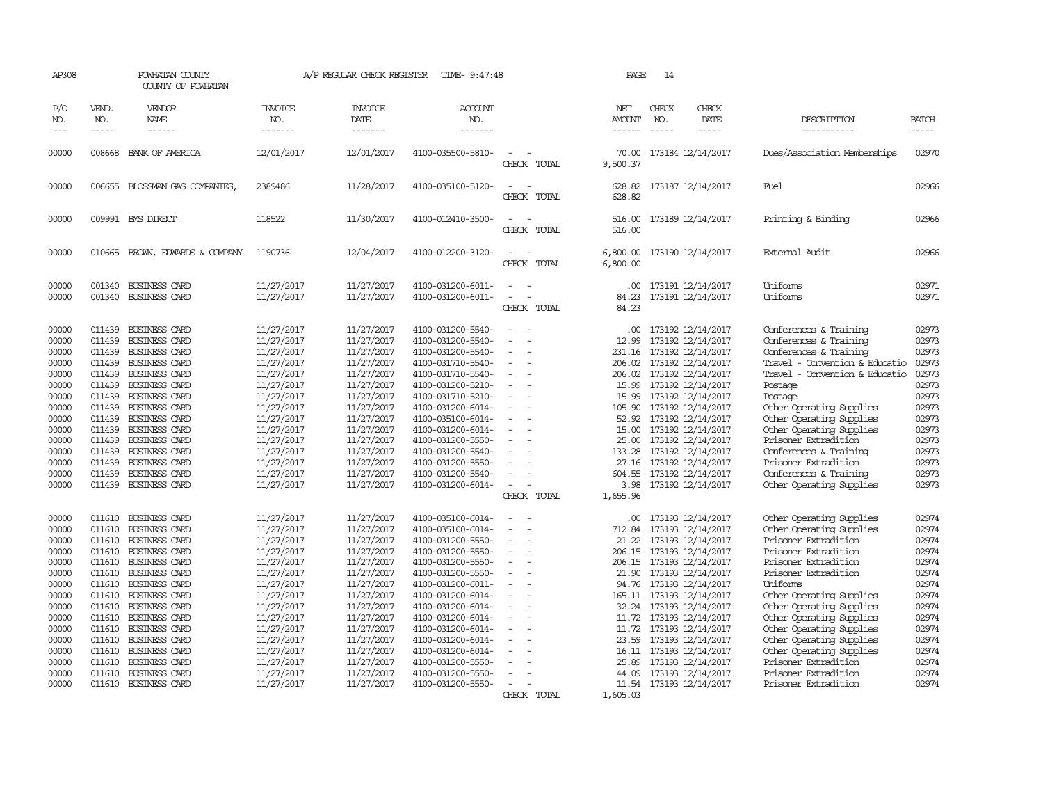AP308 POWHATAN COUNTY A/P REGULAR CHECK REGISTER TIME- 9:47:48 PAGE 14
COUNTY OF POWHATAN

| P/O NO. | VEND. NO. | VENDOR NAME | INVOICE NO. | INVOICE DATE | ACCOUNT NO. | | NET AMOUNT | CHECK NO. | CHECK DATE | DESCRIPTION | BATCH |
|---|---|---|---|---|---|---|---|---|---|---|---|
| 00000 | 008668 | BANK OF AMERICA | 12/01/2017 | 12/01/2017 | 4100-035500-5810- | - - | 70.00 | 173184 | 12/14/2017 | Dues/Association Memberships | 02970 |
| | | | | | | CHECK TOTAL | 9,500.37 | | | | |
| 00000 | 006655 | BLOSSMAN GAS COMPANIES, | 2389486 | 11/28/2017 | 4100-035100-5120- | - - | 628.82 | 173187 | 12/14/2017 | Fuel | 02966 |
| | | | | | | CHECK TOTAL | 628.82 | | | | |
| 00000 | 009991 | BMS DIRECT | 118522 | 11/30/2017 | 4100-012410-3500- | - - | 516.00 | 173189 | 12/14/2017 | Printing & Binding | 02966 |
| | | | | | | CHECK TOTAL | 516.00 | | | | |
| 00000 | 010665 | BROWN, EDWARDS & COMPANY | 1190736 | 12/04/2017 | 4100-012200-3120- | - - | 6,800.00 | 173190 | 12/14/2017 | External Audit | 02966 |
| | | | | | | CHECK TOTAL | 6,800.00 | | | | |
| 00000 | 001340 | BUSINESS CARD | 11/27/2017 | 11/27/2017 | 4100-031200-6011- | - - | .00 | 173191 | 12/14/2017 | Uniforms | 02971 |
| 00000 | 001340 | BUSINESS CARD | 11/27/2017 | 11/27/2017 | 4100-031200-6011- | - - | 84.23 | 173191 | 12/14/2017 | Uniforms | 02971 |
| | | | | | | CHECK TOTAL | 84.23 | | | | |
| 00000 | 011439 | BUSINESS CARD | 11/27/2017 | 11/27/2017 | 4100-031200-5540- | - - | .00 | 173192 | 12/14/2017 | Conferences & Training | 02973 |
| 00000 | 011439 | BUSINESS CARD | 11/27/2017 | 11/27/2017 | 4100-031200-5540- | - - | 12.99 | 173192 | 12/14/2017 | Conferences & Training | 02973 |
| 00000 | 011439 | BUSINESS CARD | 11/27/2017 | 11/27/2017 | 4100-031200-5540- | - - | 231.16 | 173192 | 12/14/2017 | Conferences & Training | 02973 |
| 00000 | 011439 | BUSINESS CARD | 11/27/2017 | 11/27/2017 | 4100-031710-5540- | - - | 206.02 | 173192 | 12/14/2017 | Travel - Convention & Educatio | 02973 |
| 00000 | 011439 | BUSINESS CARD | 11/27/2017 | 11/27/2017 | 4100-031710-5540- | - - | 206.02 | 173192 | 12/14/2017 | Travel - Convention & Educatio | 02973 |
| 00000 | 011439 | BUSINESS CARD | 11/27/2017 | 11/27/2017 | 4100-031200-5210- | - - | 15.99 | 173192 | 12/14/2017 | Postage | 02973 |
| 00000 | 011439 | BUSINESS CARD | 11/27/2017 | 11/27/2017 | 4100-031710-5210- | - - | 15.99 | 173192 | 12/14/2017 | Postage | 02973 |
| 00000 | 011439 | BUSINESS CARD | 11/27/2017 | 11/27/2017 | 4100-031200-6014- | - - | 105.90 | 173192 | 12/14/2017 | Other Operating Supplies | 02973 |
| 00000 | 011439 | BUSINESS CARD | 11/27/2017 | 11/27/2017 | 4100-035100-6014- | - - | 52.92 | 173192 | 12/14/2017 | Other Operating Supplies | 02973 |
| 00000 | 011439 | BUSINESS CARD | 11/27/2017 | 11/27/2017 | 4100-031200-6014- | - - | 15.00 | 173192 | 12/14/2017 | Other Operating Supplies | 02973 |
| 00000 | 011439 | BUSINESS CARD | 11/27/2017 | 11/27/2017 | 4100-031200-5550- | - - | 25.00 | 173192 | 12/14/2017 | Prisoner Extradition | 02973 |
| 00000 | 011439 | BUSINESS CARD | 11/27/2017 | 11/27/2017 | 4100-031200-5540- | - - | 133.28 | 173192 | 12/14/2017 | Conferences & Training | 02973 |
| 00000 | 011439 | BUSINESS CARD | 11/27/2017 | 11/27/2017 | 4100-031200-5550- | - - | 27.16 | 173192 | 12/14/2017 | Prisoner Extradition | 02973 |
| 00000 | 011439 | BUSINESS CARD | 11/27/2017 | 11/27/2017 | 4100-031200-5540- | - - | 604.55 | 173192 | 12/14/2017 | Conferences & Training | 02973 |
| 00000 | 011439 | BUSINESS CARD | 11/27/2017 | 11/27/2017 | 4100-031200-6014- | - - | 3.98 | 173192 | 12/14/2017 | Other Operating Supplies | 02973 |
| | | | | | | CHECK TOTAL | 1,655.96 | | | | |
| 00000 | 011610 | BUSINESS CARD | 11/27/2017 | 11/27/2017 | 4100-035100-6014- | - - | .00 | 173193 | 12/14/2017 | Other Operating Supplies | 02974 |
| 00000 | 011610 | BUSINESS CARD | 11/27/2017 | 11/27/2017 | 4100-035100-6014- | - - | 712.84 | 173193 | 12/14/2017 | Other Operating Supplies | 02974 |
| 00000 | 011610 | BUSINESS CARD | 11/27/2017 | 11/27/2017 | 4100-031200-5550- | - - | 21.22 | 173193 | 12/14/2017 | Prisoner Extradition | 02974 |
| 00000 | 011610 | BUSINESS CARD | 11/27/2017 | 11/27/2017 | 4100-031200-5550- | - - | 206.15 | 173193 | 12/14/2017 | Prisoner Extradition | 02974 |
| 00000 | 011610 | BUSINESS CARD | 11/27/2017 | 11/27/2017 | 4100-031200-5550- | - - | 206.15 | 173193 | 12/14/2017 | Prisoner Extradition | 02974 |
| 00000 | 011610 | BUSINESS CARD | 11/27/2017 | 11/27/2017 | 4100-031200-5550- | - - | 21.90 | 173193 | 12/14/2017 | Prisoner Extradition | 02974 |
| 00000 | 011610 | BUSINESS CARD | 11/27/2017 | 11/27/2017 | 4100-031200-6011- | - - | 94.76 | 173193 | 12/14/2017 | Uniforms | 02974 |
| 00000 | 011610 | BUSINESS CARD | 11/27/2017 | 11/27/2017 | 4100-031200-6014- | - - | 165.11 | 173193 | 12/14/2017 | Other Operating Supplies | 02974 |
| 00000 | 011610 | BUSINESS CARD | 11/27/2017 | 11/27/2017 | 4100-031200-6014- | - - | 32.24 | 173193 | 12/14/2017 | Other Operating Supplies | 02974 |
| 00000 | 011610 | BUSINESS CARD | 11/27/2017 | 11/27/2017 | 4100-031200-6014- | - - | 11.72 | 173193 | 12/14/2017 | Other Operating Supplies | 02974 |
| 00000 | 011610 | BUSINESS CARD | 11/27/2017 | 11/27/2017 | 4100-031200-6014- | - - | 11.72 | 173193 | 12/14/2017 | Other Operating Supplies | 02974 |
| 00000 | 011610 | BUSINESS CARD | 11/27/2017 | 11/27/2017 | 4100-031200-6014- | - - | 23.59 | 173193 | 12/14/2017 | Other Operating Supplies | 02974 |
| 00000 | 011610 | BUSINESS CARD | 11/27/2017 | 11/27/2017 | 4100-031200-6014- | - - | 16.11 | 173193 | 12/14/2017 | Other Operating Supplies | 02974 |
| 00000 | 011610 | BUSINESS CARD | 11/27/2017 | 11/27/2017 | 4100-031200-5550- | - - | 25.89 | 173193 | 12/14/2017 | Prisoner Extradition | 02974 |
| 00000 | 011610 | BUSINESS CARD | 11/27/2017 | 11/27/2017 | 4100-031200-5550- | - - | 44.09 | 173193 | 12/14/2017 | Prisoner Extradition | 02974 |
| 00000 | 011610 | BUSINESS CARD | 11/27/2017 | 11/27/2017 | 4100-031200-5550- | - - | 11.54 | 173193 | 12/14/2017 | Prisoner Extradition | 02974 |
| | | | | | | CHECK TOTAL | 1,605.03 | | | | |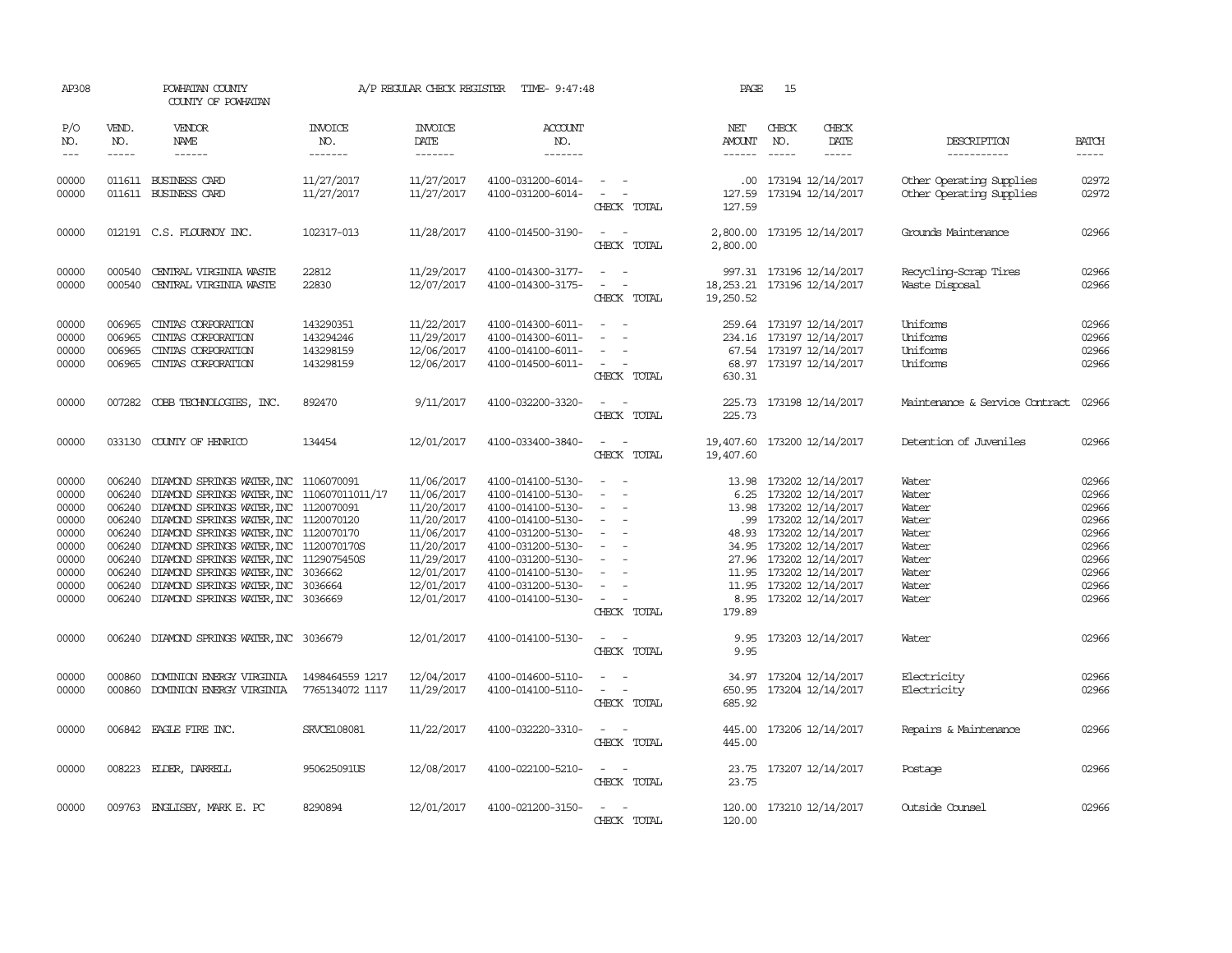AP308 POWHATAN COUNTY A/P REGULAR CHECK REGISTER TIME- 9:47:48

COUNTY OF POWHATAN

| P/O NO. | VEND. NO. | VENDOR NAME | INVOICE NO. | INVOICE DATE | ACCOUNT NO. | | NET AMOUNT | CHECK NO. | CHECK DATE | DESCRIPTION | BATCH |
|---|---|---|---|---|---|---|---|---|---|---|---|
| 00000 | 011611 | BUSINESS CARD | 11/27/2017 | 11/27/2017 | 4100-031200-6014- | - - | .00 | 173194 | 12/14/2017 | Other Operating Supplies | 02972 |
| 00000 | 011611 | BUSINESS CARD | 11/27/2017 | 11/27/2017 | 4100-031200-6014- | - - | 127.59 | 173194 | 12/14/2017 | Other Operating Supplies | 02972 |
| | | | | | | CHECK TOTAL | 127.59 | | | | |
| 00000 | 012191 | C.S. FLOURNOY INC. | 102317-013 | 11/28/2017 | 4100-014500-3190- | - - | 2,800.00 | 173195 | 12/14/2017 | Grounds Maintenance | 02966 |
| | | | | | | CHECK TOTAL | 2,800.00 | | | | |
| 00000 | 000540 | CENTRAL VIRGINIA WASTE | 22812 | 11/29/2017 | 4100-014300-3177- | - - | 997.31 | 173196 | 12/14/2017 | Recycling-Scrap Tires | 02966 |
| 00000 | 000540 | CENTRAL VIRGINIA WASTE | 22830 | 12/07/2017 | 4100-014300-3175- | - - | 18,253.21 | 173196 | 12/14/2017 | Waste Disposal | 02966 |
| | | | | | | CHECK TOTAL | 19,250.52 | | | | |
| 00000 | 006965 | CINTAS CORPORATION | 143290351 | 11/22/2017 | 4100-014300-6011- | - - | 259.64 | 173197 | 12/14/2017 | Uniforms | 02966 |
| 00000 | 006965 | CINTAS CORPORATION | 143294246 | 11/29/2017 | 4100-014300-6011- | - - | 234.16 | 173197 | 12/14/2017 | Uniforms | 02966 |
| 00000 | 006965 | CINTAS CORPORATION | 143298159 | 12/06/2017 | 4100-014100-6011- | - - | 67.54 | 173197 | 12/14/2017 | Uniforms | 02966 |
| 00000 | 006965 | CINTAS CORPORATION | 143298159 | 12/06/2017 | 4100-014500-6011- | - - | 68.97 | 173197 | 12/14/2017 | Uniforms | 02966 |
| | | | | | | CHECK TOTAL | 630.31 | | | | |
| 00000 | 007282 | COBB TECHNOLOGIES, INC. | 892470 | 9/11/2017 | 4100-032200-3320- | - - | 225.73 | 173198 | 12/14/2017 | Maintenance & Service Contract | 02966 |
| | | | | | | CHECK TOTAL | 225.73 | | | | |
| 00000 | 033130 | COUNTY OF HENRICO | 134454 | 12/01/2017 | 4100-033400-3840- | - - | 19,407.60 | 173200 | 12/14/2017 | Detention of Juveniles | 02966 |
| | | | | | | CHECK TOTAL | 19,407.60 | | | | |
| 00000 | 006240 | DIAMOND SPRINGS WATER,INC | 1106070091 | 11/06/2017 | 4100-014100-5130- | - - | 13.98 | 173202 | 12/14/2017 | Water | 02966 |
| 00000 | 006240 | DIAMOND SPRINGS WATER,INC | 110607011011/17 | 11/06/2017 | 4100-014100-5130- | - - | 6.25 | 173202 | 12/14/2017 | Water | 02966 |
| 00000 | 006240 | DIAMOND SPRINGS WATER,INC | 1120070091 | 11/20/2017 | 4100-014100-5130- | - - | 13.98 | 173202 | 12/14/2017 | Water | 02966 |
| 00000 | 006240 | DIAMOND SPRINGS WATER,INC | 1120070120 | 11/20/2017 | 4100-014100-5130- | - - | .99 | 173202 | 12/14/2017 | Water | 02966 |
| 00000 | 006240 | DIAMOND SPRINGS WATER,INC | 1120070170 | 11/06/2017 | 4100-031200-5130- | - - | 48.93 | 173202 | 12/14/2017 | Water | 02966 |
| 00000 | 006240 | DIAMOND SPRINGS WATER,INC | 1120070170S | 11/20/2017 | 4100-031200-5130- | - - | 34.95 | 173202 | 12/14/2017 | Water | 02966 |
| 00000 | 006240 | DIAMOND SPRINGS WATER,INC | 1129075450S | 11/29/2017 | 4100-031200-5130- | - - | 27.96 | 173202 | 12/14/2017 | Water | 02966 |
| 00000 | 006240 | DIAMOND SPRINGS WATER,INC | 3036662 | 12/01/2017 | 4100-014100-5130- | - - | 11.95 | 173202 | 12/14/2017 | Water | 02966 |
| 00000 | 006240 | DIAMOND SPRINGS WATER,INC | 3036664 | 12/01/2017 | 4100-031200-5130- | - - | 11.95 | 173202 | 12/14/2017 | Water | 02966 |
| 00000 | 006240 | DIAMOND SPRINGS WATER,INC | 3036669 | 12/01/2017 | 4100-014100-5130- | - - | 8.95 | 173202 | 12/14/2017 | Water | 02966 |
| | | | | | | CHECK TOTAL | 179.89 | | | | |
| 00000 | 006240 | DIAMOND SPRINGS WATER,INC | 3036679 | 12/01/2017 | 4100-014100-5130- | - - | 9.95 | 173203 | 12/14/2017 | Water | 02966 |
| | | | | | | CHECK TOTAL | 9.95 | | | | |
| 00000 | 000860 | DOMINION ENERGY VIRGINIA | 1498464559 1217 | 12/04/2017 | 4100-014600-5110- | - - | 34.97 | 173204 | 12/14/2017 | Electricity | 02966 |
| 00000 | 000860 | DOMINION ENERGY VIRGINIA | 7765134072 1117 | 11/29/2017 | 4100-014100-5110- | - - | 650.95 | 173204 | 12/14/2017 | Electricity | 02966 |
| | | | | | | CHECK TOTAL | 685.92 | | | | |
| 00000 | 006842 | EAGLE FIRE INC. | SRVCE108081 | 11/22/2017 | 4100-032220-3310- | - - | 445.00 | 173206 | 12/14/2017 | Repairs & Maintenance | 02966 |
| | | | | | | CHECK TOTAL | 445.00 | | | | |
| 00000 | 008223 | ELDER, DARRELL | 950625091US | 12/08/2017 | 4100-022100-5210- | - - | 23.75 | 173207 | 12/14/2017 | Postage | 02966 |
| | | | | | | CHECK TOTAL | 23.75 | | | | |
| 00000 | 009763 | ENGLISBY, MARK E. PC | 8290894 | 12/01/2017 | 4100-021200-3150- | - - | 120.00 | 173210 | 12/14/2017 | Outside Counsel | 02966 |
| | | | | | | CHECK TOTAL | 120.00 | | | | |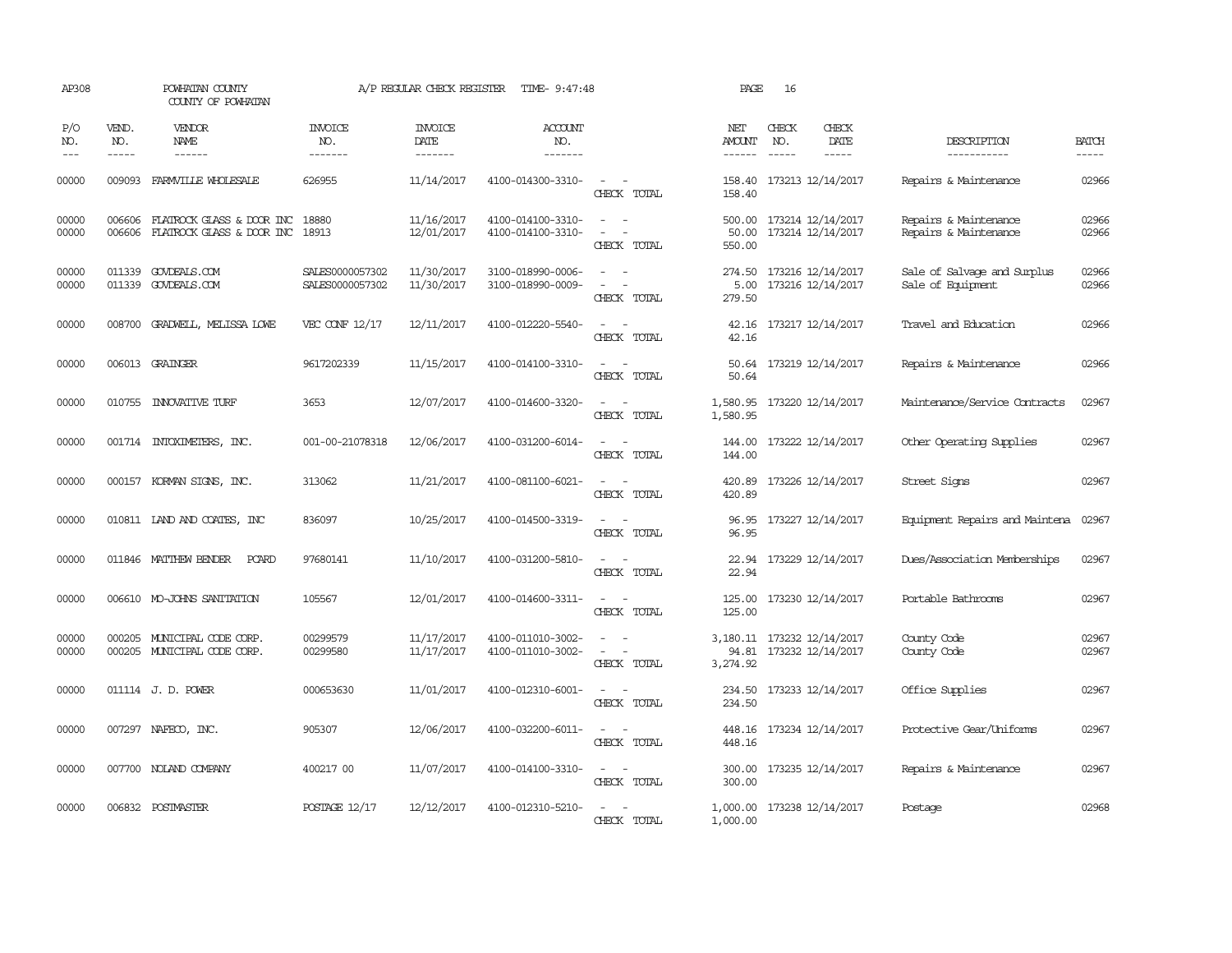AP308 POWHATAN COUNTY A/P REGULAR CHECK REGISTER TIME- 9:47:48 PAGE 16

COUNTY OF POWHATAN

| P/O NO. | VEND. NO. | VENDOR NAME | INVOICE NO. | INVOICE DATE | ACCOUNT NO. | | NET AMOUNT | CHECK NO. | CHECK DATE | DESCRIPTION | BATCH |
|---|---|---|---|---|---|---|---|---|---|---|---|
| 00000 | 009093 | FARMVILLE WHOLESALE | 626955 | 11/14/2017 | 4100-014300-3310- | - - | 158.40 | 173213 | 12/14/2017 | Repairs & Maintenance | 02966 |
| | | | | | | CHECK TOTAL | 158.40 | | | | |
| 00000 | 006606 | FLATROCK GLASS & DOOR INC | 18880 | 11/16/2017 | 4100-014100-3310- | - - | 500.00 | 173214 | 12/14/2017 | Repairs & Maintenance | 02966 |
| 00000 | 006606 | FLATROCK GLASS & DOOR INC | 18913 | 12/01/2017 | 4100-014100-3310- | - - | 50.00 | 173214 | 12/14/2017 | Repairs & Maintenance | 02966 |
| | | | | | | CHECK TOTAL | 550.00 | | | | |
| 00000 | 011339 | GOVDEALS.COM | SALES0000057302 | 11/30/2017 | 3100-018990-0006- | - - | 274.50 | 173216 | 12/14/2017 | Sale of Salvage and Surplus | 02966 |
| 00000 | 011339 | GOVDEALS.COM | SALES0000057302 | 11/30/2017 | 3100-018990-0009- | - - | 5.00 | 173216 | 12/14/2017 | Sale of Equipment | 02966 |
| | | | | | | CHECK TOTAL | 279.50 | | | | |
| 00000 | 008700 | GRADWELL, MELISSA LOWE | VEC CONF 12/17 | 12/11/2017 | 4100-012220-5540- | - - | 42.16 | 173217 | 12/14/2017 | Travel and Education | 02966 |
| | | | | | | CHECK TOTAL | 42.16 | | | | |
| 00000 | 006013 | GRAINGER | 9617202339 | 11/15/2017 | 4100-014100-3310- | - - | 50.64 | 173219 | 12/14/2017 | Repairs & Maintenance | 02966 |
| | | | | | | CHECK TOTAL | 50.64 | | | | |
| 00000 | 010755 | INNOVATIVE TURF | 3653 | 12/07/2017 | 4100-014600-3320- | - - | 1,580.95 | 173220 | 12/14/2017 | Maintenance/Service Contracts | 02967 |
| | | | | | | CHECK TOTAL | 1,580.95 | | | | |
| 00000 | 001714 | INTOXIMETERS, INC. | 001-00-21078318 | 12/06/2017 | 4100-031200-6014- | - - | 144.00 | 173222 | 12/14/2017 | Other Operating Supplies | 02967 |
| | | | | | | CHECK TOTAL | 144.00 | | | | |
| 00000 | 000157 | KORMAN SIGNS, INC. | 313062 | 11/21/2017 | 4100-081100-6021- | - - | 420.89 | 173226 | 12/14/2017 | Street Signs | 02967 |
| | | | | | | CHECK TOTAL | 420.89 | | | | |
| 00000 | 010811 | LAND AND COATES, INC | 836097 | 10/25/2017 | 4100-014500-3319- | - - | 96.95 | 173227 | 12/14/2017 | Equipment Repairs and Maintena | 02967 |
| | | | | | | CHECK TOTAL | 96.95 | | | | |
| 00000 | 011846 | MATTHEW BENDER PCARD | 97680141 | 11/10/2017 | 4100-031200-5810- | - - | 22.94 | 173229 | 12/14/2017 | Dues/Association Memberships | 02967 |
| | | | | | | CHECK TOTAL | 22.94 | | | | |
| 00000 | 006610 | MO-JOHNS SANITATION | 105567 | 12/01/2017 | 4100-014600-3311- | - - | 125.00 | 173230 | 12/14/2017 | Portable Bathrooms | 02967 |
| | | | | | | CHECK TOTAL | 125.00 | | | | |
| 00000 | 000205 | MUNICIPAL CODE CORP. | 00299579 | 11/17/2017 | 4100-011010-3002- | - - | 3,180.11 | 173232 | 12/14/2017 | County Code | 02967 |
| 00000 | 000205 | MUNICIPAL CODE CORP. | 00299580 | 11/17/2017 | 4100-011010-3002- | - - | 94.81 | 173232 | 12/14/2017 | County Code | 02967 |
| | | | | | | CHECK TOTAL | 3,274.92 | | | | |
| 00000 | 011114 | J. D. POWER | 000653630 | 11/01/2017 | 4100-012310-6001- | - - | 234.50 | 173233 | 12/14/2017 | Office Supplies | 02967 |
| | | | | | | CHECK TOTAL | 234.50 | | | | |
| 00000 | 007297 | NAFECO, INC. | 905307 | 12/06/2017 | 4100-032200-6011- | - - | 448.16 | 173234 | 12/14/2017 | Protective Gear/Uniforms | 02967 |
| | | | | | | CHECK TOTAL | 448.16 | | | | |
| 00000 | 007700 | NOLAND COMPANY | 400217 00 | 11/07/2017 | 4100-014100-3310- | - - | 300.00 | 173235 | 12/14/2017 | Repairs & Maintenance | 02967 |
| | | | | | | CHECK TOTAL | 300.00 | | | | |
| 00000 | 006832 | POSTMASTER | POSTAGE 12/17 | 12/12/2017 | 4100-012310-5210- | - - | 1,000.00 | 173238 | 12/14/2017 | Postage | 02968 |
| | | | | | | CHECK TOTAL | 1,000.00 | | | | |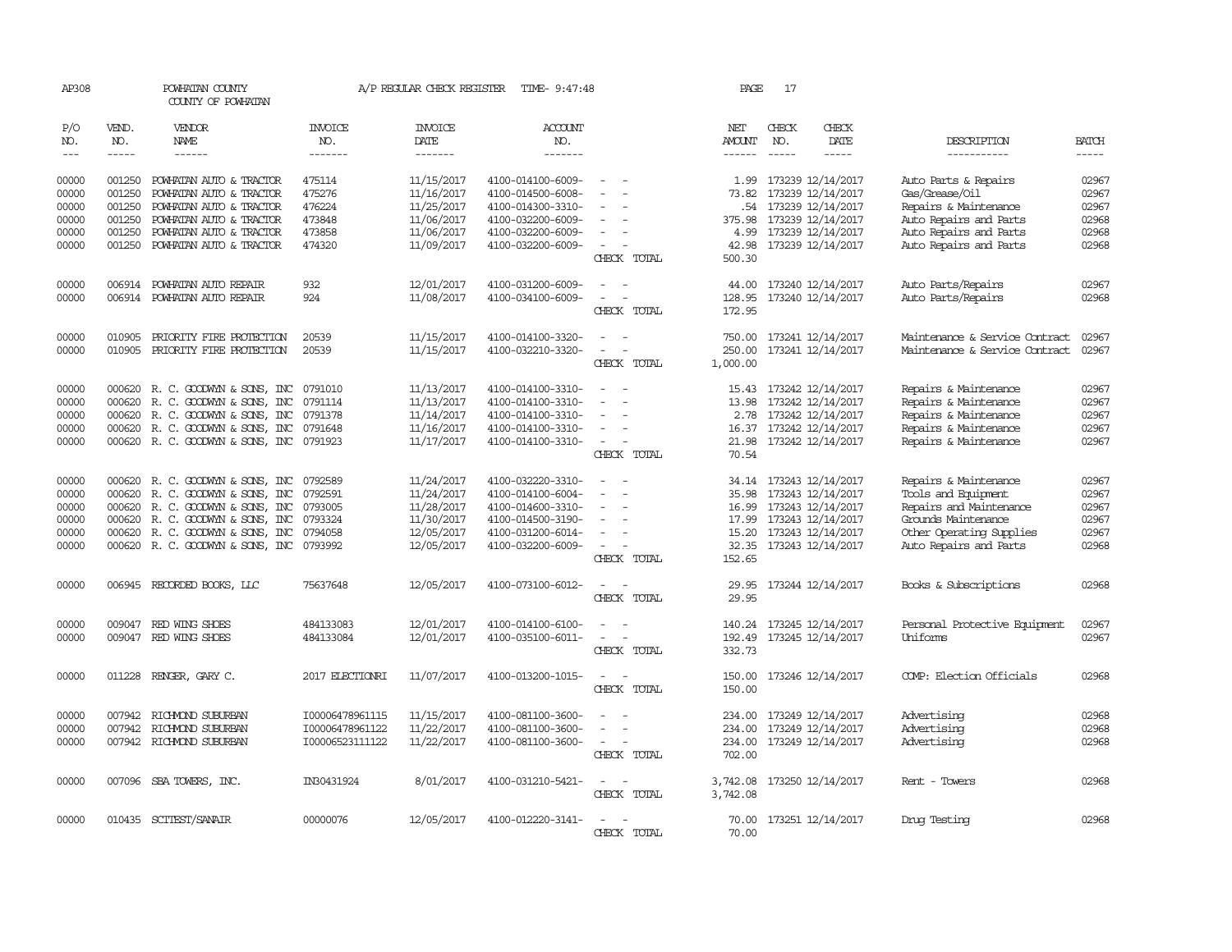AP308 POWHATAN COUNTY A/P REGULAR CHECK REGISTER TIME- 9:47:48 PAGE 17

COUNTY OF POWHATAN

| P/O NO. | VEND. NO. | VENDOR NAME | INVOICE NO. | INVOICE DATE | ACCOUNT NO. | | NET AMOUNT | CHECK NO. | CHECK DATE | DESCRIPTION | BATCH |
|---|---|---|---|---|---|---|---|---|---|---|---|
| 00000 | 001250 | POWHATAN AUTO & TRACTOR | 475114 | 11/15/2017 | 4100-014100-6009- | - - | 1.99 | 173239 | 12/14/2017 | Auto Parts & Repairs | 02967 |
| 00000 | 001250 | POWHATAN AUTO & TRACTOR | 475276 | 11/16/2017 | 4100-014500-6008- | - - | 73.82 | 173239 | 12/14/2017 | Gas/Grease/Oil | 02967 |
| 00000 | 001250 | POWHATAN AUTO & TRACTOR | 476224 | 11/25/2017 | 4100-014300-3310- | - - | .54 | 173239 | 12/14/2017 | Repairs & Maintenance | 02967 |
| 00000 | 001250 | POWHATAN AUTO & TRACTOR | 473848 | 11/06/2017 | 4100-032200-6009- | - - | 375.98 | 173239 | 12/14/2017 | Auto Repairs and Parts | 02968 |
| 00000 | 001250 | POWHATAN AUTO & TRACTOR | 473858 | 11/06/2017 | 4100-032200-6009- | - - | 4.99 | 173239 | 12/14/2017 | Auto Repairs and Parts | 02968 |
| 00000 | 001250 | POWHATAN AUTO & TRACTOR | 474320 | 11/09/2017 | 4100-032200-6009- | - - | 42.98 | 173239 | 12/14/2017 | Auto Repairs and Parts | 02968 |
| | | | | | | CHECK TOTAL | 500.30 | | | | |
| 00000 | 006914 | POWHATAN AUTO REPAIR | 932 | 12/01/2017 | 4100-031200-6009- | - - | 44.00 | 173240 | 12/14/2017 | Auto Parts/Repairs | 02967 |
| 00000 | 006914 | POWHATAN AUTO REPAIR | 924 | 11/08/2017 | 4100-034100-6009- | - - | 128.95 | 173240 | 12/14/2017 | Auto Parts/Repairs | 02968 |
| | | | | | | CHECK TOTAL | 172.95 | | | | |
| 00000 | 010905 | PRIORITY FIRE PROTECTION | 20539 | 11/15/2017 | 4100-014100-3320- | - - | 750.00 | 173241 | 12/14/2017 | Maintenance & Service Contract | 02967 |
| 00000 | 010905 | PRIORITY FIRE PROTECTION | 20539 | 11/15/2017 | 4100-032210-3320- | - - | 250.00 | 173241 | 12/14/2017 | Maintenance & Service Contract | 02967 |
| | | | | | | CHECK TOTAL | 1,000.00 | | | | |
| 00000 | 000620 | R. C. GOODWYN & SONS, INC | 0791010 | 11/13/2017 | 4100-014100-3310- | - - | 15.43 | 173242 | 12/14/2017 | Repairs & Maintenance | 02967 |
| 00000 | 000620 | R. C. GOODWYN & SONS, INC | 0791114 | 11/13/2017 | 4100-014100-3310- | - - | 13.98 | 173242 | 12/14/2017 | Repairs & Maintenance | 02967 |
| 00000 | 000620 | R. C. GOODWYN & SONS, INC | 0791378 | 11/14/2017 | 4100-014100-3310- | - - | 2.78 | 173242 | 12/14/2017 | Repairs & Maintenance | 02967 |
| 00000 | 000620 | R. C. GOODWYN & SONS, INC | 0791648 | 11/16/2017 | 4100-014100-3310- | - - | 16.37 | 173242 | 12/14/2017 | Repairs & Maintenance | 02967 |
| 00000 | 000620 | R. C. GOODWYN & SONS, INC | 0791923 | 11/17/2017 | 4100-014100-3310- | - - | 21.98 | 173242 | 12/14/2017 | Repairs & Maintenance | 02967 |
| | | | | | | CHECK TOTAL | 70.54 | | | | |
| 00000 | 000620 | R. C. GOODWYN & SONS, INC | 0792589 | 11/24/2017 | 4100-032220-3310- | - - | 34.14 | 173243 | 12/14/2017 | Repairs & Maintenance | 02967 |
| 00000 | 000620 | R. C. GOODWYN & SONS, INC | 0792591 | 11/24/2017 | 4100-014100-6004- | - - | 35.98 | 173243 | 12/14/2017 | Tools and Equipment | 02967 |
| 00000 | 000620 | R. C. GOODWYN & SONS, INC | 0793005 | 11/28/2017 | 4100-014600-3310- | - - | 16.99 | 173243 | 12/14/2017 | Repairs and Maintenance | 02967 |
| 00000 | 000620 | R. C. GOODWYN & SONS, INC | 0793324 | 11/30/2017 | 4100-014500-3190- | - - | 17.99 | 173243 | 12/14/2017 | Grounds Maintenance | 02967 |
| 00000 | 000620 | R. C. GOODWYN & SONS, INC | 0794058 | 12/05/2017 | 4100-031200-6014- | - - | 15.20 | 173243 | 12/14/2017 | Other Operating Supplies | 02968 |
| 00000 | 000620 | R. C. GOODWYN & SONS, INC | 0793992 | 12/05/2017 | 4100-032200-6009- | - - | 32.35 | 173243 | 12/14/2017 | Auto Repairs and Parts | 02968 |
| | | | | | | CHECK TOTAL | 152.65 | | | | |
| 00000 | 006945 | RECORDED BOOKS, LLC | 75637648 | 12/05/2017 | 4100-073100-6012- | - - | 29.95 | 173244 | 12/14/2017 | Books & Subscriptions | 02968 |
| | | | | | | CHECK TOTAL | 29.95 | | | | |
| 00000 | 009047 | RED WING SHOES | 484133083 | 12/01/2017 | 4100-014100-6100- | - - | 140.24 | 173245 | 12/14/2017 | Personal Protective Equipment | 02967 |
| 00000 | 009047 | RED WING SHOES | 484133084 | 12/01/2017 | 4100-035100-6011- | - - | 192.49 | 173245 | 12/14/2017 | Uniforms | 02967 |
| | | | | | | CHECK TOTAL | 332.73 | | | | |
| 00000 | 011228 | RENGER, GARY C. | 2017 ELECTIONRI | 11/07/2017 | 4100-013200-1015- | - - | 150.00 | 173246 | 12/14/2017 | COMP: Election Officials | 02968 |
| | | | | | | CHECK TOTAL | 150.00 | | | | |
| 00000 | 007942 | RICHMOND SUBURBAN | I00006478961115 | 11/15/2017 | 4100-081100-3600- | - - | 234.00 | 173249 | 12/14/2017 | Advertising | 02968 |
| 00000 | 007942 | RICHMOND SUBURBAN | I00006478961122 | 11/22/2017 | 4100-081100-3600- | - - | 234.00 | 173249 | 12/14/2017 | Advertising | 02968 |
| 00000 | 007942 | RICHMOND SUBURBAN | I00006523111122 | 11/22/2017 | 4100-081100-3600- | - - | 234.00 | 173249 | 12/14/2017 | Advertising | 02968 |
| | | | | | | CHECK TOTAL | 702.00 | | | | |
| 00000 | 007096 | SBA TOWERS, INC. | IN30431924 | 8/01/2017 | 4100-031210-5421- | - - | 3,742.08 | 173250 | 12/14/2017 | Rent - Towers | 02968 |
| | | | | | | CHECK TOTAL | 3,742.08 | | | | |
| 00000 | 010435 | SCITEST/SANAIR | 00000076 | 12/05/2017 | 4100-012220-3141- | - - | 70.00 | 173251 | 12/14/2017 | Drug Testing | 02968 |
| | | | | | | CHECK TOTAL | 70.00 | | | | |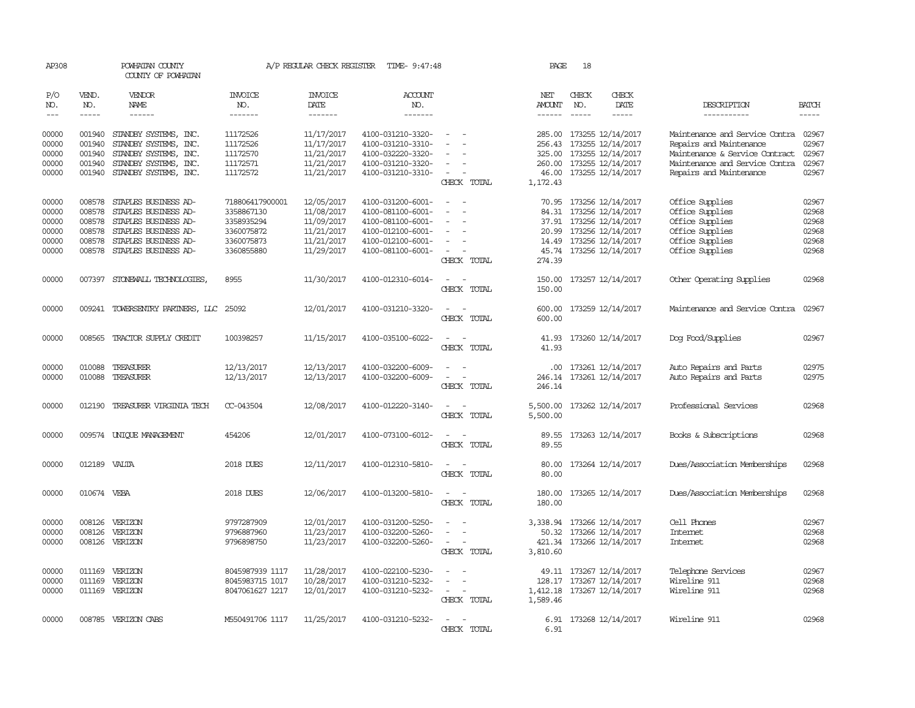AP308 POWHATAN COUNTY A/P REGULAR CHECK REGISTER TIME- 9:47:48 PAGE 18

COUNTY OF POWHATAN

| P/O NO. | VEND. NO. | VENDOR NAME | INVOICE NO. | INVOICE DATE | ACCOUNT NO. | | NET AMOUNT | CHECK NO. | CHECK DATE | DESCRIPTION | BATCH |
|---|---|---|---|---|---|---|---|---|---|---|---|
| 00000 | 001940 | STANDBY SYSTEMS, INC. | 11172526 | 11/17/2017 | 4100-031210-3320- | - - | 285.00 | 173255 | 12/14/2017 | Maintenance and Service Contra | 02967 |
| 00000 | 001940 | STANDBY SYSTEMS, INC. | 11172526 | 11/17/2017 | 4100-031210-3310- | - - | 256.43 | 173255 | 12/14/2017 | Repairs and Maintenance | 02967 |
| 00000 | 001940 | STANDBY SYSTEMS, INC. | 11172570 | 11/21/2017 | 4100-032220-3320- | - - | 325.00 | 173255 | 12/14/2017 | Maintenance & Service Contract | 02967 |
| 00000 | 001940 | STANDBY SYSTEMS, INC. | 11172571 | 11/21/2017 | 4100-031210-3320- | - - | 260.00 | 173255 | 12/14/2017 | Maintenance and Service Contra | 02967 |
| 00000 | 001940 | STANDBY SYSTEMS, INC. | 11172572 | 11/21/2017 | 4100-031210-3310- | - - | 46.00 | 173255 | 12/14/2017 | Repairs and Maintenance | 02967 |
| | | | | | | CHECK TOTAL | 1,172.43 | | | | |
| 00000 | 008578 | STAPLES BUSINESS AD- | 718806417900001 | 12/05/2017 | 4100-031200-6001- | - - | 70.95 | 173256 | 12/14/2017 | Office Supplies | 02967 |
| 00000 | 008578 | STAPLES BUSINESS AD- | 3358867130 | 11/08/2017 | 4100-081100-6001- | - - | 84.31 | 173256 | 12/14/2017 | Office Supplies | 02968 |
| 00000 | 008578 | STAPLES BUSINESS AD- | 3358935294 | 11/09/2017 | 4100-081100-6001- | - - | 37.91 | 173256 | 12/14/2017 | Office Supplies | 02968 |
| 00000 | 008578 | STAPLES BUSINESS AD- | 3360075872 | 11/21/2017 | 4100-012100-6001- | - - | 20.99 | 173256 | 12/14/2017 | Office Supplies | 02968 |
| 00000 | 008578 | STAPLES BUSINESS AD- | 3360075873 | 11/21/2017 | 4100-012100-6001- | - - | 14.49 | 173256 | 12/14/2017 | Office Supplies | 02968 |
| 00000 | 008578 | STAPLES BUSINESS AD- | 3360855880 | 11/29/2017 | 4100-081100-6001- | - - | 45.74 | 173256 | 12/14/2017 | Office Supplies | 02968 |
| | | | | | | CHECK TOTAL | 274.39 | | | | |
| 00000 | 007397 | STONEWALL TECHNOLOGIES, | 8955 | 11/30/2017 | 4100-012310-6014- | - - | 150.00 | 173257 | 12/14/2017 | Other Operating Supplies | 02968 |
| | | | | | | CHECK TOTAL | 150.00 | | | | |
| 00000 | 009241 | TOWERSENTRY PARTNERS, LLC | 25092 | 12/01/2017 | 4100-031210-3320- | - - | 600.00 | 173259 | 12/14/2017 | Maintenance and Service Contra | 02967 |
| | | | | | | CHECK TOTAL | 600.00 | | | | |
| 00000 | 008565 | TRACTOR SUPPLY CREDIT | 100398257 | 11/15/2017 | 4100-035100-6022- | - - | 41.93 | 173260 | 12/14/2017 | Dog Food/Supplies | 02967 |
| | | | | | | CHECK TOTAL | 41.93 | | | | |
| 00000 | 010088 | TREASURER | 12/13/2017 | 12/13/2017 | 4100-032200-6009- | - - | .00 | 173261 | 12/14/2017 | Auto Repairs and Parts | 02975 |
| 00000 | 010088 | TREASURER | 12/13/2017 | 12/13/2017 | 4100-032200-6009- | - - | 246.14 | 173261 | 12/14/2017 | Auto Repairs and Parts | 02975 |
| | | | | | | CHECK TOTAL | 246.14 | | | | |
| 00000 | 012190 | TREASURER VIRGINIA TECH | CC-043504 | 12/08/2017 | 4100-012220-3140- | - - | 5,500.00 | 173262 | 12/14/2017 | Professional Services | 02968 |
| | | | | | | CHECK TOTAL | 5,500.00 | | | | |
| 00000 | 009574 | UNIQUE MANAGEMENT | 454206 | 12/01/2017 | 4100-073100-6012- | - - | 89.55 | 173263 | 12/14/2017 | Books & Subscriptions | 02968 |
| | | | | | | CHECK TOTAL | 89.55 | | | | |
| 00000 | 012189 | VALTA | 2018 DUES | 12/11/2017 | 4100-012310-5810- | - - | 80.00 | 173264 | 12/14/2017 | Dues/Association Memberships | 02968 |
| | | | | | | CHECK TOTAL | 80.00 | | | | |
| 00000 | 010674 | VEBA | 2018 DUES | 12/06/2017 | 4100-013200-5810- | - - | 180.00 | 173265 | 12/14/2017 | Dues/Association Memberships | 02968 |
| | | | | | | CHECK TOTAL | 180.00 | | | | |
| 00000 | 008126 | VERIZON | 9797287909 | 12/01/2017 | 4100-031200-5250- | - - | 3,338.94 | 173266 | 12/14/2017 | Cell Phones | 02967 |
| 00000 | 008126 | VERIZON | 9796887960 | 11/23/2017 | 4100-032200-5260- | - - | 50.32 | 173266 | 12/14/2017 | Internet | 02968 |
| 00000 | 008126 | VERIZON | 9796898750 | 11/23/2017 | 4100-032200-5260- | - - | 421.34 | 173266 | 12/14/2017 | Internet | 02968 |
| | | | | | | CHECK TOTAL | 3,810.60 | | | | |
| 00000 | 011169 | VERIZON | 8045987939 1117 | 11/28/2017 | 4100-022100-5230- | - - | 49.11 | 173267 | 12/14/2017 | Telephone Services | 02967 |
| 00000 | 011169 | VERIZON | 8045983715 1017 | 10/28/2017 | 4100-031210-5232- | - - | 128.17 | 173267 | 12/14/2017 | Wireline 911 | 02968 |
| 00000 | 011169 | VERIZON | 8047061627 1217 | 12/01/2017 | 4100-031210-5232- | - - | 1,412.18 | 173267 | 12/14/2017 | Wireline 911 | 02968 |
| | | | | | | CHECK TOTAL | 1,589.46 | | | | |
| 00000 | 008785 | VERIZON CABS | M550491706 1117 | 11/25/2017 | 4100-031210-5232- | - - | 6.91 | 173268 | 12/14/2017 | Wireline 911 | 02968 |
| | | | | | | CHECK TOTAL | 6.91 | | | | |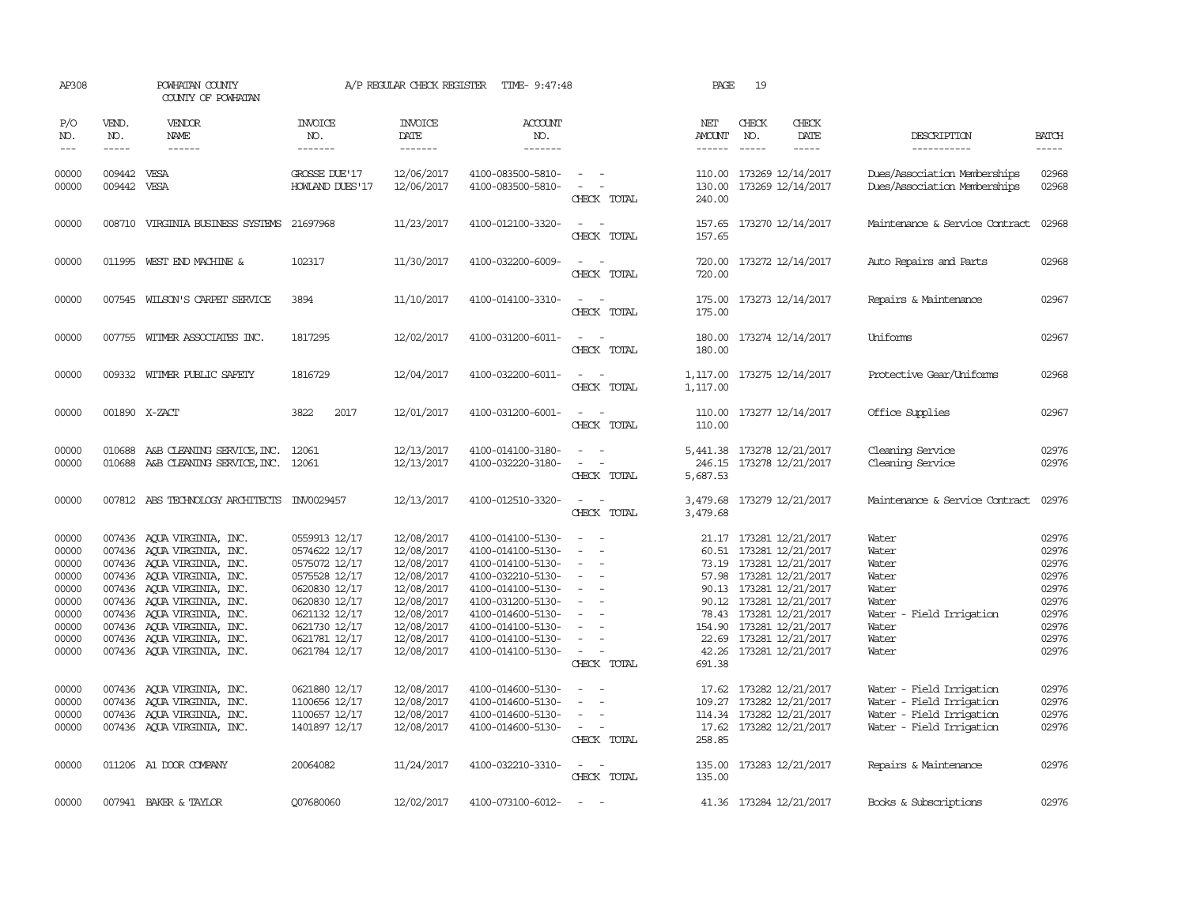AP308 POWHATAN COUNTY A/P REGULAR CHECK REGISTER TIME- 9:47:48 PAGE 19

COUNTY OF POWHATAN

| P/O NO. | VEND. NO. | VENDOR NAME | INVOICE NO. | INVOICE DATE | ACCOUNT NO. | | NET AMOUNT | CHECK NO. | CHECK DATE | DESCRIPTION | BATCH |
|---|---|---|---|---|---|---|---|---|---|---|---|
| 00000 | 009442 | VESA | GROSSE DUE'17 | 12/06/2017 | 4100-083500-5810- | - - | 110.00 | 173269 | 12/14/2017 | Dues/Association Memberships | 02968 |
| 00000 | 009442 | VESA | HOWLAND DUES'17 | 12/06/2017 | 4100-083500-5810- | - - | 130.00 | 173269 | 12/14/2017 | Dues/Association Memberships | 02968 |
| | | | | | | CHECK TOTAL | 240.00 | | | | |
| 00000 | 008710 | VIRGINIA BUSINESS SYSTEMS | 21697968 | 11/23/2017 | 4100-012100-3320- | - - | 157.65 | 173270 | 12/14/2017 | Maintenance & Service Contract | 02968 |
| | | | | | | CHECK TOTAL | 157.65 | | | | |
| 00000 | 011995 | WEST END MACHINE & | 102317 | 11/30/2017 | 4100-032200-6009- | - - | 720.00 | 173272 | 12/14/2017 | Auto Repairs and Parts | 02968 |
| | | | | | | CHECK TOTAL | 720.00 | | | | |
| 00000 | 007545 | WILSON'S CARPET SERVICE | 3894 | 11/10/2017 | 4100-014100-3310- | - - | 175.00 | 173273 | 12/14/2017 | Repairs & Maintenance | 02967 |
| | | | | | | CHECK TOTAL | 175.00 | | | | |
| 00000 | 007755 | WITMER ASSOCIATES INC. | 1817295 | 12/02/2017 | 4100-031200-6011- | - - | 180.00 | 173274 | 12/14/2017 | Uniforms | 02967 |
| | | | | | | CHECK TOTAL | 180.00 | | | | |
| 00000 | 009332 | WITMER PUBLIC SAFETY | 1816729 | 12/04/2017 | 4100-032200-6011- | - - | 1,117.00 | 173275 | 12/14/2017 | Protective Gear/Uniforms | 02968 |
| | | | | | | CHECK TOTAL | 1,117.00 | | | | |
| 00000 | 001890 | X-ZACT | 3822 2017 | 12/01/2017 | 4100-031200-6001- | - - | 110.00 | 173277 | 12/14/2017 | Office Supplies | 02967 |
| | | | | | | CHECK TOTAL | 110.00 | | | | |
| 00000 | 010688 | A&B CLEANING SERVICE,INC. | 12061 | 12/13/2017 | 4100-014100-3180- | - - | 5,441.38 | 173278 | 12/21/2017 | Cleaning Service | 02976 |
| 00000 | 010688 | A&B CLEANING SERVICE,INC. | 12061 | 12/13/2017 | 4100-032220-3180- | - - | 246.15 | 173278 | 12/21/2017 | Cleaning Service | 02976 |
| | | | | | | CHECK TOTAL | 5,687.53 | | | | |
| 00000 | 007812 | ABS TECHNOLOGY ARCHITECTS | INV0029457 | 12/13/2017 | 4100-012510-3320- | - - | 3,479.68 | 173279 | 12/21/2017 | Maintenance & Service Contract | 02976 |
| | | | | | | CHECK TOTAL | 3,479.68 | | | | |
| 00000 | 007436 | AQUA VIRGINIA, INC. | 0559913 12/17 | 12/08/2017 | 4100-014100-5130- | - - | 21.17 | 173281 | 12/21/2017 | Water | 02976 |
| 00000 | 007436 | AQUA VIRGINIA, INC. | 0574622 12/17 | 12/08/2017 | 4100-014100-5130- | - - | 60.51 | 173281 | 12/21/2017 | Water | 02976 |
| 00000 | 007436 | AQUA VIRGINIA, INC. | 0575072 12/17 | 12/08/2017 | 4100-014100-5130- | - - | 73.19 | 173281 | 12/21/2017 | Water | 02976 |
| 00000 | 007436 | AQUA VIRGINIA, INC. | 0575528 12/17 | 12/08/2017 | 4100-032210-5130- | - - | 57.98 | 173281 | 12/21/2017 | Water | 02976 |
| 00000 | 007436 | AQUA VIRGINIA, INC. | 0620830 12/17 | 12/08/2017 | 4100-014100-5130- | - - | 90.13 | 173281 | 12/21/2017 | Water | 02976 |
| 00000 | 007436 | AQUA VIRGINIA, INC. | 0620830 12/17 | 12/08/2017 | 4100-031200-5130- | - - | 90.12 | 173281 | 12/21/2017 | Water | 02976 |
| 00000 | 007436 | AQUA VIRGINIA, INC. | 0621132 12/17 | 12/08/2017 | 4100-014600-5130- | - - | 78.43 | 173281 | 12/21/2017 | Water - Field Irrigation | 02976 |
| 00000 | 007436 | AQUA VIRGINIA, INC. | 0621730 12/17 | 12/08/2017 | 4100-014100-5130- | - - | 154.90 | 173281 | 12/21/2017 | Water | 02976 |
| 00000 | 007436 | AQUA VIRGINIA, INC. | 0621781 12/17 | 12/08/2017 | 4100-014100-5130- | - - | 22.69 | 173281 | 12/21/2017 | Water | 02976 |
| 00000 | 007436 | AQUA VIRGINIA, INC. | 0621784 12/17 | 12/08/2017 | 4100-014100-5130- | - - | 42.26 | 173281 | 12/21/2017 | Water | 02976 |
| | | | | | | CHECK TOTAL | 691.38 | | | | |
| 00000 | 007436 | AQUA VIRGINIA, INC. | 0621880 12/17 | 12/08/2017 | 4100-014600-5130- | - - | 17.62 | 173282 | 12/21/2017 | Water - Field Irrigation | 02976 |
| 00000 | 007436 | AQUA VIRGINIA, INC. | 1100656 12/17 | 12/08/2017 | 4100-014600-5130- | - - | 109.27 | 173282 | 12/21/2017 | Water - Field Irrigation | 02976 |
| 00000 | 007436 | AQUA VIRGINIA, INC. | 1100657 12/17 | 12/08/2017 | 4100-014600-5130- | - - | 114.34 | 173282 | 12/21/2017 | Water - Field Irrigation | 02976 |
| 00000 | 007436 | AQUA VIRGINIA, INC. | 1401897 12/17 | 12/08/2017 | 4100-014600-5130- | - - | 17.62 | 173282 | 12/21/2017 | Water - Field Irrigation | 02976 |
| | | | | | | CHECK TOTAL | 258.85 | | | | |
| 00000 | 011206 | A1 DOOR COMPANY | 20064082 | 11/24/2017 | 4100-032210-3310- | - - | 135.00 | 173283 | 12/21/2017 | Repairs & Maintenance | 02976 |
| | | | | | | CHECK TOTAL | 135.00 | | | | |
| 00000 | 007941 | BAKER & TAYLOR | Q07680060 | 12/02/2017 | 4100-073100-6012- | - - | 41.36 | 173284 | 12/21/2017 | Books & Subscriptions | 02976 |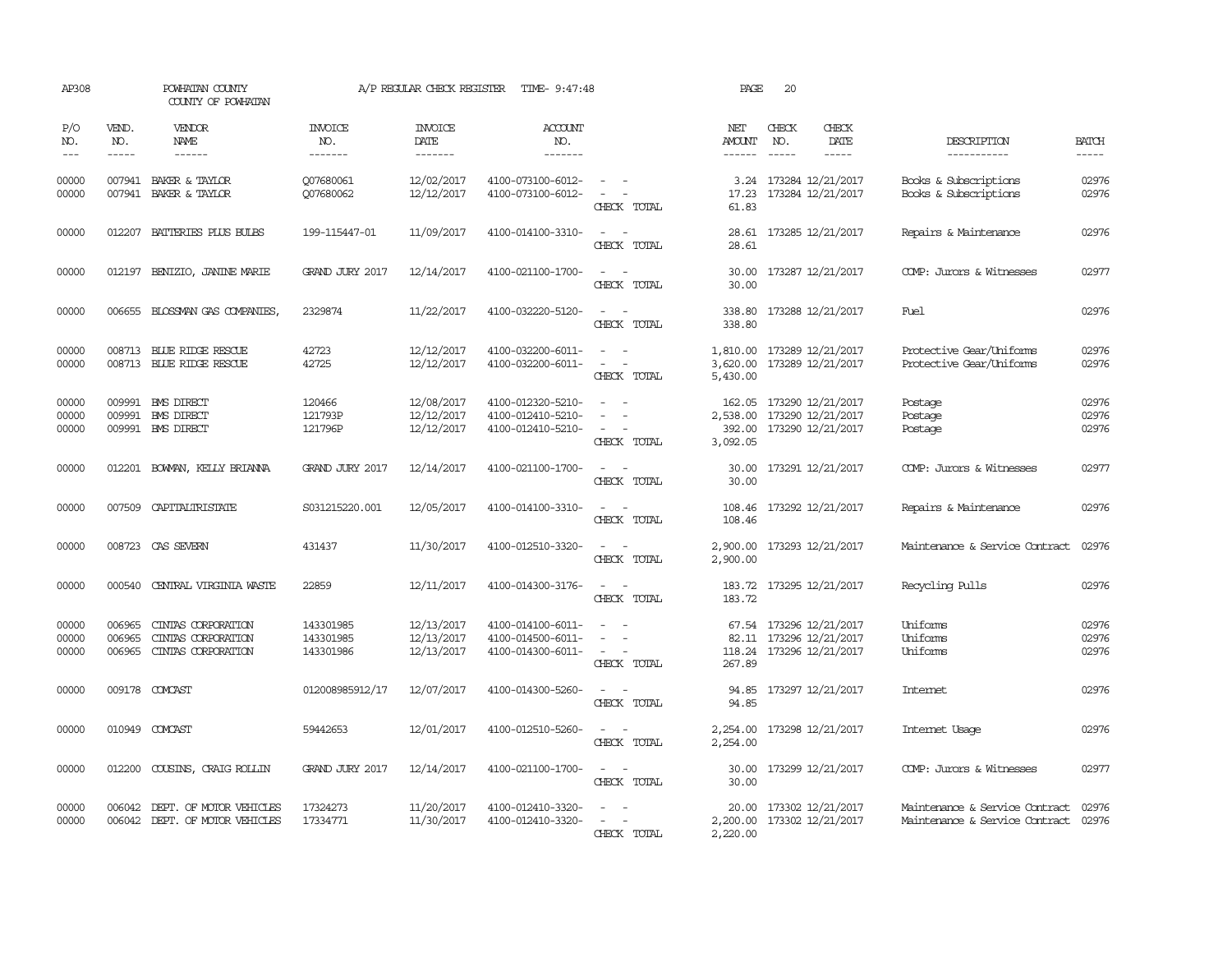AP308 POWHATAN COUNTY A/P REGULAR CHECK REGISTER TIME- 9:47:48 PAGE 20

COUNTY OF POWHATAN

| P/O NO. | VEND. NO. | VENDOR NAME | INVOICE NO. | INVOICE DATE | ACCOUNT NO. | | NET AMOUNT | CHECK NO. | CHECK DATE | DESCRIPTION | BATCH |
|---|---|---|---|---|---|---|---|---|---|---|---|
| 00000 | 007941 | BAKER & TAYLOR | Q07680061 | 12/02/2017 | 4100-073100-6012- | - - | 3.24 | 173284 | 12/21/2017 | Books & Subscriptions | 02976 |
| 00000 | 007941 | BAKER & TAYLOR | Q07680062 | 12/12/2017 | 4100-073100-6012- | - - | 17.23 | 173284 | 12/21/2017 | Books & Subscriptions | 02976 |
| | | | | | | CHECK TOTAL | 61.83 | | | | |
| 00000 | 012207 | BATTERIES PLUS BULBS | 199-115447-01 | 11/09/2017 | 4100-014100-3310- | - - | 28.61 | 173285 | 12/21/2017 | Repairs & Maintenance | 02976 |
| | | | | | | CHECK TOTAL | 28.61 | | | | |
| 00000 | 012197 | BENIZIO, JANINE MARIE | GRAND JURY 2017 | 12/14/2017 | 4100-021100-1700- | - - | 30.00 | 173287 | 12/21/2017 | COMP: Jurors & Witnesses | 02977 |
| | | | | | | CHECK TOTAL | 30.00 | | | | |
| 00000 | 006655 | BLOSSMAN GAS COMPANIES, | 2329874 | 11/22/2017 | 4100-032220-5120- | - - | 338.80 | 173288 | 12/21/2017 | Fuel | 02976 |
| | | | | | | CHECK TOTAL | 338.80 | | | | |
| 00000 | 008713 | BLUE RIDGE RESCUE | 42723 | 12/12/2017 | 4100-032200-6011- | - - | 1,810.00 | 173289 | 12/21/2017 | Protective Gear/Uniforms | 02976 |
| 00000 | 008713 | BLUE RIDGE RESCUE | 42725 | 12/12/2017 | 4100-032200-6011- | - - | 3,620.00 | 173289 | 12/21/2017 | Protective Gear/Uniforms | 02976 |
| | | | | | | CHECK TOTAL | 5,430.00 | | | | |
| 00000 | 009991 | BMS DIRECT | 120466 | 12/08/2017 | 4100-012320-5210- | - - | 162.05 | 173290 | 12/21/2017 | Postage | 02976 |
| 00000 | 009991 | BMS DIRECT | 121793P | 12/12/2017 | 4100-012410-5210- | - - | 2,538.00 | 173290 | 12/21/2017 | Postage | 02976 |
| 00000 | 009991 | BMS DIRECT | 121796P | 12/12/2017 | 4100-012410-5210- | - - | 392.00 | 173290 | 12/21/2017 | Postage | 02976 |
| | | | | | | CHECK TOTAL | 3,092.05 | | | | |
| 00000 | 012201 | BOWMAN, KELLY BRIANNA | GRAND JURY 2017 | 12/14/2017 | 4100-021100-1700- | - - | 30.00 | 173291 | 12/21/2017 | COMP: Jurors & Witnesses | 02977 |
| | | | | | | CHECK TOTAL | 30.00 | | | | |
| 00000 | 007509 | CAPITALTRISTATE | S031215220.001 | 12/05/2017 | 4100-014100-3310- | - - | 108.46 | 173292 | 12/21/2017 | Repairs & Maintenance | 02976 |
| | | | | | | CHECK TOTAL | 108.46 | | | | |
| 00000 | 008723 | CAS SEVERN | 431437 | 11/30/2017 | 4100-012510-3320- | - - | 2,900.00 | 173293 | 12/21/2017 | Maintenance & Service Contract | 02976 |
| | | | | | | CHECK TOTAL | 2,900.00 | | | | |
| 00000 | 000540 | CENTRAL VIRGINIA WASTE | 22859 | 12/11/2017 | 4100-014300-3176- | - - | 183.72 | 173295 | 12/21/2017 | Recycling Pulls | 02976 |
| | | | | | | CHECK TOTAL | 183.72 | | | | |
| 00000 | 006965 | CINTAS CORPORATION | 143301985 | 12/13/2017 | 4100-014100-6011- | - - | 67.54 | 173296 | 12/21/2017 | Uniforms | 02976 |
| 00000 | 006965 | CINTAS CORPORATION | 143301985 | 12/13/2017 | 4100-014500-6011- | - - | 82.11 | 173296 | 12/21/2017 | Uniforms | 02976 |
| 00000 | 006965 | CINTAS CORPORATION | 143301986 | 12/13/2017 | 4100-014300-6011- | - - | 118.24 | 173296 | 12/21/2017 | Uniforms | 02976 |
| | | | | | | CHECK TOTAL | 267.89 | | | | |
| 00000 | 009178 | COMCAST | 012008985912/17 | 12/07/2017 | 4100-014300-5260- | - - | 94.85 | 173297 | 12/21/2017 | Internet | 02976 |
| | | | | | | CHECK TOTAL | 94.85 | | | | |
| 00000 | 010949 | COMCAST | 59442653 | 12/01/2017 | 4100-012510-5260- | - - | 2,254.00 | 173298 | 12/21/2017 | Internet Usage | 02976 |
| | | | | | | CHECK TOTAL | 2,254.00 | | | | |
| 00000 | 012200 | COUSINS, CRAIG ROLLIN | GRAND JURY 2017 | 12/14/2017 | 4100-021100-1700- | - - | 30.00 | 173299 | 12/21/2017 | COMP: Jurors & Witnesses | 02977 |
| | | | | | | CHECK TOTAL | 30.00 | | | | |
| 00000 | 006042 | DEPT. OF MOTOR VEHICLES | 17324273 | 11/20/2017 | 4100-012410-3320- | - - | 20.00 | 173302 | 12/21/2017 | Maintenance & Service Contract | 02976 |
| 00000 | 006042 | DEPT. OF MOTOR VEHICLES | 17334771 | 11/30/2017 | 4100-012410-3320- | - - | 2,200.00 | 173302 | 12/21/2017 | Maintenance & Service Contract | 02976 |
| | | | | | | CHECK TOTAL | 2,220.00 | | | | |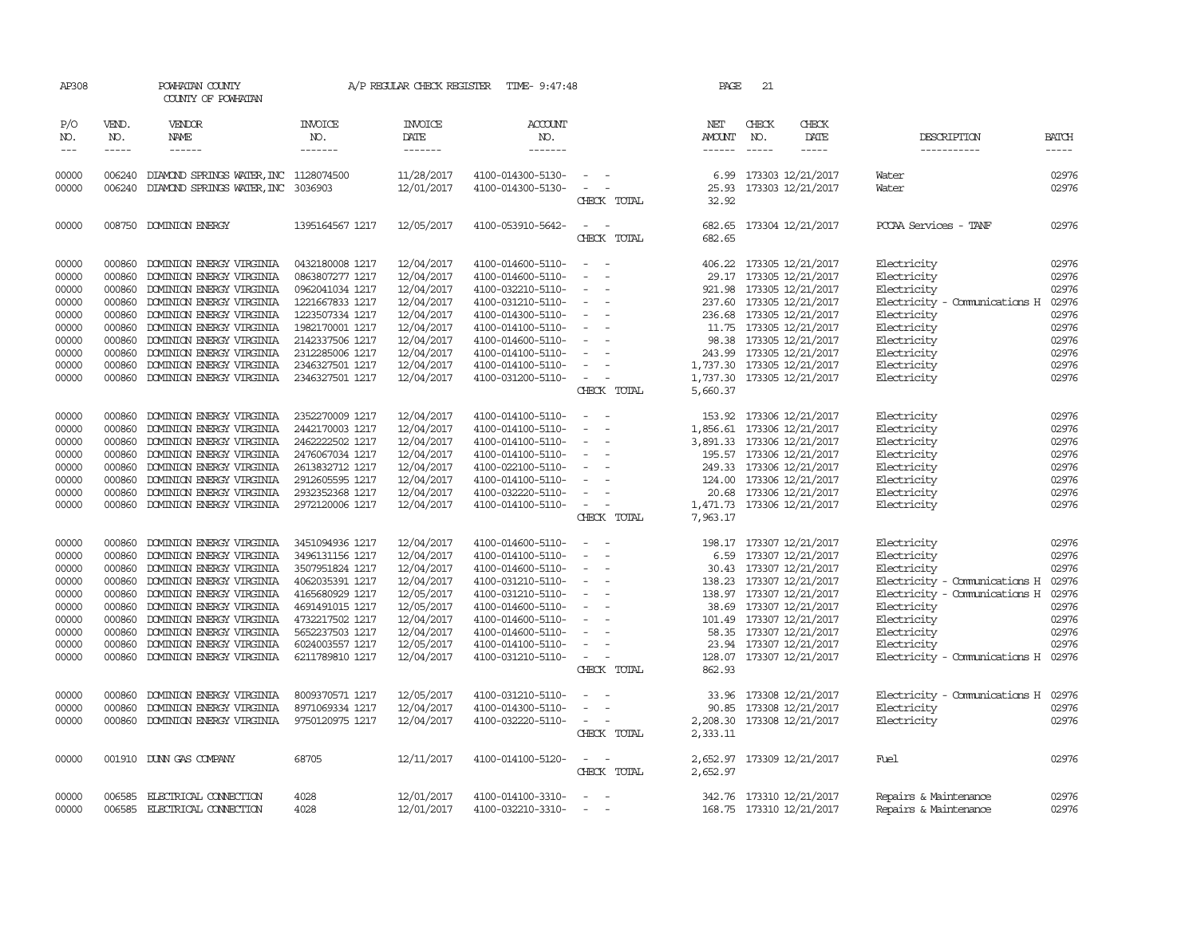AP308 POWHATAN COUNTY A/P REGULAR CHECK REGISTER TIME- 9:47:48 PAGE 21

COUNTY OF POWHATAN

| P/O NO. | VEND. NO. | VENDOR NAME | INVOICE NO. | INVOICE DATE | ACCOUNT NO. | | NET AMOUNT | CHECK NO. | CHECK DATE | DESCRIPTION | BATCH |
|---|---|---|---|---|---|---|---|---|---|---|---|
| --- | ----- | ------ | ------- | ------- | ------- | | ------ | ----- | ----- | ----------- | ----- |
| 00000 | 006240 | DIAMOND SPRINGS WATER,INC | 1128074500 | 11/28/2017 | 4100-014300-5130- | - - | 6.99 | 173303 | 12/21/2017 | Water | 02976 |
| 00000 | 006240 | DIAMOND SPRINGS WATER,INC | 3036903 | 12/01/2017 | 4100-014300-5130- | - - | 25.93 | 173303 | 12/21/2017 | Water | 02976 |
| | | | | | | CHECK TOTAL | 32.92 | | | | |
| 00000 | 008750 | DOMINION ENERGY | 1395164567 1217 | 12/05/2017 | 4100-053910-5642- | - - | 682.65 | 173304 | 12/21/2017 | PCCAA Services - TANF | 02976 |
| | | | | | | CHECK TOTAL | 682.65 | | | | |
| 00000 | 000860 | DOMINION ENERGY VIRGINIA | 0432180008 1217 | 12/04/2017 | 4100-014600-5110- | - - | 406.22 | 173305 | 12/21/2017 | Electricity | 02976 |
| 00000 | 000860 | DOMINION ENERGY VIRGINIA | 0863807277 1217 | 12/04/2017 | 4100-014600-5110- | - - | 29.17 | 173305 | 12/21/2017 | Electricity | 02976 |
| 00000 | 000860 | DOMINION ENERGY VIRGINIA | 0962041034 1217 | 12/04/2017 | 4100-032210-5110- | - - | 921.98 | 173305 | 12/21/2017 | Electricity | 02976 |
| 00000 | 000860 | DOMINION ENERGY VIRGINIA | 1221667833 1217 | 12/04/2017 | 4100-031210-5110- | - - | 237.60 | 173305 | 12/21/2017 | Electricity - Communications H | 02976 |
| 00000 | 000860 | DOMINION ENERGY VIRGINIA | 1223507334 1217 | 12/04/2017 | 4100-014300-5110- | - - | 236.68 | 173305 | 12/21/2017 | Electricity | 02976 |
| 00000 | 000860 | DOMINION ENERGY VIRGINIA | 1982170001 1217 | 12/04/2017 | 4100-014100-5110- | - - | 11.75 | 173305 | 12/21/2017 | Electricity | 02976 |
| 00000 | 000860 | DOMINION ENERGY VIRGINIA | 2142337506 1217 | 12/04/2017 | 4100-014600-5110- | - - | 98.38 | 173305 | 12/21/2017 | Electricity | 02976 |
| 00000 | 000860 | DOMINION ENERGY VIRGINIA | 2312285006 1217 | 12/04/2017 | 4100-014100-5110- | - - | 243.99 | 173305 | 12/21/2017 | Electricity | 02976 |
| 00000 | 000860 | DOMINION ENERGY VIRGINIA | 2346327501 1217 | 12/04/2017 | 4100-014100-5110- | - - | 1,737.30 | 173305 | 12/21/2017 | Electricity | 02976 |
| 00000 | 000860 | DOMINION ENERGY VIRGINIA | 2346327501 1217 | 12/04/2017 | 4100-031200-5110- | - - | 1,737.30 | 173305 | 12/21/2017 | Electricity | 02976 |
| | | | | | | CHECK TOTAL | 5,660.37 | | | | |
| 00000 | 000860 | DOMINION ENERGY VIRGINIA | 2352270009 1217 | 12/04/2017 | 4100-014100-5110- | - - | 153.92 | 173306 | 12/21/2017 | Electricity | 02976 |
| 00000 | 000860 | DOMINION ENERGY VIRGINIA | 2442170003 1217 | 12/04/2017 | 4100-014100-5110- | - - | 1,856.61 | 173306 | 12/21/2017 | Electricity | 02976 |
| 00000 | 000860 | DOMINION ENERGY VIRGINIA | 2462222502 1217 | 12/04/2017 | 4100-014100-5110- | - - | 3,891.33 | 173306 | 12/21/2017 | Electricity | 02976 |
| 00000 | 000860 | DOMINION ENERGY VIRGINIA | 2476067034 1217 | 12/04/2017 | 4100-014100-5110- | - - | 195.57 | 173306 | 12/21/2017 | Electricity | 02976 |
| 00000 | 000860 | DOMINION ENERGY VIRGINIA | 2613832712 1217 | 12/04/2017 | 4100-022100-5110- | - - | 249.33 | 173306 | 12/21/2017 | Electricity | 02976 |
| 00000 | 000860 | DOMINION ENERGY VIRGINIA | 2912605595 1217 | 12/04/2017 | 4100-014100-5110- | - - | 124.00 | 173306 | 12/21/2017 | Electricity | 02976 |
| 00000 | 000860 | DOMINION ENERGY VIRGINIA | 2932352368 1217 | 12/04/2017 | 4100-032220-5110- | - - | 20.68 | 173306 | 12/21/2017 | Electricity | 02976 |
| 00000 | 000860 | DOMINION ENERGY VIRGINIA | 2972120006 1217 | 12/04/2017 | 4100-014100-5110- | - - | 1,471.73 | 173306 | 12/21/2017 | Electricity | 02976 |
| | | | | | | CHECK TOTAL | 7,963.17 | | | | |
| 00000 | 000860 | DOMINION ENERGY VIRGINIA | 3451094936 1217 | 12/04/2017 | 4100-014600-5110- | - - | 198.17 | 173307 | 12/21/2017 | Electricity | 02976 |
| 00000 | 000860 | DOMINION ENERGY VIRGINIA | 3496131156 1217 | 12/04/2017 | 4100-014100-5110- | - - | 6.59 | 173307 | 12/21/2017 | Electricity | 02976 |
| 00000 | 000860 | DOMINION ENERGY VIRGINIA | 3507951824 1217 | 12/04/2017 | 4100-014600-5110- | - - | 30.43 | 173307 | 12/21/2017 | Electricity | 02976 |
| 00000 | 000860 | DOMINION ENERGY VIRGINIA | 4062035391 1217 | 12/04/2017 | 4100-031210-5110- | - - | 138.23 | 173307 | 12/21/2017 | Electricity - Communications H | 02976 |
| 00000 | 000860 | DOMINION ENERGY VIRGINIA | 4165680929 1217 | 12/05/2017 | 4100-031210-5110- | - - | 138.97 | 173307 | 12/21/2017 | Electricity - Communications H | 02976 |
| 00000 | 000860 | DOMINION ENERGY VIRGINIA | 4691491015 1217 | 12/05/2017 | 4100-014600-5110- | - - | 38.69 | 173307 | 12/21/2017 | Electricity | 02976 |
| 00000 | 000860 | DOMINION ENERGY VIRGINIA | 4732217502 1217 | 12/04/2017 | 4100-014600-5110- | - - | 101.49 | 173307 | 12/21/2017 | Electricity | 02976 |
| 00000 | 000860 | DOMINION ENERGY VIRGINIA | 5652237503 1217 | 12/04/2017 | 4100-014600-5110- | - - | 58.35 | 173307 | 12/21/2017 | Electricity | 02976 |
| 00000 | 000860 | DOMINION ENERGY VIRGINIA | 6024003557 1217 | 12/05/2017 | 4100-014100-5110- | - - | 23.94 | 173307 | 12/21/2017 | Electricity | 02976 |
| 00000 | 000860 | DOMINION ENERGY VIRGINIA | 6211789810 1217 | 12/04/2017 | 4100-031210-5110- | - - | 128.07 | 173307 | 12/21/2017 | Electricity - Communications H | 02976 |
| | | | | | | CHECK TOTAL | 862.93 | | | | |
| 00000 | 000860 | DOMINION ENERGY VIRGINIA | 8009370571 1217 | 12/05/2017 | 4100-031210-5110- | - - | 33.96 | 173308 | 12/21/2017 | Electricity - Communications H | 02976 |
| 00000 | 000860 | DOMINION ENERGY VIRGINIA | 8971069334 1217 | 12/04/2017 | 4100-014300-5110- | - - | 90.85 | 173308 | 12/21/2017 | Electricity | 02976 |
| 00000 | 000860 | DOMINION ENERGY VIRGINIA | 9750120975 1217 | 12/04/2017 | 4100-032220-5110- | - - | 2,208.30 | 173308 | 12/21/2017 | Electricity | 02976 |
| | | | | | | CHECK TOTAL | 2,333.11 | | | | |
| 00000 | 001910 | DUNN GAS COMPANY | 68705 | 12/11/2017 | 4100-014100-5120- | - - | 2,652.97 | 173309 | 12/21/2017 | Fuel | 02976 |
| | | | | | | CHECK TOTAL | 2,652.97 | | | | |
| 00000 | 006585 | ELECTRICAL CONNECTION | 4028 | 12/01/2017 | 4100-014100-3310- | - - | 342.76 | 173310 | 12/21/2017 | Repairs & Maintenance | 02976 |
| 00000 | 006585 | ELECTRICAL CONNECTION | 4028 | 12/01/2017 | 4100-032210-3310- | - - | 168.75 | 173310 | 12/21/2017 | Repairs & Maintenance | 02976 |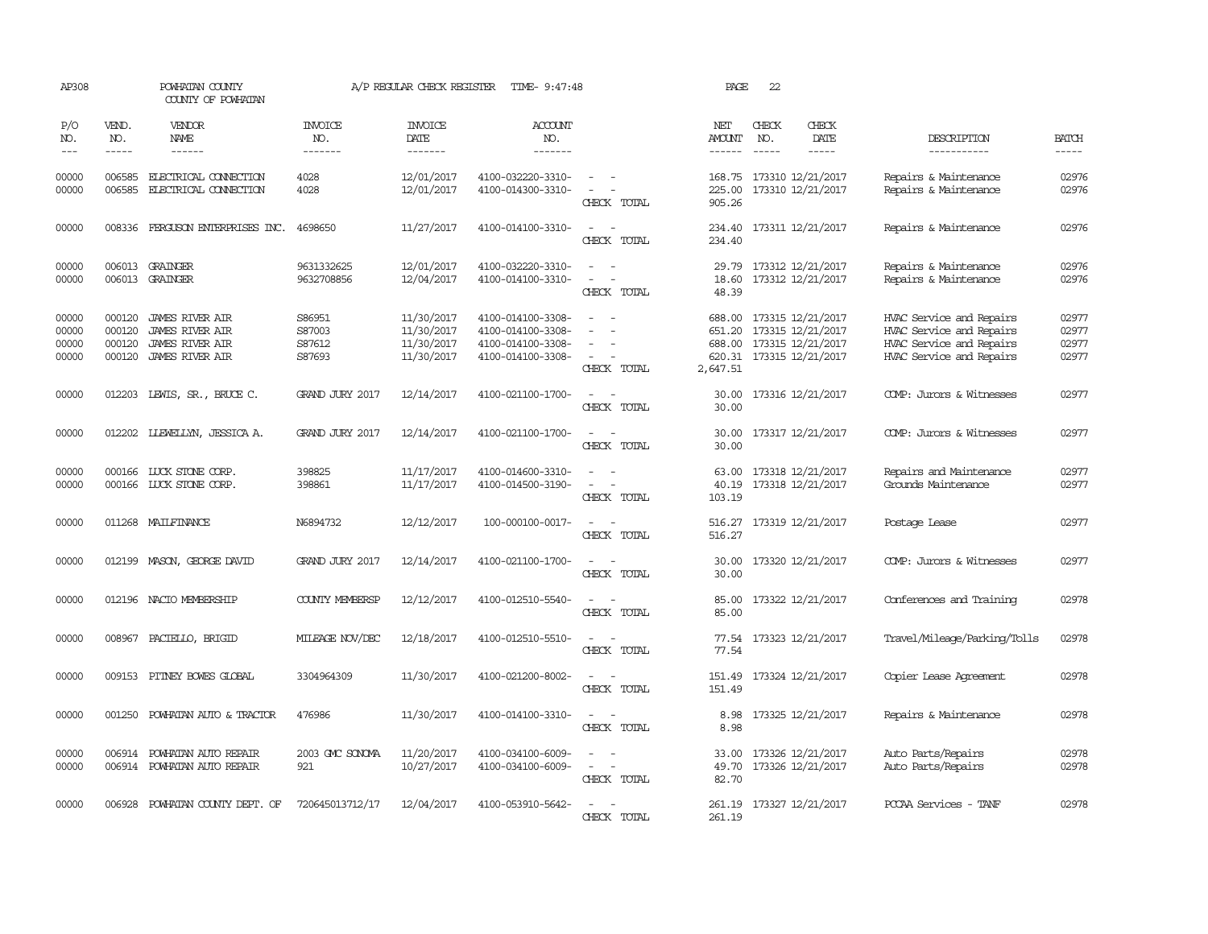AP308 POWHATAN COUNTY A/P REGULAR CHECK REGISTER TIME- 9:47:48 PAGE 22

COUNTY OF POWHATAN

| P/O NO. | VEND. NO. | VENDOR NAME | INVOICE NO. | INVOICE DATE | ACCOUNT NO. | | NET AMOUNT | CHECK NO. | CHECK DATE | DESCRIPTION | BATCH |
|---|---|---|---|---|---|---|---|---|---|---|---|
| --- | ----- | ------ | ------- | ------- | ------- | | ------ | ----- | ----- | ----------- | ----- |
| 00000 | 006585 | ELECTRICAL CONNECTION | 4028 | 12/01/2017 | 4100-032220-3310- | - - | 168.75 | 173310 | 12/21/2017 | Repairs & Maintenance | 02976 |
| 00000 | 006585 | ELECTRICAL CONNECTION | 4028 | 12/01/2017 | 4100-014300-3310- | - - | 225.00 | 173310 | 12/21/2017 | Repairs & Maintenance | 02976 |
| | | | | | | CHECK TOTAL | 905.26 | | | | |
| 00000 | 008336 | FERGUSON ENTERPRISES INC. | 4698650 | 11/27/2017 | 4100-014100-3310- | - - | 234.40 | 173311 | 12/21/2017 | Repairs & Maintenance | 02976 |
| | | | | | | CHECK TOTAL | 234.40 | | | | |
| 00000 | 006013 | GRAINGER | 9631332625 | 12/01/2017 | 4100-032220-3310- | - - | 29.79 | 173312 | 12/21/2017 | Repairs & Maintenance | 02976 |
| 00000 | 006013 | GRAINGER | 9632708856 | 12/04/2017 | 4100-014100-3310- | - - | 18.60 | 173312 | 12/21/2017 | Repairs & Maintenance | 02976 |
| | | | | | | CHECK TOTAL | 48.39 | | | | |
| 00000 | 000120 | JAMES RIVER AIR | S86951 | 11/30/2017 | 4100-014100-3308- | - - | 688.00 | 173315 | 12/21/2017 | HVAC Service and Repairs | 02977 |
| 00000 | 000120 | JAMES RIVER AIR | S87003 | 11/30/2017 | 4100-014100-3308- | - - | 651.20 | 173315 | 12/21/2017 | HVAC Service and Repairs | 02977 |
| 00000 | 000120 | JAMES RIVER AIR | S87612 | 11/30/2017 | 4100-014100-3308- | - - | 688.00 | 173315 | 12/21/2017 | HVAC Service and Repairs | 02977 |
| 00000 | 000120 | JAMES RIVER AIR | S87693 | 11/30/2017 | 4100-014100-3308- | - - | 620.31 | 173315 | 12/21/2017 | HVAC Service and Repairs | 02977 |
| | | | | | | CHECK TOTAL | 2,647.51 | | | | |
| 00000 | 012203 | LEWIS, SR., BRUCE C. | GRAND JURY 2017 | 12/14/2017 | 4100-021100-1700- | - - | 30.00 | 173316 | 12/21/2017 | COMP: Jurors & Witnesses | 02977 |
| | | | | | | CHECK TOTAL | 30.00 | | | | |
| 00000 | 012202 | LLEWELLYN, JESSICA A. | GRAND JURY 2017 | 12/14/2017 | 4100-021100-1700- | - - | 30.00 | 173317 | 12/21/2017 | COMP: Jurors & Witnesses | 02977 |
| | | | | | | CHECK TOTAL | 30.00 | | | | |
| 00000 | 000166 | LUCK STONE CORP. | 398825 | 11/17/2017 | 4100-014600-3310- | - - | 63.00 | 173318 | 12/21/2017 | Repairs and Maintenance | 02977 |
| 00000 | 000166 | LUCK STONE CORP. | 398861 | 11/17/2017 | 4100-014500-3190- | - - | 40.19 | 173318 | 12/21/2017 | Grounds Maintenance | 02977 |
| | | | | | | CHECK TOTAL | 103.19 | | | | |
| 00000 | 011268 | MAILFINANCE | N6894732 | 12/12/2017 | 100-000100-0017- | - - | 516.27 | 173319 | 12/21/2017 | Postage Lease | 02977 |
| | | | | | | CHECK TOTAL | 516.27 | | | | |
| 00000 | 012199 | MASON, GEORGE DAVID | GRAND JURY 2017 | 12/14/2017 | 4100-021100-1700- | - - | 30.00 | 173320 | 12/21/2017 | COMP: Jurors & Witnesses | 02977 |
| | | | | | | CHECK TOTAL | 30.00 | | | | |
| 00000 | 012196 | NACIO MEMBERSHIP | COUNTY MEMBERSP | 12/12/2017 | 4100-012510-5540- | - - | 85.00 | 173322 | 12/21/2017 | Conferences and Training | 02978 |
| | | | | | | CHECK TOTAL | 85.00 | | | | |
| 00000 | 008967 | PACIELLO, BRIGID | MILEAGE NOV/DEC | 12/18/2017 | 4100-012510-5510- | - - | 77.54 | 173323 | 12/21/2017 | Travel/Mileage/Parking/Tolls | 02978 |
| | | | | | | CHECK TOTAL | 77.54 | | | | |
| 00000 | 009153 | PITNEY BOWES GLOBAL | 3304964309 | 11/30/2017 | 4100-021200-8002- | - - | 151.49 | 173324 | 12/21/2017 | Copier Lease Agreement | 02978 |
| | | | | | | CHECK TOTAL | 151.49 | | | | |
| 00000 | 001250 | POWHATAN AUTO & TRACTOR | 476986 | 11/30/2017 | 4100-014100-3310- | - - | 8.98 | 173325 | 12/21/2017 | Repairs & Maintenance | 02978 |
| | | | | | | CHECK TOTAL | 8.98 | | | | |
| 00000 | 006914 | POWHATAN AUTO REPAIR | 2003 GMC SONOMA | 11/20/2017 | 4100-034100-6009- | - - | 33.00 | 173326 | 12/21/2017 | Auto Parts/Repairs | 02978 |
| 00000 | 006914 | POWHATAN AUTO REPAIR | 921 | 10/27/2017 | 4100-034100-6009- | - - | 49.70 | 173326 | 12/21/2017 | Auto Parts/Repairs | 02978 |
| | | | | | | CHECK TOTAL | 82.70 | | | | |
| 00000 | 006928 | POWHATAN COUNTY DEPT. OF | 720645013712/17 | 12/04/2017 | 4100-053910-5642- | - - | 261.19 | 173327 | 12/21/2017 | PCCAA Services - TANF | 02978 |
| | | | | | | CHECK TOTAL | 261.19 | | | | |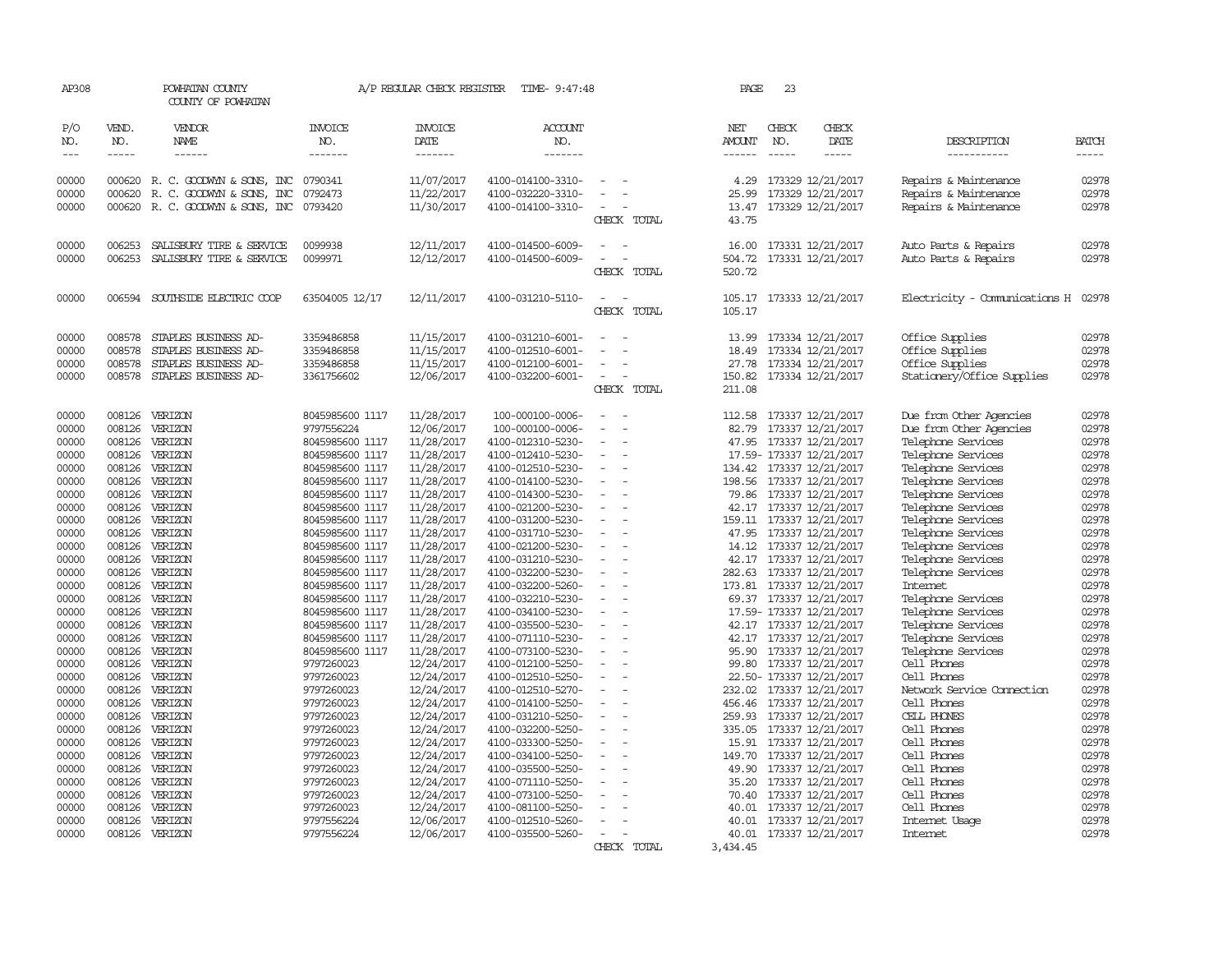AP308 POWHATAN COUNTY A/P REGULAR CHECK REGISTER TIME- 9:47:48

COUNTY OF POWHATAN

| P/O NO. | VEND. NO. | VENDOR NAME | INVOICE NO. | INVOICE DATE | ACCOUNT NO. | | NET AMOUNT | CHECK NO. | CHECK DATE | DESCRIPTION | BATCH |
|---|---|---|---|---|---|---|---|---|---|---|---|
| 00000 | 000620 | R. C. GOODWYN & SONS, INC | 0790341 | 11/07/2017 | 4100-014100-3310- | - - | 4.29 | 173329 | 12/21/2017 | Repairs & Maintenance | 02978 |
| 00000 | 000620 | R. C. GOODWYN & SONS, INC | 0792473 | 11/22/2017 | 4100-032220-3310- | - - | 25.99 | 173329 | 12/21/2017 | Repairs & Maintenance | 02978 |
| 00000 | 000620 | R. C. GOODWYN & SONS, INC | 0793420 | 11/30/2017 | 4100-014100-3310- | - - | 13.47 | 173329 | 12/21/2017 | Repairs & Maintenance | 02978 |
| | | | | | | CHECK TOTAL | 43.75 | | | | |
| 00000 | 006253 | SALISBURY TIRE & SERVICE | 0099938 | 12/11/2017 | 4100-014500-6009- | - - | 16.00 | 173331 | 12/21/2017 | Auto Parts & Repairs | 02978 |
| 00000 | 006253 | SALISBURY TIRE & SERVICE | 0099971 | 12/12/2017 | 4100-014500-6009- | - - | 504.72 | 173331 | 12/21/2017 | Auto Parts & Repairs | 02978 |
| | | | | | | CHECK TOTAL | 520.72 | | | | |
| 00000 | 006594 | SOUTHSIDE ELECTRIC COOP | 63504005 12/17 | 12/11/2017 | 4100-031210-5110- | - - | 105.17 | 173333 | 12/21/2017 | Electricity - Communications H | 02978 |
| | | | | | | CHECK TOTAL | 105.17 | | | | |
| 00000 | 008578 | STAPLES BUSINESS AD- | 3359486858 | 11/15/2017 | 4100-031210-6001- | - - | 13.99 | 173334 | 12/21/2017 | Office Supplies | 02978 |
| 00000 | 008578 | STAPLES BUSINESS AD- | 3359486858 | 11/15/2017 | 4100-012510-6001- | - - | 18.49 | 173334 | 12/21/2017 | Office Supplies | 02978 |
| 00000 | 008578 | STAPLES BUSINESS AD- | 3359486858 | 11/15/2017 | 4100-012100-6001- | - - | 27.78 | 173334 | 12/21/2017 | Office Supplies | 02978 |
| 00000 | 008578 | STAPLES BUSINESS AD- | 3361756602 | 12/06/2017 | 4100-032200-6001- | - - | 150.82 | 173334 | 12/21/2017 | Stationery/Office Supplies | 02978 |
| | | | | | | CHECK TOTAL | 211.08 | | | | |
| 00000 | 008126 | VERIZON | 8045985600 1117 | 11/28/2017 | 100-000100-0006- | - - | 112.58 | 173337 | 12/21/2017 | Due from Other Agencies | 02978 |
| 00000 | 008126 | VERIZON | 9797556224 | 12/06/2017 | 100-000100-0006- | - - | 82.79 | 173337 | 12/21/2017 | Due from Other Agencies | 02978 |
| 00000 | 008126 | VERIZON | 8045985600 1117 | 11/28/2017 | 4100-012310-5230- | - - | 47.95 | 173337 | 12/21/2017 | Telephone Services | 02978 |
| 00000 | 008126 | VERIZON | 8045985600 1117 | 11/28/2017 | 4100-012410-5230- | - - | 17.59- | 173337 | 12/21/2017 | Telephone Services | 02978 |
| 00000 | 008126 | VERIZON | 8045985600 1117 | 11/28/2017 | 4100-012510-5230- | - - | 134.42 | 173337 | 12/21/2017 | Telephone Services | 02978 |
| 00000 | 008126 | VERIZON | 8045985600 1117 | 11/28/2017 | 4100-014100-5230- | - - | 198.56 | 173337 | 12/21/2017 | Telephone Services | 02978 |
| 00000 | 008126 | VERIZON | 8045985600 1117 | 11/28/2017 | 4100-014300-5230- | - - | 79.86 | 173337 | 12/21/2017 | Telephone Services | 02978 |
| 00000 | 008126 | VERIZON | 8045985600 1117 | 11/28/2017 | 4100-021200-5230- | - - | 42.17 | 173337 | 12/21/2017 | Telephone Services | 02978 |
| 00000 | 008126 | VERIZON | 8045985600 1117 | 11/28/2017 | 4100-031200-5230- | - - | 159.11 | 173337 | 12/21/2017 | Telephone Services | 02978 |
| 00000 | 008126 | VERIZON | 8045985600 1117 | 11/28/2017 | 4100-031710-5230- | - - | 47.95 | 173337 | 12/21/2017 | Telephone Services | 02978 |
| 00000 | 008126 | VERIZON | 8045985600 1117 | 11/28/2017 | 4100-021200-5230- | - - | 14.12 | 173337 | 12/21/2017 | Telephone Services | 02978 |
| 00000 | 008126 | VERIZON | 8045985600 1117 | 11/28/2017 | 4100-031210-5230- | - - | 42.17 | 173337 | 12/21/2017 | Telephone Services | 02978 |
| 00000 | 008126 | VERIZON | 8045985600 1117 | 11/28/2017 | 4100-032200-5230- | - - | 282.63 | 173337 | 12/21/2017 | Telephone Services | 02978 |
| 00000 | 008126 | VERIZON | 8045985600 1117 | 11/28/2017 | 4100-032200-5260- | - - | 173.81 | 173337 | 12/21/2017 | Internet | 02978 |
| 00000 | 008126 | VERIZON | 8045985600 1117 | 11/28/2017 | 4100-032210-5230- | - - | 69.37 | 173337 | 12/21/2017 | Telephone Services | 02978 |
| 00000 | 008126 | VERIZON | 8045985600 1117 | 11/28/2017 | 4100-034100-5230- | - - | 17.59- | 173337 | 12/21/2017 | Telephone Services | 02978 |
| 00000 | 008126 | VERIZON | 8045985600 1117 | 11/28/2017 | 4100-035500-5230- | - - | 42.17 | 173337 | 12/21/2017 | Telephone Services | 02978 |
| 00000 | 008126 | VERIZON | 8045985600 1117 | 11/28/2017 | 4100-071110-5230- | - - | 42.17 | 173337 | 12/21/2017 | Telephone Services | 02978 |
| 00000 | 008126 | VERIZON | 8045985600 1117 | 11/28/2017 | 4100-073100-5230- | - - | 95.90 | 173337 | 12/21/2017 | Telephone Services | 02978 |
| 00000 | 008126 | VERIZON | 9797260023 | 12/24/2017 | 4100-012100-5250- | - - | 99.80 | 173337 | 12/21/2017 | Cell Phones | 02978 |
| 00000 | 008126 | VERIZON | 9797260023 | 12/24/2017 | 4100-012510-5250- | - - | 22.50- | 173337 | 12/21/2017 | Cell Phones | 02978 |
| 00000 | 008126 | VERIZON | 9797260023 | 12/24/2017 | 4100-012510-5270- | - - | 232.02 | 173337 | 12/21/2017 | Network Service Connection | 02978 |
| 00000 | 008126 | VERIZON | 9797260023 | 12/24/2017 | 4100-014100-5250- | - - | 456.46 | 173337 | 12/21/2017 | Cell Phones | 02978 |
| 00000 | 008126 | VERIZON | 9797260023 | 12/24/2017 | 4100-031210-5250- | - - | 259.93 | 173337 | 12/21/2017 | CELL PHONES | 02978 |
| 00000 | 008126 | VERIZON | 9797260023 | 12/24/2017 | 4100-032200-5250- | - - | 335.05 | 173337 | 12/21/2017 | Cell Phones | 02978 |
| 00000 | 008126 | VERIZON | 9797260023 | 12/24/2017 | 4100-033300-5250- | - - | 15.91 | 173337 | 12/21/2017 | Cell Phones | 02978 |
| 00000 | 008126 | VERIZON | 9797260023 | 12/24/2017 | 4100-034100-5250- | - - | 149.70 | 173337 | 12/21/2017 | Cell Phones | 02978 |
| 00000 | 008126 | VERIZON | 9797260023 | 12/24/2017 | 4100-035500-5250- | - - | 49.90 | 173337 | 12/21/2017 | Cell Phones | 02978 |
| 00000 | 008126 | VERIZON | 9797260023 | 12/24/2017 | 4100-071110-5250- | - - | 35.20 | 173337 | 12/21/2017 | Cell Phones | 02978 |
| 00000 | 008126 | VERIZON | 9797260023 | 12/24/2017 | 4100-073100-5250- | - - | 70.40 | 173337 | 12/21/2017 | Cell Phones | 02978 |
| 00000 | 008126 | VERIZON | 9797260023 | 12/24/2017 | 4100-081100-5250- | - - | 40.01 | 173337 | 12/21/2017 | Cell Phones | 02978 |
| 00000 | 008126 | VERIZON | 9797556224 | 12/06/2017 | 4100-012510-5260- | - - | 40.01 | 173337 | 12/21/2017 | Internet Usage | 02978 |
| 00000 | 008126 | VERIZON | 9797556224 | 12/06/2017 | 4100-035500-5260- | - - | 40.01 | 173337 | 12/21/2017 | Internet | 02978 |
| | | | | | | CHECK TOTAL | 3,434.45 | | | | |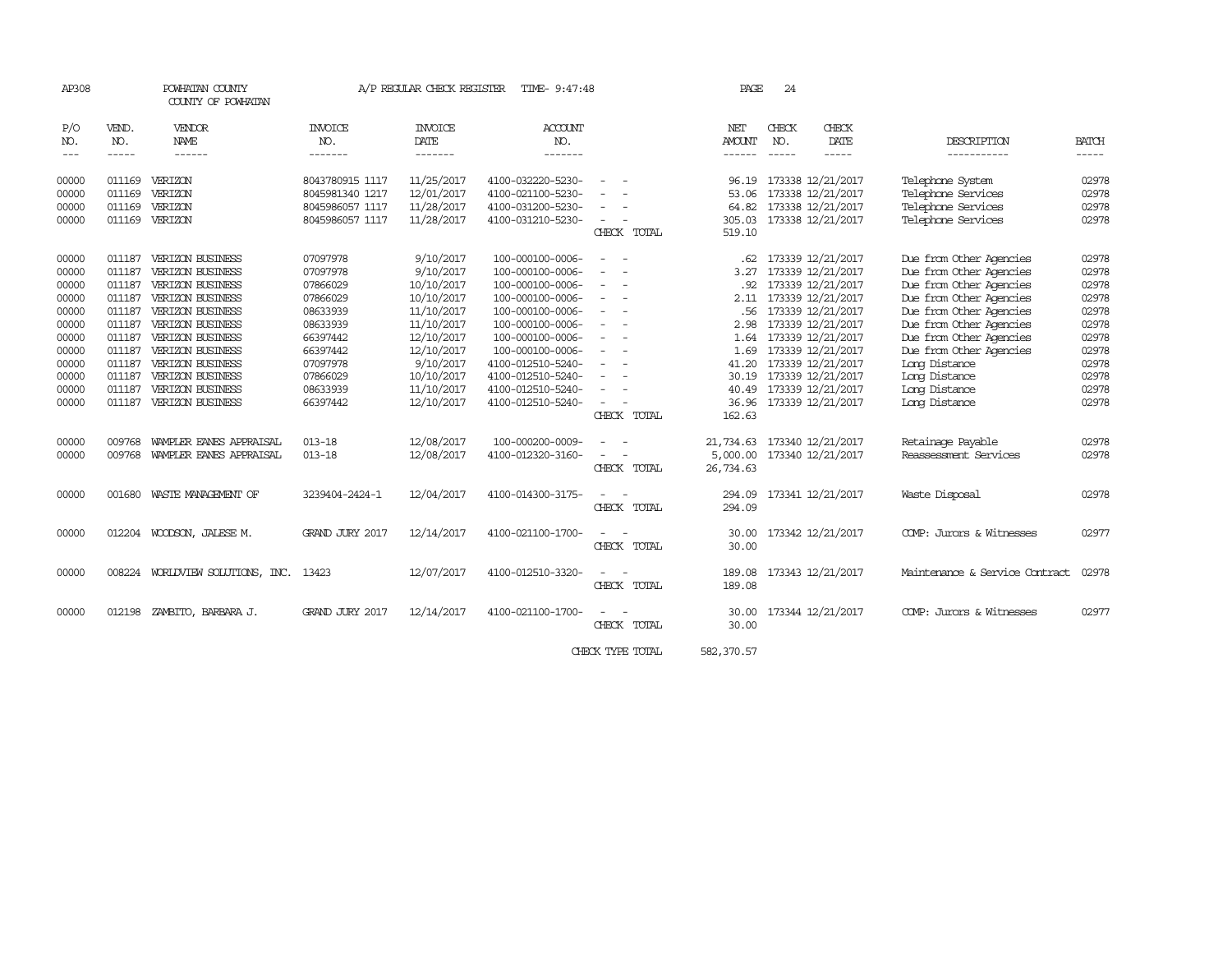AP308 POWHATAN COUNTY A/P REGULAR CHECK REGISTER TIME- 9:47:48

COUNTY OF POWHATAN

| P/O NO. | VEND. NO. | VENDOR NAME | INVOICE NO. | INVOICE DATE | ACCOUNT NO. | | NET AMOUNT | CHECK NO. | CHECK DATE | DESCRIPTION | BATCH |
|---|---|---|---|---|---|---|---|---|---|---|---|
| 00000 | 011169 | VERIZON | 8043780915 1117 | 11/25/2017 | 4100-032220-5230- | - - | 96.19 | 173338 | 12/21/2017 | Telephone System | 02978 |
| 00000 | 011169 | VERIZON | 8045981340 1217 | 12/01/2017 | 4100-021100-5230- | - - | 53.06 | 173338 | 12/21/2017 | Telephone Services | 02978 |
| 00000 | 011169 | VERIZON | 8045986057 1117 | 11/28/2017 | 4100-031200-5230- | - - | 64.82 | 173338 | 12/21/2017 | Telephone Services | 02978 |
| 00000 | 011169 | VERIZON | 8045986057 1117 | 11/28/2017 | 4100-031210-5230- | - - | 305.03 | 173338 | 12/21/2017 | Telephone Services | 02978 |
| | | | | | | CHECK TOTAL | 519.10 | | | | |
| 00000 | 011187 | VERIZON BUSINESS | 07097978 | 9/10/2017 | 100-000100-0006- | - - | .62 | 173339 | 12/21/2017 | Due from Other Agencies | 02978 |
| 00000 | 011187 | VERIZON BUSINESS | 07097978 | 9/10/2017 | 100-000100-0006- | - - | 3.27 | 173339 | 12/21/2017 | Due from Other Agencies | 02978 |
| 00000 | 011187 | VERIZON BUSINESS | 07866029 | 10/10/2017 | 100-000100-0006- | - - | .92 | 173339 | 12/21/2017 | Due from Other Agencies | 02978 |
| 00000 | 011187 | VERIZON BUSINESS | 07866029 | 10/10/2017 | 100-000100-0006- | - - | 2.11 | 173339 | 12/21/2017 | Due from Other Agencies | 02978 |
| 00000 | 011187 | VERIZON BUSINESS | 08633939 | 11/10/2017 | 100-000100-0006- | - - | .56 | 173339 | 12/21/2017 | Due from Other Agencies | 02978 |
| 00000 | 011187 | VERIZON BUSINESS | 08633939 | 11/10/2017 | 100-000100-0006- | - - | 2.98 | 173339 | 12/21/2017 | Due from Other Agencies | 02978 |
| 00000 | 011187 | VERIZON BUSINESS | 66397442 | 12/10/2017 | 100-000100-0006- | - - | 1.64 | 173339 | 12/21/2017 | Due from Other Agencies | 02978 |
| 00000 | 011187 | VERIZON BUSINESS | 66397442 | 12/10/2017 | 100-000100-0006- | - - | 1.69 | 173339 | 12/21/2017 | Due from Other Agencies | 02978 |
| 00000 | 011187 | VERIZON BUSINESS | 07097978 | 9/10/2017 | 4100-012510-5240- | - - | 41.20 | 173339 | 12/21/2017 | Long Distance | 02978 |
| 00000 | 011187 | VERIZON BUSINESS | 07866029 | 10/10/2017 | 4100-012510-5240- | - - | 30.19 | 173339 | 12/21/2017 | Long Distance | 02978 |
| 00000 | 011187 | VERIZON BUSINESS | 08633939 | 11/10/2017 | 4100-012510-5240- | - - | 40.49 | 173339 | 12/21/2017 | Long Distance | 02978 |
| 00000 | 011187 | VERIZON BUSINESS | 66397442 | 12/10/2017 | 4100-012510-5240- | - - | 36.96 | 173339 | 12/21/2017 | Long Distance | 02978 |
| | | | | | | CHECK TOTAL | 162.63 | | | | |
| 00000 | 009768 | WAMPLER EANES APPRAISAL | 013-18 | 12/08/2017 | 100-000200-0009- | - - | 21,734.63 | 173340 | 12/21/2017 | Retainage Payable | 02978 |
| 00000 | 009768 | WAMPLER EANES APPRAISAL | 013-18 | 12/08/2017 | 4100-012320-3160- | - - | 5,000.00 | 173340 | 12/21/2017 | Reassessment Services | 02978 |
| | | | | | | CHECK TOTAL | 26,734.63 | | | | |
| 00000 | 001680 | WASTE MANAGEMENT OF | 3239404-2424-1 | 12/04/2017 | 4100-014300-3175- | - - | 294.09 | 173341 | 12/21/2017 | Waste Disposal | 02978 |
| | | | | | | CHECK TOTAL | 294.09 | | | | |
| 00000 | 012204 | WOODSON, JALESE M. | GRAND JURY 2017 | 12/14/2017 | 4100-021100-1700- | - - | 30.00 | 173342 | 12/21/2017 | COMP: Jurors & Witnesses | 02977 |
| | | | | | | CHECK TOTAL | 30.00 | | | | |
| 00000 | 008224 | WORLDVIEW SOLUTIONS, INC. | 13423 | 12/07/2017 | 4100-012510-3320- | - - | 189.08 | 173343 | 12/21/2017 | Maintenance & Service Contract | 02978 |
| | | | | | | CHECK TOTAL | 189.08 | | | | |
| 00000 | 012198 | ZAMBITO, BARBARA J. | GRAND JURY 2017 | 12/14/2017 | 4100-021100-1700- | - - | 30.00 | 173344 | 12/21/2017 | COMP: Jurors & Witnesses | 02977 |
| | | | | | | CHECK TOTAL | 30.00 | | | | |
| | | | | | | CHECK TYPE TOTAL | 582,370.57 | | | | |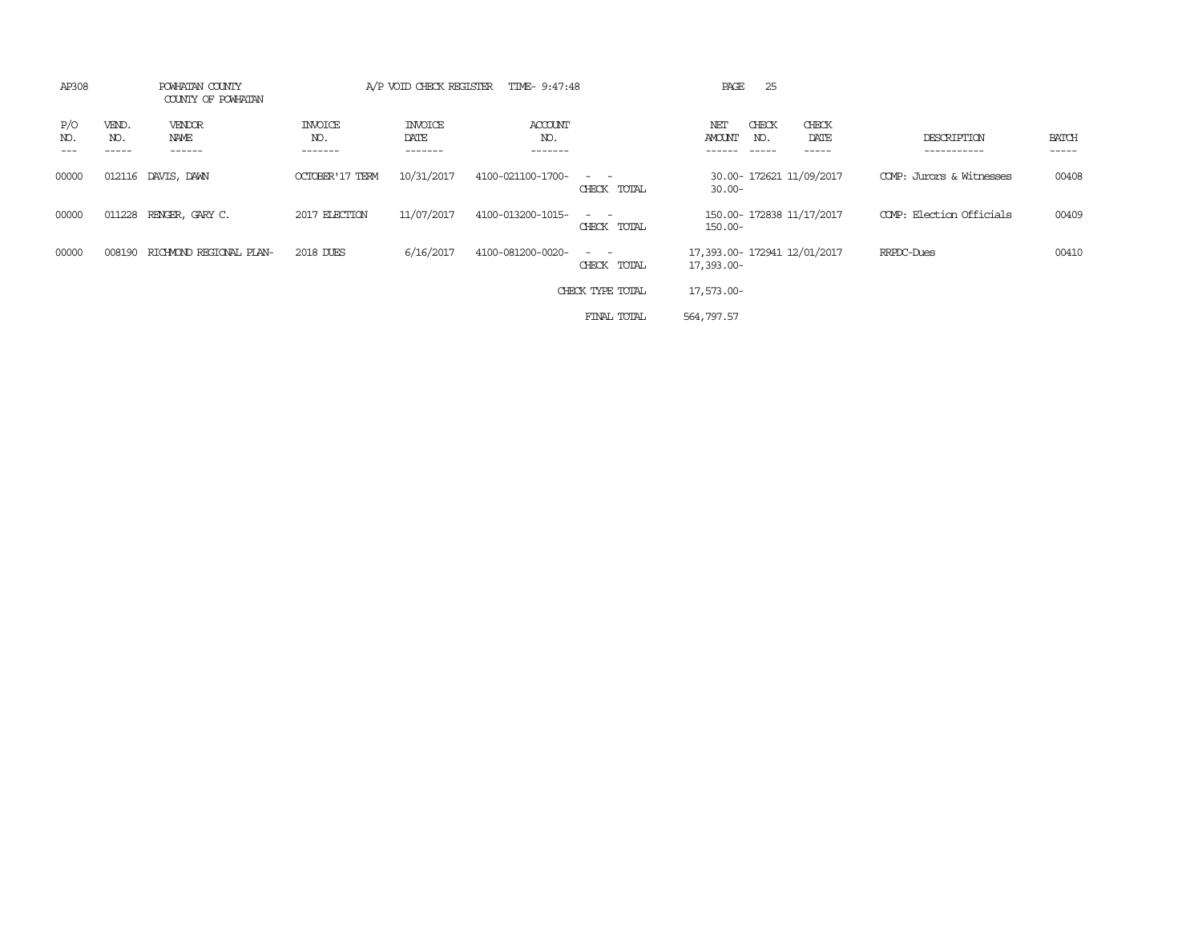AP308 POWHATAN COUNTY A/P VOID CHECK REGISTER TIME- 9:47:48

COUNTY OF POWHATAN

| P/O NO. | VEND. NO. | VENDOR NAME | INVOICE NO. | INVOICE DATE | ACCOUNT NO. | | NET AMOUNT | CHECK NO. | CHECK DATE | DESCRIPTION | BATCH |
|---|---|---|---|---|---|---|---|---|---|---|---|
| 00000 | 012116 | DAVIS, DAWN | OCTOBER'17 TERM | 10/31/2017 | 4100-021100-1700- | - - | 30.00- | 172621 | 11/09/2017 | COMP: Jurors & Witnesses | 00408 |
| | | | | | | CHECK TOTAL | 30.00- | | | | |
| 00000 | 011228 | RENGER, GARY C. | 2017 ELECTION | 11/07/2017 | 4100-013200-1015- | - - | 150.00- | 172838 | 11/17/2017 | COMP: Election Officials | 00409 |
| | | | | | | CHECK TOTAL | 150.00- | | | | |
| 00000 | 008190 | RICHMOND REGIONAL PLAN- | 2018 DUES | 6/16/2017 | 4100-081200-0020- | - - | 17,393.00- | 172941 | 12/01/2017 | RRPDC-Dues | 00410 |
| | | | | | | CHECK TOTAL | 17,393.00- | | | | |
| | | | | | | CHECK TYPE TOTAL | 17,573.00- | | | | |
| | | | | | | FINAL TOTAL | 564,797.57 | | | | |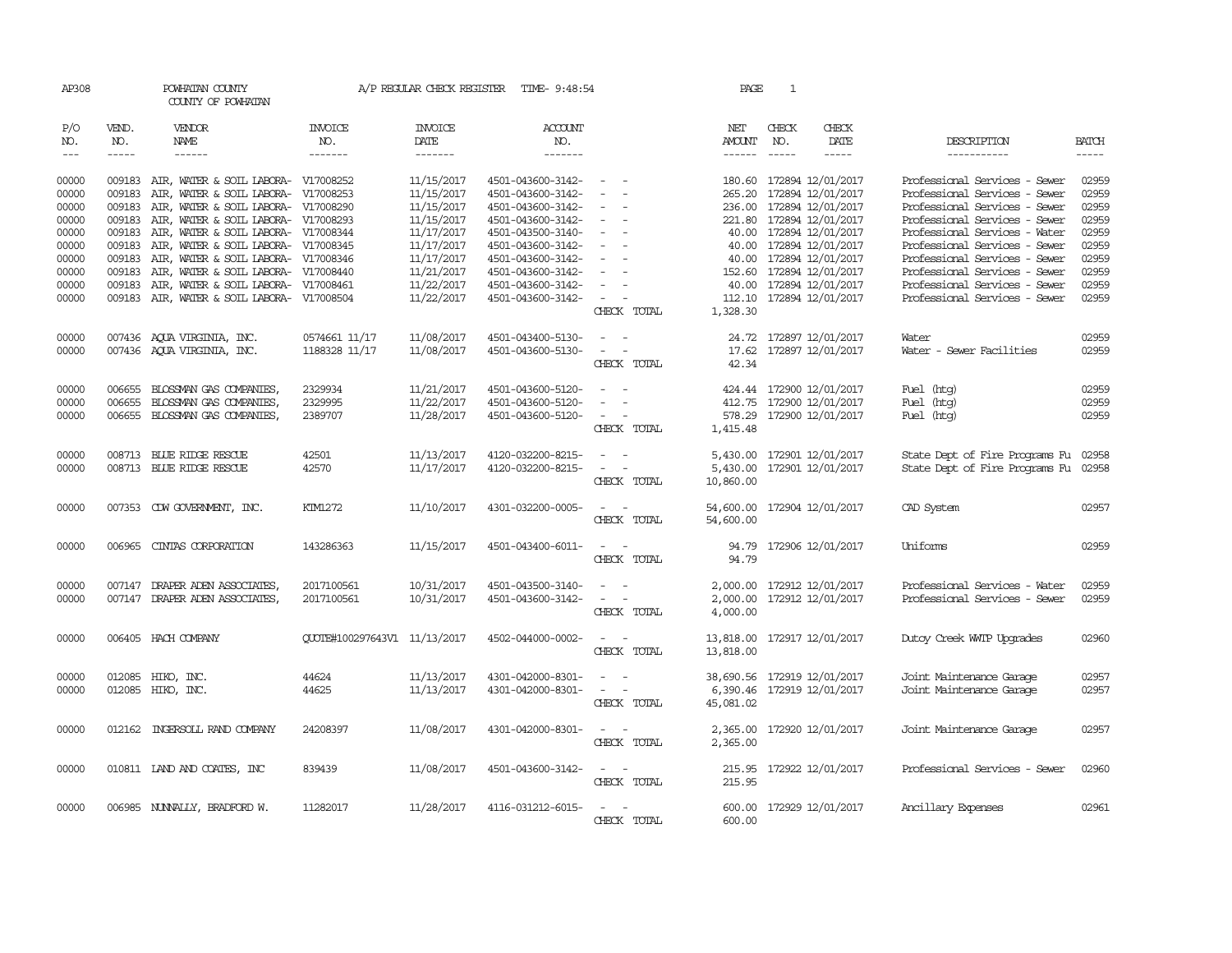AP308 POWHATAN COUNTY A/P REGULAR CHECK REGISTER TIME- 9:48:54 PAGE 1

COUNTY OF POWHATAN

| P/O NO. | VEND. NO. | VENDOR NAME | INVOICE NO. | INVOICE DATE | ACCOUNT NO. | | NET AMOUNT | CHECK NO. | CHECK DATE | DESCRIPTION | BATCH |
|---|---|---|---|---|---|---|---|---|---|---|---|
| 00000 | 009183 | AIR, WATER & SOIL LABORA- | V17008252 | 11/15/2017 | 4501-043600-3142- | - - | 180.60 | 172894 | 12/01/2017 | Professional Services - Sewer | 02959 |
| 00000 | 009183 | AIR, WATER & SOIL LABORA- | V17008253 | 11/15/2017 | 4501-043600-3142- | - - | 265.20 | 172894 | 12/01/2017 | Professional Services - Sewer | 02959 |
| 00000 | 009183 | AIR, WATER & SOIL LABORA- | V17008290 | 11/15/2017 | 4501-043600-3142- | - - | 236.00 | 172894 | 12/01/2017 | Professional Services - Sewer | 02959 |
| 00000 | 009183 | AIR, WATER & SOIL LABORA- | V17008293 | 11/15/2017 | 4501-043600-3142- | - - | 221.80 | 172894 | 12/01/2017 | Professional Services - Sewer | 02959 |
| 00000 | 009183 | AIR, WATER & SOIL LABORA- | V17008344 | 11/17/2017 | 4501-043500-3140- | - - | 40.00 | 172894 | 12/01/2017 | Professional Services - Water | 02959 |
| 00000 | 009183 | AIR, WATER & SOIL LABORA- | V17008345 | 11/17/2017 | 4501-043600-3142- | - - | 40.00 | 172894 | 12/01/2017 | Professional Services - Sewer | 02959 |
| 00000 | 009183 | AIR, WATER & SOIL LABORA- | V17008346 | 11/17/2017 | 4501-043600-3142- | - - | 40.00 | 172894 | 12/01/2017 | Professional Services - Sewer | 02959 |
| 00000 | 009183 | AIR, WATER & SOIL LABORA- | V17008440 | 11/21/2017 | 4501-043600-3142- | - - | 152.60 | 172894 | 12/01/2017 | Professional Services - Sewer | 02959 |
| 00000 | 009183 | AIR, WATER & SOIL LABORA- | V17008461 | 11/22/2017 | 4501-043600-3142- | - - | 40.00 | 172894 | 12/01/2017 | Professional Services - Sewer | 02959 |
| 00000 | 009183 | AIR, WATER & SOIL LABORA- | V17008504 | 11/22/2017 | 4501-043600-3142- | - - | 112.10 | 172894 | 12/01/2017 | Professional Services - Sewer | 02959 |
| | | | | | | CHECK TOTAL | 1,328.30 | | | | |
| 00000 | 007436 | AQUA VIRGINIA, INC. | 0574661 11/17 | 11/08/2017 | 4501-043400-5130- | - - | 24.72 | 172897 | 12/01/2017 | Water | 02959 |
| 00000 | 007436 | AQUA VIRGINIA, INC. | 1188328 11/17 | 11/08/2017 | 4501-043600-5130- | - - | 17.62 | 172897 | 12/01/2017 | Water - Sewer Facilities | 02959 |
| | | | | | | CHECK TOTAL | 42.34 | | | | |
| 00000 | 006655 | BLOSSMAN GAS COMPANIES, | 2329934 | 11/21/2017 | 4501-043600-5120- | - - | 424.44 | 172900 | 12/01/2017 | Fuel (htg) | 02959 |
| 00000 | 006655 | BLOSSMAN GAS COMPANIES, | 2329995 | 11/22/2017 | 4501-043600-5120- | - - | 412.75 | 172900 | 12/01/2017 | Fuel (htg) | 02959 |
| 00000 | 006655 | BLOSSMAN GAS COMPANIES, | 2389707 | 11/28/2017 | 4501-043600-5120- | - - | 578.29 | 172900 | 12/01/2017 | Fuel (htg) | 02959 |
| | | | | | | CHECK TOTAL | 1,415.48 | | | | |
| 00000 | 008713 | BLUE RIDGE RESCUE | 42501 | 11/13/2017 | 4120-032200-8215- | - - | 5,430.00 | 172901 | 12/01/2017 | State Dept of Fire Programs Fu | 02958 |
| 00000 | 008713 | BLUE RIDGE RESCUE | 42570 | 11/17/2017 | 4120-032200-8215- | - - | 5,430.00 | 172901 | 12/01/2017 | State Dept of Fire Programs Fu | 02958 |
| | | | | | | CHECK TOTAL | 10,860.00 | | | | |
| 00000 | 007353 | CDW GOVERNMENT, INC. | KTM1272 | 11/10/2017 | 4301-032200-0005- | - - | 54,600.00 | 172904 | 12/01/2017 | CAD System | 02957 |
| | | | | | | CHECK TOTAL | 54,600.00 | | | | |
| 00000 | 006965 | CINTAS CORPORATION | 143286363 | 11/15/2017 | 4501-043400-6011- | - - | 94.79 | 172906 | 12/01/2017 | Uniforms | 02959 |
| | | | | | | CHECK TOTAL | 94.79 | | | | |
| 00000 | 007147 | DRAPER ADEN ASSOCIATES, | 2017100561 | 10/31/2017 | 4501-043500-3140- | - - | 2,000.00 | 172912 | 12/01/2017 | Professional Services - Water | 02959 |
| 00000 | 007147 | DRAPER ADEN ASSOCIATES, | 2017100561 | 10/31/2017 | 4501-043600-3142- | - - | 2,000.00 | 172912 | 12/01/2017 | Professional Services - Sewer | 02959 |
| | | | | | | CHECK TOTAL | 4,000.00 | | | | |
| 00000 | 006405 | HACH COMPANY | QUOTE#100297643V1 | 11/13/2017 | 4502-044000-0002- | - - | 13,818.00 | 172917 | 12/01/2017 | Dutoy Creek WWTP Upgrades | 02960 |
| | | | | | | CHECK TOTAL | 13,818.00 | | | | |
| 00000 | 012085 | HIKO, INC. | 44624 | 11/13/2017 | 4301-042000-8301- | - - | 38,690.56 | 172919 | 12/01/2017 | Joint Maintenance Garage | 02957 |
| 00000 | 012085 | HIKO, INC. | 44625 | 11/13/2017 | 4301-042000-8301- | - - | 6,390.46 | 172919 | 12/01/2017 | Joint Maintenance Garage | 02957 |
| | | | | | | CHECK TOTAL | 45,081.02 | | | | |
| 00000 | 012162 | INGERSOLL RAND COMPANY | 24208397 | 11/08/2017 | 4301-042000-8301- | - - | 2,365.00 | 172920 | 12/01/2017 | Joint Maintenance Garage | 02957 |
| | | | | | | CHECK TOTAL | 2,365.00 | | | | |
| 00000 | 010811 | LAND AND COATES, INC | 839439 | 11/08/2017 | 4501-043600-3142- | - - | 215.95 | 172922 | 12/01/2017 | Professional Services - Sewer | 02960 |
| | | | | | | CHECK TOTAL | 215.95 | | | | |
| 00000 | 006985 | NUNNALLY, BRADFORD W. | 11282017 | 11/28/2017 | 4116-031212-6015- | - - | 600.00 | 172929 | 12/01/2017 | Ancillary Expenses | 02961 |
| | | | | | | CHECK TOTAL | 600.00 | | | | |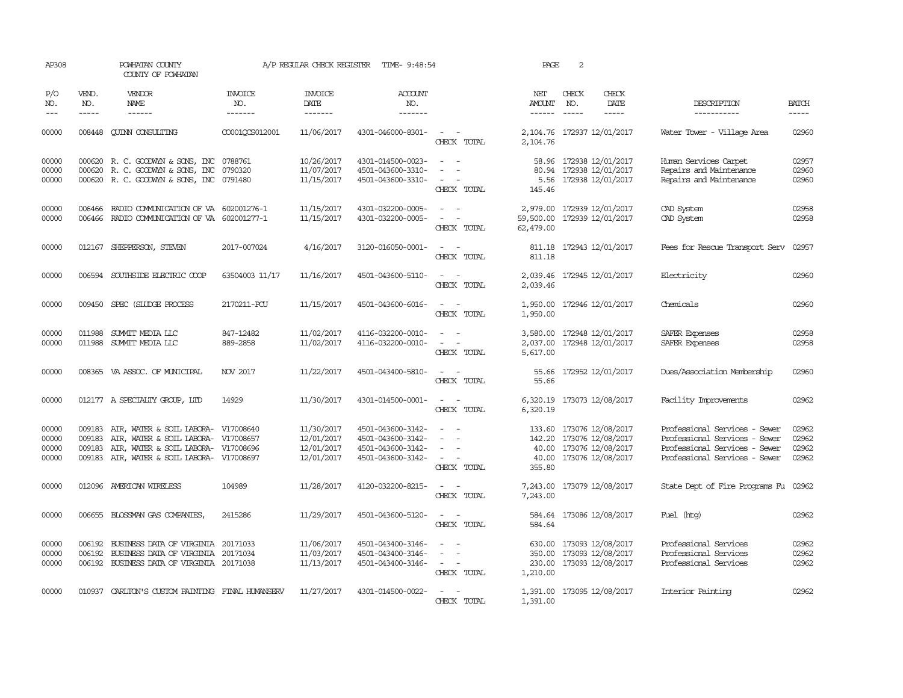AP308 POWHATAN COUNTY A/P REGULAR CHECK REGISTER TIME- 9:48:54 PAGE 2

COUNTY OF POWHATAN

| P/O NO. | VEND. NO. | VENDOR NAME | INVOICE NO. | INVOICE DATE | ACCOUNT NO. | | NET AMOUNT | CHECK NO. | CHECK DATE | DESCRIPTION | BATCH |
|---|---|---|---|---|---|---|---|---|---|---|---|
| --- | ----- | ------ | ------- | ------- | ------- | | ------ | ----- | ----- | ----------- | ----- |
| 00000 | 008448 | QUINN CONSULTING | CO001QCS012001 | 11/06/2017 | 4301-046000-8301- | - - | 2,104.76 | 172937 | 12/01/2017 | Water Tower - Village Area | 02960 |
| | | | | | | CHECK TOTAL | 2,104.76 | | | | |
| 00000 | 000620 | R. C. GOODWYN & SONS, INC | 0788761 | 10/26/2017 | 4301-014500-0023- | - - | 58.96 | 172938 | 12/01/2017 | Human Services Carpet | 02957 |
| 00000 | 000620 | R. C. GOODWYN & SONS, INC | 0790320 | 11/07/2017 | 4501-043600-3310- | - - | 80.94 | 172938 | 12/01/2017 | Repairs and Maintenance | 02960 |
| 00000 | 000620 | R. C. GOODWYN & SONS, INC | 0791480 | 11/15/2017 | 4501-043600-3310- | - - | 5.56 | 172938 | 12/01/2017 | Repairs and Maintenance | 02960 |
| | | | | | | CHECK TOTAL | 145.46 | | | | |
| 00000 | 006466 | RADIO COMMUNICATION OF VA | 602001276-1 | 11/15/2017 | 4301-032200-0005- | - - | 2,979.00 | 172939 | 12/01/2017 | CAD System | 02958 |
| 00000 | 006466 | RADIO COMMUNICATION OF VA | 602001277-1 | 11/15/2017 | 4301-032200-0005- | - - | 59,500.00 | 172939 | 12/01/2017 | CAD System | 02958 |
| | | | | | | CHECK TOTAL | 62,479.00 | | | | |
| 00000 | 012167 | SHEPPERSON, STEVEN | 2017-007024 | 4/16/2017 | 3120-016050-0001- | - - | 811.18 | 172943 | 12/01/2017 | Fees for Rescue Transport Serv | 02957 |
| | | | | | | CHECK TOTAL | 811.18 | | | | |
| 00000 | 006594 | SOUTHSIDE ELECTRIC COOP | 63504003 11/17 | 11/16/2017 | 4501-043600-5110- | - - | 2,039.46 | 172945 | 12/01/2017 | Electricity | 02960 |
| | | | | | | CHECK TOTAL | 2,039.46 | | | | |
| 00000 | 009450 | SPEC (SLUDGE PROCESS | 2170211-PCU | 11/15/2017 | 4501-043600-6016- | - - | 1,950.00 | 172946 | 12/01/2017 | Chemicals | 02960 |
| | | | | | | CHECK TOTAL | 1,950.00 | | | | |
| 00000 | 011988 | SUMMIT MEDIA LLC | 847-12482 | 11/02/2017 | 4116-032200-0010- | - - | 3,580.00 | 172948 | 12/01/2017 | SAFER Expenses | 02958 |
| 00000 | 011988 | SUMMIT MEDIA LLC | 889-2858 | 11/02/2017 | 4116-032200-0010- | - - | 2,037.00 | 172948 | 12/01/2017 | SAFER Expenses | 02958 |
| | | | | | | CHECK TOTAL | 5,617.00 | | | | |
| 00000 | 008365 | VA ASSOC. OF MUNICIPAL | NOV 2017 | 11/22/2017 | 4501-043400-5810- | - - | 55.66 | 172952 | 12/01/2017 | Dues/Association Membership | 02960 |
| | | | | | | CHECK TOTAL | 55.66 | | | | |
| 00000 | 012177 | A SPECIALTY GROUP, LTD | 14929 | 11/30/2017 | 4301-014500-0001- | - - | 6,320.19 | 173073 | 12/08/2017 | Facility Improvements | 02962 |
| | | | | | | CHECK TOTAL | 6,320.19 | | | | |
| 00000 | 009183 | AIR, WATER & SOIL LABORA- | V17008640 | 11/30/2017 | 4501-043600-3142- | - - | 133.60 | 173076 | 12/08/2017 | Professional Services - Sewer | 02962 |
| 00000 | 009183 | AIR, WATER & SOIL LABORA- | V17008657 | 12/01/2017 | 4501-043600-3142- | - - | 142.20 | 173076 | 12/08/2017 | Professional Services - Sewer | 02962 |
| 00000 | 009183 | AIR, WATER & SOIL LABORA- | V17008696 | 12/01/2017 | 4501-043600-3142- | - - | 40.00 | 173076 | 12/08/2017 | Professional Services - Sewer | 02962 |
| 00000 | 009183 | AIR, WATER & SOIL LABORA- | V17008697 | 12/01/2017 | 4501-043600-3142- | - - | 40.00 | 173076 | 12/08/2017 | Professional Services - Sewer | 02962 |
| | | | | | | CHECK TOTAL | 355.80 | | | | |
| 00000 | 012096 | AMERICAN WIRELESS | 104989 | 11/28/2017 | 4120-032200-8215- | - - | 7,243.00 | 173079 | 12/08/2017 | State Dept of Fire Programs Fu | 02962 |
| | | | | | | CHECK TOTAL | 7,243.00 | | | | |
| 00000 | 006655 | BLOSSMAN GAS COMPANIES, | 2415286 | 11/29/2017 | 4501-043600-5120- | - - | 584.64 | 173086 | 12/08/2017 | Fuel (htg) | 02962 |
| | | | | | | CHECK TOTAL | 584.64 | | | | |
| 00000 | 006192 | BUSINESS DATA OF VIRGINIA | 20171033 | 11/06/2017 | 4501-043400-3146- | - - | 630.00 | 173093 | 12/08/2017 | Professional Services | 02962 |
| 00000 | 006192 | BUSINESS DATA OF VIRGINIA | 20171034 | 11/03/2017 | 4501-043400-3146- | - - | 350.00 | 173093 | 12/08/2017 | Professional Services | 02962 |
| 00000 | 006192 | BUSINESS DATA OF VIRGINIA | 20171038 | 11/13/2017 | 4501-043400-3146- | - - | 230.00 | 173093 | 12/08/2017 | Professional Services | 02962 |
| | | | | | | CHECK TOTAL | 1,210.00 | | | | |
| 00000 | 010937 | CARLTON'S CUSTOM PAINTING | FINAL HUMANSERV | 11/27/2017 | 4301-014500-0022- | - - | 1,391.00 | 173095 | 12/08/2017 | Interior Painting | 02962 |
| | | | | | | CHECK TOTAL | 1,391.00 | | | | |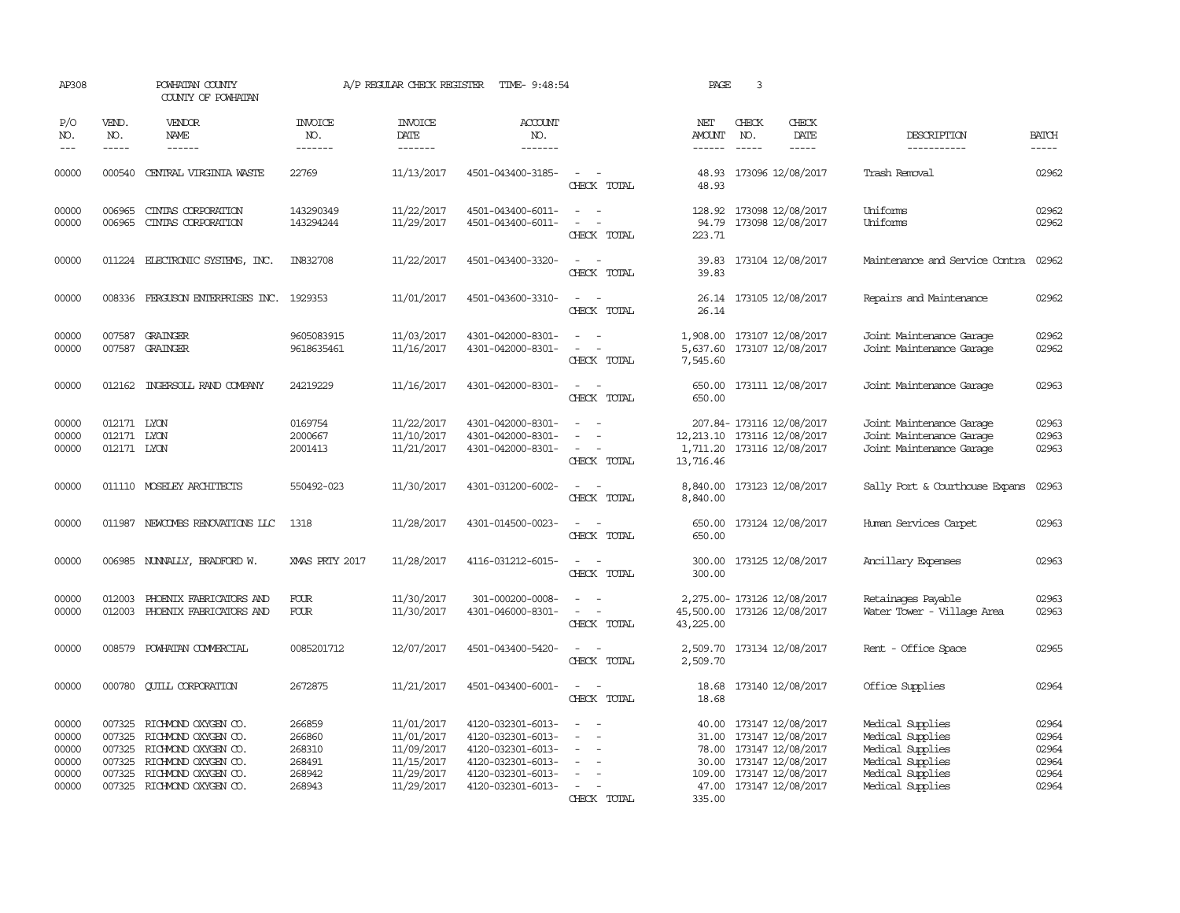AP308 POWHATAN COUNTY A/P REGULAR CHECK REGISTER TIME- 9:48:54 PAGE 3

COUNTY OF POWHATAN

| P/O NO. | VEND. NO. | VENDOR NAME | INVOICE NO. | INVOICE DATE | ACCOUNT NO. | | NET AMOUNT | CHECK NO. | CHECK DATE | DESCRIPTION | BATCH |
|---|---|---|---|---|---|---|---|---|---|---|---|
| 00000 | 000540 | CENTRAL VIRGINIA WASTE | 22769 | 11/13/2017 | 4501-043400-3185- | - - | 48.93 | 173096 | 12/08/2017 | Trash Removal | 02962 |
| | | | | | | CHECK TOTAL | 48.93 | | | | |
| 00000 | 006965 | CINTAS CORPORATION | 143290349 | 11/22/2017 | 4501-043400-6011- | - - | 128.92 | 173098 | 12/08/2017 | Uniforms | 02962 |
| 00000 | 006965 | CINTAS CORPORATION | 143294244 | 11/29/2017 | 4501-043400-6011- | - - | 94.79 | 173098 | 12/08/2017 | Uniforms | 02962 |
| | | | | | | CHECK TOTAL | 223.71 | | | | |
| 00000 | 011224 | ELECTRONIC SYSTEMS, INC. | IN832708 | 11/22/2017 | 4501-043400-3320- | - - | 39.83 | 173104 | 12/08/2017 | Maintenance and Service Contra | 02962 |
| | | | | | | CHECK TOTAL | 39.83 | | | | |
| 00000 | 008336 | FERGUSON ENTERPRISES INC. | 1929353 | 11/01/2017 | 4501-043600-3310- | - - | 26.14 | 173105 | 12/08/2017 | Repairs and Maintenance | 02962 |
| | | | | | | CHECK TOTAL | 26.14 | | | | |
| 00000 | 007587 | GRAINGER | 9605083915 | 11/03/2017 | 4301-042000-8301- | - - | 1,908.00 | 173107 | 12/08/2017 | Joint Maintenance Garage | 02962 |
| 00000 | 007587 | GRAINGER | 9618635461 | 11/16/2017 | 4301-042000-8301- | - - | 5,637.60 | 173107 | 12/08/2017 | Joint Maintenance Garage | 02962 |
| | | | | | | CHECK TOTAL | 7,545.60 | | | | |
| 00000 | 012162 | INGERSOLL RAND COMPANY | 24219229 | 11/16/2017 | 4301-042000-8301- | - - | 650.00 | 173111 | 12/08/2017 | Joint Maintenance Garage | 02963 |
| | | | | | | CHECK TOTAL | 650.00 | | | | |
| 00000 | 012171 | LYON | 0169754 | 11/22/2017 | 4301-042000-8301- | - - | 207.84- | 173116 | 12/08/2017 | Joint Maintenance Garage | 02963 |
| 00000 | 012171 | LYON | 2000667 | 11/10/2017 | 4301-042000-8301- | - - | 12,213.10 | 173116 | 12/08/2017 | Joint Maintenance Garage | 02963 |
| 00000 | 012171 | LYON | 2001413 | 11/21/2017 | 4301-042000-8301- | - - | 1,711.20 | 173116 | 12/08/2017 | Joint Maintenance Garage | 02963 |
| | | | | | | CHECK TOTAL | 13,716.46 | | | | |
| 00000 | 011110 | MOSELEY ARCHITECTS | 550492-023 | 11/30/2017 | 4301-031200-6002- | - - | 8,840.00 | 173123 | 12/08/2017 | Sally Port & Courthouse Expans | 02963 |
| | | | | | | CHECK TOTAL | 8,840.00 | | | | |
| 00000 | 011987 | NEWCOMBS RENOVATIONS LLC | 1318 | 11/28/2017 | 4301-014500-0023- | - - | 650.00 | 173124 | 12/08/2017 | Human Services Carpet | 02963 |
| | | | | | | CHECK TOTAL | 650.00 | | | | |
| 00000 | 006985 | NUNNALLY, BRADFORD W. | XMAS PRTY 2017 | 11/28/2017 | 4116-031212-6015- | - - | 300.00 | 173125 | 12/08/2017 | Ancillary Expenses | 02963 |
| | | | | | | CHECK TOTAL | 300.00 | | | | |
| 00000 | 012003 | PHOENIX FABRICATORS AND | FOUR | 11/30/2017 | 301-000200-0008- | - - | 2,275.00- | 173126 | 12/08/2017 | Retainages Payable | 02963 |
| 00000 | 012003 | PHOENIX FABRICATORS AND | FOUR | 11/30/2017 | 4301-046000-8301- | - - | 45,500.00 | 173126 | 12/08/2017 | Water Tower - Village Area | 02963 |
| | | | | | | CHECK TOTAL | 43,225.00 | | | | |
| 00000 | 008579 | POWHATAN COMMERCIAL | 0085201712 | 12/07/2017 | 4501-043400-5420- | - - | 2,509.70 | 173134 | 12/08/2017 | Rent - Office Space | 02965 |
| | | | | | | CHECK TOTAL | 2,509.70 | | | | |
| 00000 | 000780 | QUILL CORPORATION | 2672875 | 11/21/2017 | 4501-043400-6001- | - - | 18.68 | 173140 | 12/08/2017 | Office Supplies | 02964 |
| | | | | | | CHECK TOTAL | 18.68 | | | | |
| 00000 | 007325 | RICHMOND OXYGEN CO. | 266859 | 11/01/2017 | 4120-032301-6013- | - - | 40.00 | 173147 | 12/08/2017 | Medical Supplies | 02964 |
| 00000 | 007325 | RICHMOND OXYGEN CO. | 266860 | 11/01/2017 | 4120-032301-6013- | - - | 31.00 | 173147 | 12/08/2017 | Medical Supplies | 02964 |
| 00000 | 007325 | RICHMOND OXYGEN CO. | 268310 | 11/09/2017 | 4120-032301-6013- | - - | 78.00 | 173147 | 12/08/2017 | Medical Supplies | 02964 |
| 00000 | 007325 | RICHMOND OXYGEN CO. | 268491 | 11/15/2017 | 4120-032301-6013- | - - | 30.00 | 173147 | 12/08/2017 | Medical Supplies | 02964 |
| 00000 | 007325 | RICHMOND OXYGEN CO. | 268942 | 11/29/2017 | 4120-032301-6013- | - - | 109.00 | 173147 | 12/08/2017 | Medical Supplies | 02964 |
| 00000 | 007325 | RICHMOND OXYGEN CO. | 268943 | 11/29/2017 | 4120-032301-6013- | - - | 47.00 | 173147 | 12/08/2017 | Medical Supplies | 02964 |
| | | | | | | CHECK TOTAL | 335.00 | | | | |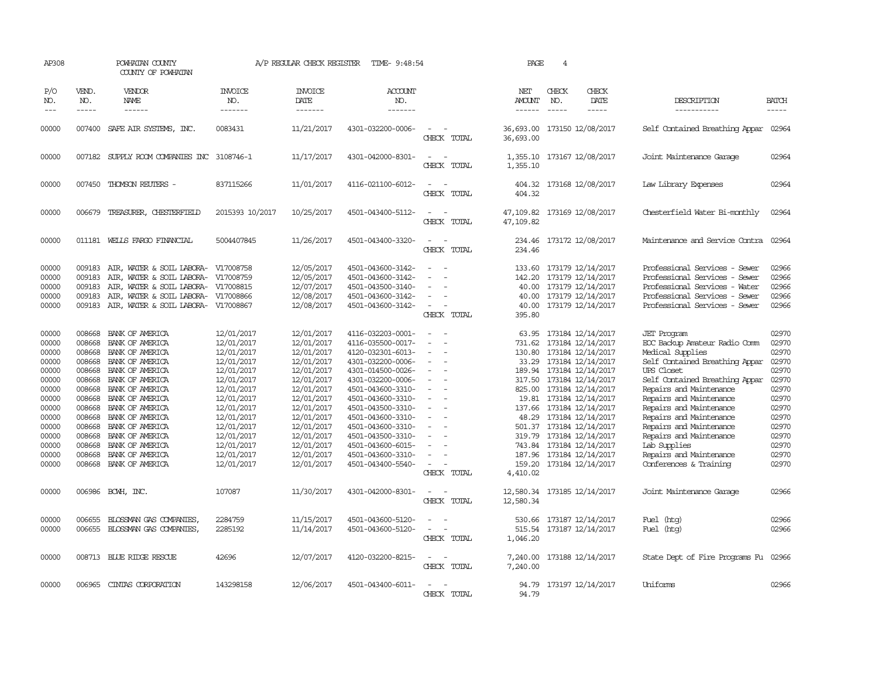AP308 POWHATAN COUNTY COUNTY OF POWHATAN — A/P REGULAR CHECK REGISTER TIME- 9:48:54

| P/O NO. | VEND. NO. | VENDOR NAME | INVOICE NO. | INVOICE DATE | ACCOUNT NO. | | NET AMOUNT | CHECK NO. | CHECK DATE | DESCRIPTION | BATCH |
|---|---|---|---|---|---|---|---|---|---|---|---|
| 00000 | 007400 | SAFE AIR SYSTEMS, INC. | 0083431 | 11/21/2017 | 4301-032200-0006- | - - | 36,693.00 | 173150 | 12/08/2017 | Self Contained Breathing Appar | 02964 |
| | | | | | | CHECK TOTAL | 36,693.00 | | | | |
| 00000 | 007182 | SUPPLY ROOM COMPANIES INC | 3108746-1 | 11/17/2017 | 4301-042000-8301- | - - | 1,355.10 | 173167 | 12/08/2017 | Joint Maintenance Garage | 02964 |
| | | | | | | CHECK TOTAL | 1,355.10 | | | | |
| 00000 | 007450 | THOMSON REUTERS - | 837115266 | 11/01/2017 | 4116-021100-6012- | - - | 404.32 | 173168 | 12/08/2017 | Law Library Expenses | 02964 |
| | | | | | | CHECK TOTAL | 404.32 | | | | |
| 00000 | 006679 | TREASURER, CHESTERFIELD | 2015393 10/2017 | 10/25/2017 | 4501-043400-5112- | - - | 47,109.82 | 173169 | 12/08/2017 | Chesterfield Water Bi-monthly | 02964 |
| | | | | | | CHECK TOTAL | 47,109.82 | | | | |
| 00000 | 011181 | WELLS FARGO FINANCIAL | 5004407845 | 11/26/2017 | 4501-043400-3320- | - - | 234.46 | 173172 | 12/08/2017 | Maintenance and Service Contra | 02964 |
| | | | | | | CHECK TOTAL | 234.46 | | | | |
| 00000 | 009183 | AIR, WATER & SOIL LABORA- | V17008758 | 12/05/2017 | 4501-043600-3142- | - - | 133.60 | 173179 | 12/14/2017 | Professional Services - Sewer | 02966 |
| 00000 | 009183 | AIR, WATER & SOIL LABORA- | V17008759 | 12/05/2017 | 4501-043600-3142- | - - | 142.20 | 173179 | 12/14/2017 | Professional Services - Sewer | 02966 |
| 00000 | 009183 | AIR, WATER & SOIL LABORA- | V17008815 | 12/07/2017 | 4501-043500-3140- | - - | 40.00 | 173179 | 12/14/2017 | Professional Services - Water | 02966 |
| 00000 | 009183 | AIR, WATER & SOIL LABORA- | V17008866 | 12/08/2017 | 4501-043600-3142- | - - | 40.00 | 173179 | 12/14/2017 | Professional Services - Sewer | 02966 |
| 00000 | 009183 | AIR, WATER & SOIL LABORA- | V17008867 | 12/08/2017 | 4501-043600-3142- | - - | 40.00 | 173179 | 12/14/2017 | Professional Services - Sewer | 02966 |
| | | | | | | CHECK TOTAL | 395.80 | | | | |
| 00000 | 008668 | BANK OF AMERICA | 12/01/2017 | 12/01/2017 | 4116-032203-0001- | - - | 63.95 | 173184 | 12/14/2017 | JET Program | 02970 |
| 00000 | 008668 | BANK OF AMERICA | 12/01/2017 | 12/01/2017 | 4116-035500-0017- | - - | 731.62 | 173184 | 12/14/2017 | EOC Backup Amateur Radio Comm | 02970 |
| 00000 | 008668 | BANK OF AMERICA | 12/01/2017 | 12/01/2017 | 4120-032301-6013- | - - | 130.80 | 173184 | 12/14/2017 | Medical Supplies | 02970 |
| 00000 | 008668 | BANK OF AMERICA | 12/01/2017 | 12/01/2017 | 4301-032200-0006- | - - | 33.29 | 173184 | 12/14/2017 | Self Contained Breathing Appar | 02970 |
| 00000 | 008668 | BANK OF AMERICA | 12/01/2017 | 12/01/2017 | 4301-014500-0026- | - - | 189.94 | 173184 | 12/14/2017 | UPS Closet | 02970 |
| 00000 | 008668 | BANK OF AMERICA | 12/01/2017 | 12/01/2017 | 4301-032200-0006- | - - | 317.50 | 173184 | 12/14/2017 | Self Contained Breathing Appar | 02970 |
| 00000 | 008668 | BANK OF AMERICA | 12/01/2017 | 12/01/2017 | 4501-043600-3310- | - - | 825.00 | 173184 | 12/14/2017 | Repairs and Maintenance | 02970 |
| 00000 | 008668 | BANK OF AMERICA | 12/01/2017 | 12/01/2017 | 4501-043600-3310- | - - | 19.81 | 173184 | 12/14/2017 | Repairs and Maintenance | 02970 |
| 00000 | 008668 | BANK OF AMERICA | 12/01/2017 | 12/01/2017 | 4501-043500-3310- | - - | 137.66 | 173184 | 12/14/2017 | Repairs and Maintenance | 02970 |
| 00000 | 008668 | BANK OF AMERICA | 12/01/2017 | 12/01/2017 | 4501-043600-3310- | - - | 48.29 | 173184 | 12/14/2017 | Repairs and Maintenance | 02970 |
| 00000 | 008668 | BANK OF AMERICA | 12/01/2017 | 12/01/2017 | 4501-043600-3310- | - - | 501.37 | 173184 | 12/14/2017 | Repairs and Maintenance | 02970 |
| 00000 | 008668 | BANK OF AMERICA | 12/01/2017 | 12/01/2017 | 4501-043500-3310- | - - | 319.79 | 173184 | 12/14/2017 | Repairs and Maintenance | 02970 |
| 00000 | 008668 | BANK OF AMERICA | 12/01/2017 | 12/01/2017 | 4501-043600-6015- | - - | 743.84 | 173184 | 12/14/2017 | Lab Supplies | 02970 |
| 00000 | 008668 | BANK OF AMERICA | 12/01/2017 | 12/01/2017 | 4501-043600-3310- | - - | 187.96 | 173184 | 12/14/2017 | Repairs and Maintenance | 02970 |
| 00000 | 008668 | BANK OF AMERICA | 12/01/2017 | 12/01/2017 | 4501-043400-5540- | - - | 159.20 | 173184 | 12/14/2017 | Conferences & Training | 02970 |
| | | | | | | CHECK TOTAL | 4,410.02 | | | | |
| 00000 | 006986 | BCWH, INC. | 107087 | 11/30/2017 | 4301-042000-8301- | - - | 12,580.34 | 173185 | 12/14/2017 | Joint Maintenance Garage | 02966 |
| | | | | | | CHECK TOTAL | 12,580.34 | | | | |
| 00000 | 006655 | BLOSSMAN GAS COMPANIES, | 2284759 | 11/15/2017 | 4501-043600-5120- | - - | 530.66 | 173187 | 12/14/2017 | Fuel (htg) | 02966 |
| 00000 | 006655 | BLOSSMAN GAS COMPANIES, | 2285192 | 11/14/2017 | 4501-043600-5120- | - - | 515.54 | 173187 | 12/14/2017 | Fuel (htg) | 02966 |
| | | | | | | CHECK TOTAL | 1,046.20 | | | | |
| 00000 | 008713 | BLUE RIDGE RESCUE | 42696 | 12/07/2017 | 4120-032200-8215- | - - | 7,240.00 | 173188 | 12/14/2017 | State Dept of Fire Programs Fu | 02966 |
| | | | | | | CHECK TOTAL | 7,240.00 | | | | |
| 00000 | 006965 | CINTAS CORPORATION | 143298158 | 12/06/2017 | 4501-043400-6011- | - - | 94.79 | 173197 | 12/14/2017 | Uniforms | 02966 |
| | | | | | | CHECK TOTAL | 94.79 | | | | |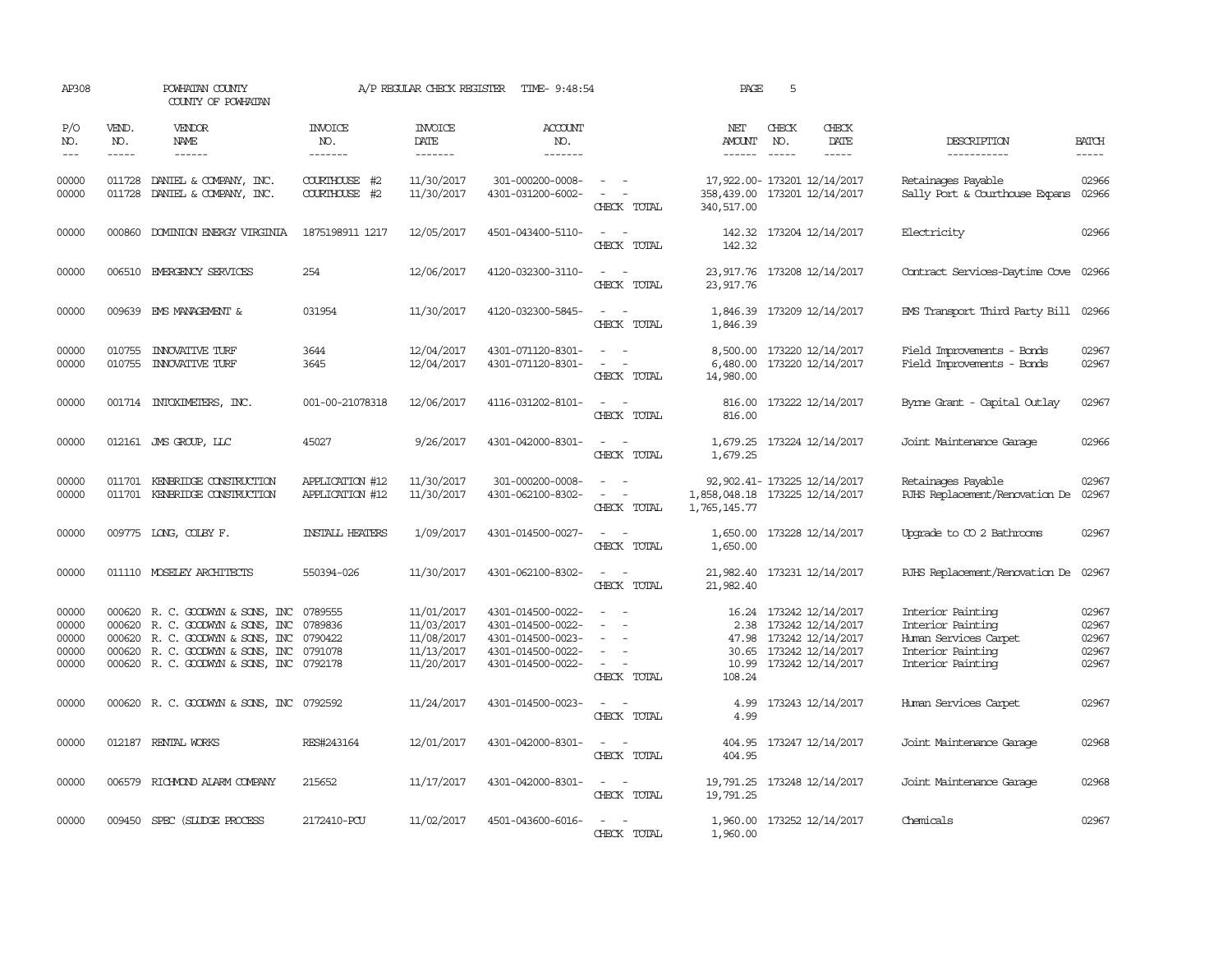AP308 POWHATAN COUNTY A/P REGULAR CHECK REGISTER TIME- 9:48:54

COUNTY OF POWHATAN

| P/O NO. | VEND. NO. | VENDOR NAME | INVOICE NO. | INVOICE DATE | ACCOUNT NO. | | NET AMOUNT | CHECK NO. | CHECK DATE | DESCRIPTION | BATCH |
|---|---|---|---|---|---|---|---|---|---|---|---|
| 00000 | 011728 | DANIEL & COMPANY, INC. | COURTHOUSE #2 | 11/30/2017 | 301-000200-0008- | - - | 17,922.00- | 173201 | 12/14/2017 | Retainages Payable | 02966 |
| 00000 | 011728 | DANIEL & COMPANY, INC. | COURTHOUSE #2 | 11/30/2017 | 4301-031200-6002- | - - | 358,439.00 | 173201 | 12/14/2017 | Sally Port & Courthouse Expans | 02966 |
| | | | | | | CHECK TOTAL | 340,517.00 | | | | |
| 00000 | 000860 | DOMINION ENERGY VIRGINIA | 1875198911 1217 | 12/05/2017 | 4501-043400-5110- | - - | 142.32 | 173204 | 12/14/2017 | Electricity | 02966 |
| | | | | | | CHECK TOTAL | 142.32 | | | | |
| 00000 | 006510 | EMERGENCY SERVICES | 254 | 12/06/2017 | 4120-032300-3110- | - - | 23,917.76 | 173208 | 12/14/2017 | Contract Services-Daytime Cove | 02966 |
| | | | | | | CHECK TOTAL | 23,917.76 | | | | |
| 00000 | 009639 | EMS MANAGEMENT & | 031954 | 11/30/2017 | 4120-032300-5845- | - - | 1,846.39 | 173209 | 12/14/2017 | EMS Transport Third Party Bill | 02966 |
| | | | | | | CHECK TOTAL | 1,846.39 | | | | |
| 00000 | 010755 | INNOVATIVE TURF | 3644 | 12/04/2017 | 4301-071120-8301- | - - | 8,500.00 | 173220 | 12/14/2017 | Field Improvements - Bonds | 02967 |
| 00000 | 010755 | INNOVATIVE TURF | 3645 | 12/04/2017 | 4301-071120-8301- | - - | 6,480.00 | 173220 | 12/14/2017 | Field Improvements - Bonds | 02967 |
| | | | | | | CHECK TOTAL | 14,980.00 | | | | |
| 00000 | 001714 | INTOXIMETERS, INC. | 001-00-21078318 | 12/06/2017 | 4116-031202-8101- | - - | 816.00 | 173222 | 12/14/2017 | Byrne Grant - Capital Outlay | 02967 |
| | | | | | | CHECK TOTAL | 816.00 | | | | |
| 00000 | 012161 | JMS GROUP, LLC | 45027 | 9/26/2017 | 4301-042000-8301- | - - | 1,679.25 | 173224 | 12/14/2017 | Joint Maintenance Garage | 02966 |
| | | | | | | CHECK TOTAL | 1,679.25 | | | | |
| 00000 | 011701 | KENBRIDGE CONSTRUCTION | APPLICATION #12 | 11/30/2017 | 301-000200-0008- | - - | 92,902.41- | 173225 | 12/14/2017 | Retainages Payable | 02967 |
| 00000 | 011701 | KENBRIDGE CONSTRUCTION | APPLICATION #12 | 11/30/2017 | 4301-062100-8302- | - - | 1,858,048.18 | 173225 | 12/14/2017 | PJHS Replacement/Renovation De | 02967 |
| | | | | | | CHECK TOTAL | 1,765,145.77 | | | | |
| 00000 | 009775 | LONG, COLBY F. | INSTALL HEATERS | 1/09/2017 | 4301-014500-0027- | - - | 1,650.00 | 173228 | 12/14/2017 | Upgrade to CO 2 Bathrooms | 02967 |
| | | | | | | CHECK TOTAL | 1,650.00 | | | | |
| 00000 | 011110 | MOSELEY ARCHITECTS | 550394-026 | 11/30/2017 | 4301-062100-8302- | - - | 21,982.40 | 173231 | 12/14/2017 | PJHS Replacement/Renovation De | 02967 |
| | | | | | | CHECK TOTAL | 21,982.40 | | | | |
| 00000 | 000620 | R. C. GOODWYN & SONS, INC | 0789555 | 11/01/2017 | 4301-014500-0022- | - - | 16.24 | 173242 | 12/14/2017 | Interior Painting | 02967 |
| 00000 | 000620 | R. C. GOODWYN & SONS, INC | 0789836 | 11/03/2017 | 4301-014500-0022- | - - | 2.38 | 173242 | 12/14/2017 | Interior Painting | 02967 |
| 00000 | 000620 | R. C. GOODWYN & SONS, INC | 0790422 | 11/08/2017 | 4301-014500-0023- | - - | 47.98 | 173242 | 12/14/2017 | Human Services Carpet | 02967 |
| 00000 | 000620 | R. C. GOODWYN & SONS, INC | 0791078 | 11/13/2017 | 4301-014500-0022- | - - | 30.65 | 173242 | 12/14/2017 | Interior Painting | 02967 |
| 00000 | 000620 | R. C. GOODWYN & SONS, INC | 0792178 | 11/20/2017 | 4301-014500-0022- | - - | 10.99 | 173242 | 12/14/2017 | Interior Painting | 02967 |
| | | | | | | CHECK TOTAL | 108.24 | | | | |
| 00000 | 000620 | R. C. GOODWYN & SONS, INC | 0792592 | 11/24/2017 | 4301-014500-0023- | - - | 4.99 | 173243 | 12/14/2017 | Human Services Carpet | 02967 |
| | | | | | | CHECK TOTAL | 4.99 | | | | |
| 00000 | 012187 | RENTAL WORKS | RES#243164 | 12/01/2017 | 4301-042000-8301- | - - | 404.95 | 173247 | 12/14/2017 | Joint Maintenance Garage | 02968 |
| | | | | | | CHECK TOTAL | 404.95 | | | | |
| 00000 | 006579 | RICHMOND ALARM COMPANY | 215652 | 11/17/2017 | 4301-042000-8301- | - - | 19,791.25 | 173248 | 12/14/2017 | Joint Maintenance Garage | 02968 |
| | | | | | | CHECK TOTAL | 19,791.25 | | | | |
| 00000 | 009450 | SPEC (SLUDGE PROCESS | 2172410-PCU | 11/02/2017 | 4501-043600-6016- | - - | 1,960.00 | 173252 | 12/14/2017 | Chemicals | 02967 |
| | | | | | | CHECK TOTAL | 1,960.00 | | | | |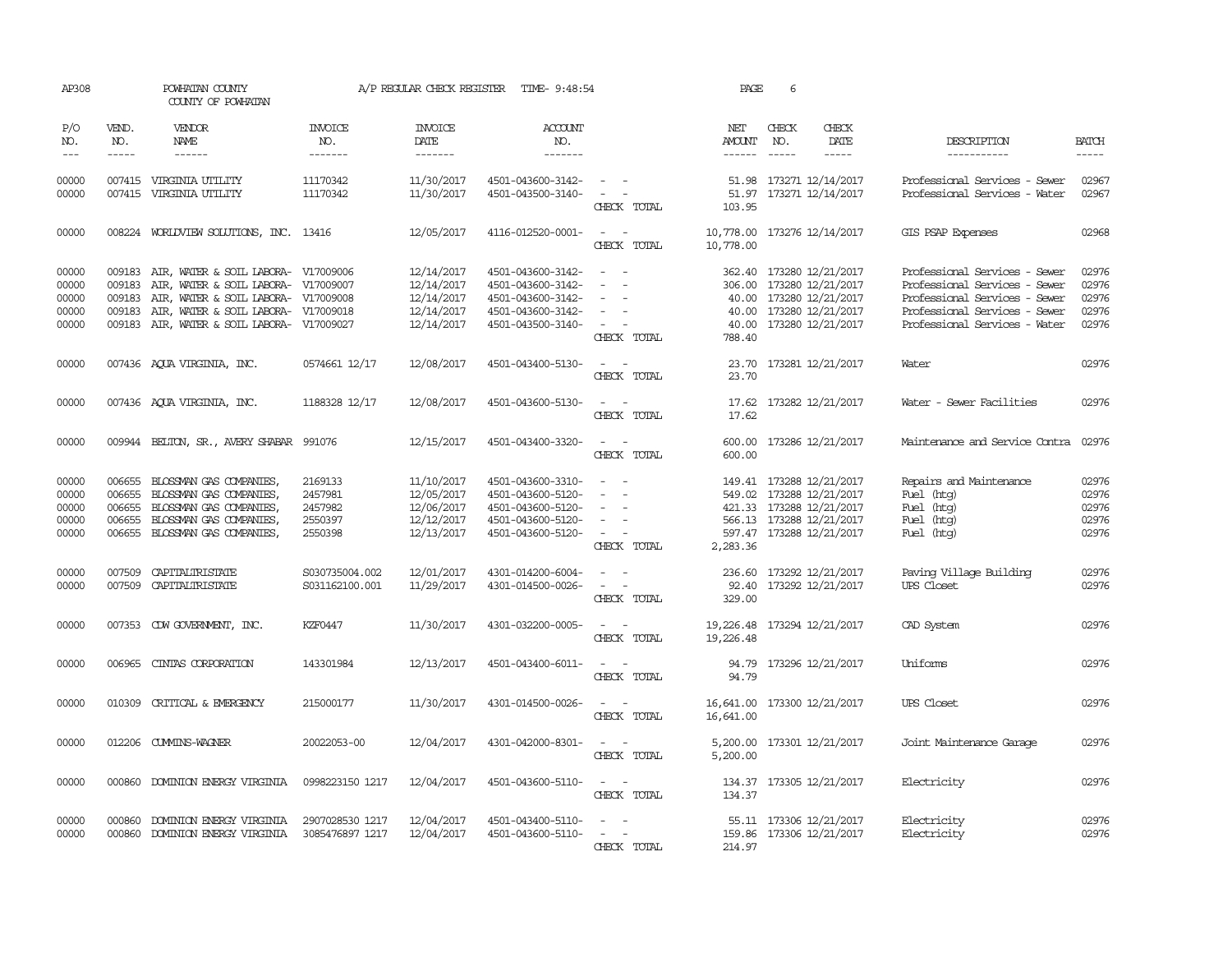AP308 POWHATAN COUNTY A/P REGULAR CHECK REGISTER TIME- 9:48:54 PAGE 6

COUNTY OF POWHATAN

| P/O NO. | VEND. NO. | VENDOR NAME | INVOICE NO. | INVOICE DATE | ACCOUNT NO. | | NET AMOUNT | CHECK NO. | CHECK DATE | DESCRIPTION | BATCH |
|---|---|---|---|---|---|---|---|---|---|---|---|
| --- | ----- | ------ | ------- | ------- | ------- | | ------ | ----- | ----- | ----------- | ----- |
| 00000 | 007415 | VIRGINIA UTILITY | 11170342 | 11/30/2017 | 4501-043600-3142- | - - | 51.98 | 173271 | 12/14/2017 | Professional Services - Sewer | 02967 |
| 00000 | 007415 | VIRGINIA UTILITY | 11170342 | 11/30/2017 | 4501-043500-3140- | - - | 51.97 | 173271 | 12/14/2017 | Professional Services - Water | 02967 |
| | | | | | | CHECK TOTAL | 103.95 | | | | |
| 00000 | 008224 | WORLDVIEW SOLUTIONS, INC. | 13416 | 12/05/2017 | 4116-012520-0001- | - - | 10,778.00 | 173276 | 12/14/2017 | GIS PSAP Expenses | 02968 |
| | | | | | | CHECK TOTAL | 10,778.00 | | | | |
| 00000 | 009183 | AIR, WATER & SOIL LABORA- | V17009006 | 12/14/2017 | 4501-043600-3142- | - - | 362.40 | 173280 | 12/21/2017 | Professional Services - Sewer | 02976 |
| 00000 | 009183 | AIR, WATER & SOIL LABORA- | V17009007 | 12/14/2017 | 4501-043600-3142- | - - | 306.00 | 173280 | 12/21/2017 | Professional Services - Sewer | 02976 |
| 00000 | 009183 | AIR, WATER & SOIL LABORA- | V17009008 | 12/14/2017 | 4501-043600-3142- | - - | 40.00 | 173280 | 12/21/2017 | Professional Services - Sewer | 02976 |
| 00000 | 009183 | AIR, WATER & SOIL LABORA- | V17009018 | 12/14/2017 | 4501-043600-3142- | - - | 40.00 | 173280 | 12/21/2017 | Professional Services - Sewer | 02976 |
| 00000 | 009183 | AIR, WATER & SOIL LABORA- | V17009027 | 12/14/2017 | 4501-043500-3140- | - - | 40.00 | 173280 | 12/21/2017 | Professional Services - Water | 02976 |
| | | | | | | CHECK TOTAL | 788.40 | | | | |
| 00000 | 007436 | AQUA VIRGINIA, INC. | 0574661 12/17 | 12/08/2017 | 4501-043400-5130- | - - | 23.70 | 173281 | 12/21/2017 | Water | 02976 |
| | | | | | | CHECK TOTAL | 23.70 | | | | |
| 00000 | 007436 | AQUA VIRGINIA, INC. | 1188328 12/17 | 12/08/2017 | 4501-043600-5130- | - - | 17.62 | 173282 | 12/21/2017 | Water - Sewer Facilities | 02976 |
| | | | | | | CHECK TOTAL | 17.62 | | | | |
| 00000 | 009944 | BELTON, SR., AVERY SHABAR | 991076 | 12/15/2017 | 4501-043400-3320- | - - | 600.00 | 173286 | 12/21/2017 | Maintenance and Service Contra | 02976 |
| | | | | | | CHECK TOTAL | 600.00 | | | | |
| 00000 | 006655 | BLOSSMAN GAS COMPANIES, | 2169133 | 11/10/2017 | 4501-043600-3310- | - - | 149.41 | 173288 | 12/21/2017 | Repairs and Maintenance | 02976 |
| 00000 | 006655 | BLOSSMAN GAS COMPANIES, | 2457981 | 12/05/2017 | 4501-043600-5120- | - - | 549.02 | 173288 | 12/21/2017 | Fuel (htg) | 02976 |
| 00000 | 006655 | BLOSSMAN GAS COMPANIES, | 2457982 | 12/06/2017 | 4501-043600-5120- | - - | 421.33 | 173288 | 12/21/2017 | Fuel (htg) | 02976 |
| 00000 | 006655 | BLOSSMAN GAS COMPANIES, | 2550397 | 12/12/2017 | 4501-043600-5120- | - - | 566.13 | 173288 | 12/21/2017 | Fuel (htg) | 02976 |
| 00000 | 006655 | BLOSSMAN GAS COMPANIES, | 2550398 | 12/13/2017 | 4501-043600-5120- | - - | 597.47 | 173288 | 12/21/2017 | Fuel (htg) | 02976 |
| | | | | | | CHECK TOTAL | 2,283.36 | | | | |
| 00000 | 007509 | CAPITALTRISTATE | S030735004.002 | 12/01/2017 | 4301-014200-6004- | - - | 236.60 | 173292 | 12/21/2017 | Paving Village Building | 02976 |
| 00000 | 007509 | CAPITALTRISTATE | S031162100.001 | 11/29/2017 | 4301-014500-0026- | - - | 92.40 | 173292 | 12/21/2017 | UPS Closet | 02976 |
| | | | | | | CHECK TOTAL | 329.00 | | | | |
| 00000 | 007353 | CDW GOVERNMENT, INC. | KZF0447 | 11/30/2017 | 4301-032200-0005- | - - | 19,226.48 | 173294 | 12/21/2017 | CAD System | 02976 |
| | | | | | | CHECK TOTAL | 19,226.48 | | | | |
| 00000 | 006965 | CINTAS CORPORATION | 143301984 | 12/13/2017 | 4501-043400-6011- | - - | 94.79 | 173296 | 12/21/2017 | Uniforms | 02976 |
| | | | | | | CHECK TOTAL | 94.79 | | | | |
| 00000 | 010309 | CRITICAL & EMERGENCY | 215000177 | 11/30/2017 | 4301-014500-0026- | - - | 16,641.00 | 173300 | 12/21/2017 | UPS Closet | 02976 |
| | | | | | | CHECK TOTAL | 16,641.00 | | | | |
| 00000 | 012206 | CUMMINS-WAGNER | 20022053-00 | 12/04/2017 | 4301-042000-8301- | - - | 5,200.00 | 173301 | 12/21/2017 | Joint Maintenance Garage | 02976 |
| | | | | | | CHECK TOTAL | 5,200.00 | | | | |
| 00000 | 000860 | DOMINION ENERGY VIRGINIA | 0998223150 1217 | 12/04/2017 | 4501-043600-5110- | - - | 134.37 | 173305 | 12/21/2017 | Electricity | 02976 |
| | | | | | | CHECK TOTAL | 134.37 | | | | |
| 00000 | 000860 | DOMINION ENERGY VIRGINIA | 2907028530 1217 | 12/04/2017 | 4501-043400-5110- | - - | 55.11 | 173306 | 12/21/2017 | Electricity | 02976 |
| 00000 | 000860 | DOMINION ENERGY VIRGINIA | 3085476897 1217 | 12/04/2017 | 4501-043600-5110- | - - | 159.86 | 173306 | 12/21/2017 | Electricity | 02976 |
| | | | | | | CHECK TOTAL | 214.97 | | | | |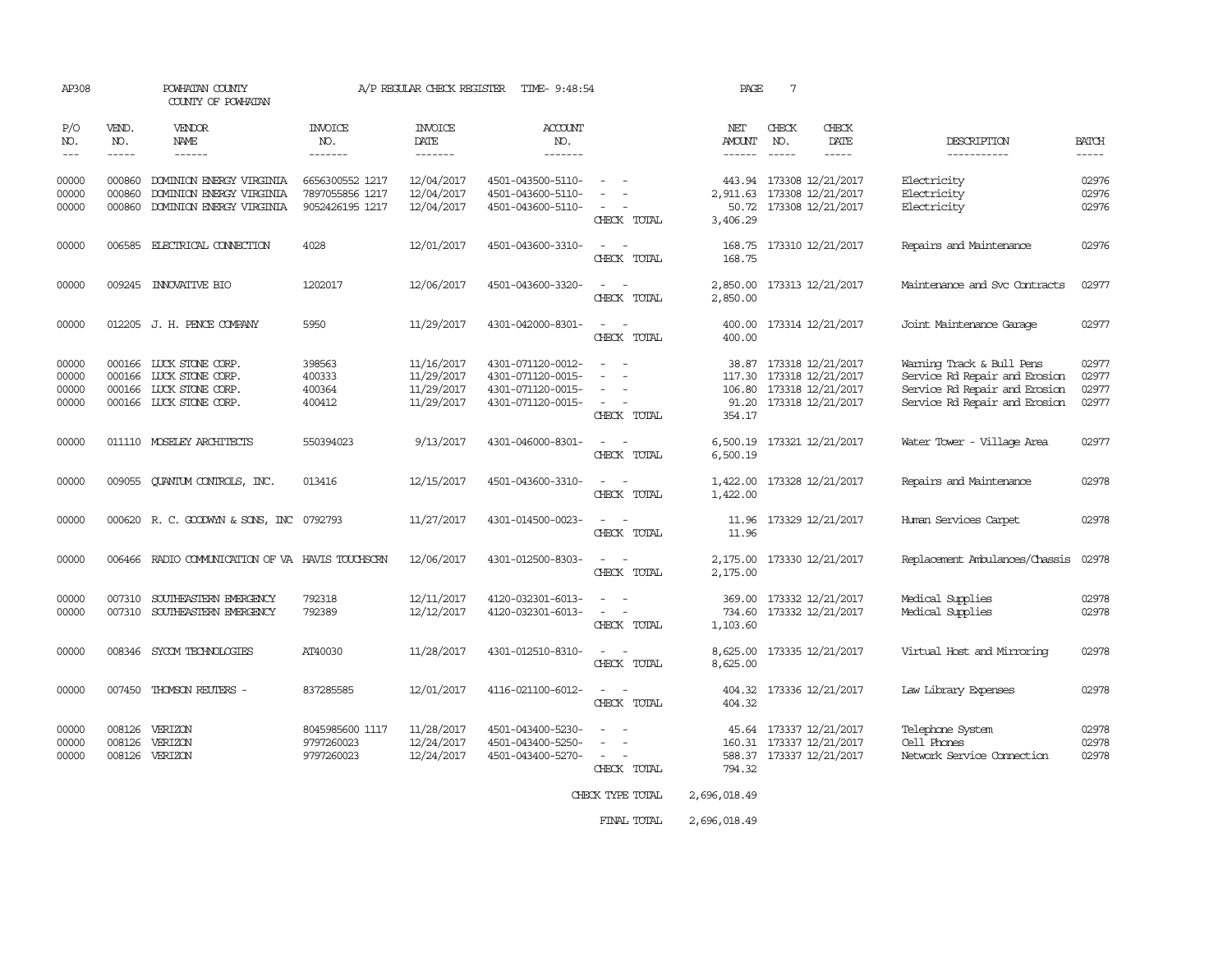AP308 POWHATAN COUNTY A/P REGULAR CHECK REGISTER TIME- 9:48:54 PAGE 7

COUNTY OF POWHATAN

| P/O NO. | VEND. NO. | VENDOR NAME | INVOICE NO. | INVOICE DATE | ACCOUNT NO. | | NET AMOUNT | CHECK NO. | CHECK DATE | DESCRIPTION | BATCH |
|---|---|---|---|---|---|---|---|---|---|---|---|
| 00000 | 000860 | DOMINION ENERGY VIRGINIA | 6656300552 1217 | 12/04/2017 | 4501-043500-5110- | - - | 443.94 | 173308 | 12/21/2017 | Electricity | 02976 |
| 00000 | 000860 | DOMINION ENERGY VIRGINIA | 7897055856 1217 | 12/04/2017 | 4501-043600-5110- | - - | 2,911.63 | 173308 | 12/21/2017 | Electricity | 02976 |
| 00000 | 000860 | DOMINION ENERGY VIRGINIA | 9052426195 1217 | 12/04/2017 | 4501-043600-5110- | - - | 50.72 | 173308 | 12/21/2017 | Electricity | 02976 |
| | | | | | | CHECK TOTAL | 3,406.29 | | | | |
| 00000 | 006585 | ELECTRICAL CONNECTION | 4028 | 12/01/2017 | 4501-043600-3310- | - - | 168.75 | 173310 | 12/21/2017 | Repairs and Maintenance | 02976 |
| | | | | | | CHECK TOTAL | 168.75 | | | | |
| 00000 | 009245 | INNOVATIVE BIO | 1202017 | 12/06/2017 | 4501-043600-3320- | - - | 2,850.00 | 173313 | 12/21/2017 | Maintenance and Svc Contracts | 02977 |
| | | | | | | CHECK TOTAL | 2,850.00 | | | | |
| 00000 | 012205 | J. H. PENCE COMPANY | 5950 | 11/29/2017 | 4301-042000-8301- | - - | 400.00 | 173314 | 12/21/2017 | Joint Maintenance Garage | 02977 |
| | | | | | | CHECK TOTAL | 400.00 | | | | |
| 00000 | 000166 | LUCK STONE CORP. | 398563 | 11/16/2017 | 4301-071120-0012- | - - | 38.87 | 173318 | 12/21/2017 | Warning Track & Bull Pens | 02977 |
| 00000 | 000166 | LUCK STONE CORP. | 400333 | 11/29/2017 | 4301-071120-0015- | - - | 117.30 | 173318 | 12/21/2017 | Service Rd Repair and Erosion | 02977 |
| 00000 | 000166 | LUCK STONE CORP. | 400364 | 11/29/2017 | 4301-071120-0015- | - - | 106.80 | 173318 | 12/21/2017 | Service Rd Repair and Erosion | 02977 |
| 00000 | 000166 | LUCK STONE CORP. | 400412 | 11/29/2017 | 4301-071120-0015- | - - | 91.20 | 173318 | 12/21/2017 | Service Rd Repair and Erosion | 02977 |
| | | | | | | CHECK TOTAL | 354.17 | | | | |
| 00000 | 011110 | MOSELEY ARCHITECTS | 550394023 | 9/13/2017 | 4301-046000-8301- | - - | 6,500.19 | 173321 | 12/21/2017 | Water Tower - Village Area | 02977 |
| | | | | | | CHECK TOTAL | 6,500.19 | | | | |
| 00000 | 009055 | QUANTUM CONTROLS, INC. | 013416 | 12/15/2017 | 4501-043600-3310- | - - | 1,422.00 | 173328 | 12/21/2017 | Repairs and Maintenance | 02978 |
| | | | | | | CHECK TOTAL | 1,422.00 | | | | |
| 00000 | 000620 | R. C. GOODWYN & SONS, INC | 0792793 | 11/27/2017 | 4301-014500-0023- | - - | 11.96 | 173329 | 12/21/2017 | Human Services Carpet | 02978 |
| | | | | | | CHECK TOTAL | 11.96 | | | | |
| 00000 | 006466 | RADIO COMMUNICATION OF VA | HAVIS TOUCHSCRN | 12/06/2017 | 4301-012500-8303- | - - | 2,175.00 | 173330 | 12/21/2017 | Replacement Ambulances/Chassis | 02978 |
| | | | | | | CHECK TOTAL | 2,175.00 | | | | |
| 00000 | 007310 | SOUTHEASTERN EMERGENCY | 792318 | 12/11/2017 | 4120-032301-6013- | - - | 369.00 | 173332 | 12/21/2017 | Medical Supplies | 02978 |
| 00000 | 007310 | SOUTHEASTERN EMERGENCY | 792389 | 12/12/2017 | 4120-032301-6013- | - - | 734.60 | 173332 | 12/21/2017 | Medical Supplies | 02978 |
| | | | | | | CHECK TOTAL | 1,103.60 | | | | |
| 00000 | 008346 | SYCOM TECHNOLOGIES | AT40030 | 11/28/2017 | 4301-012510-8310- | - - | 8,625.00 | 173335 | 12/21/2017 | Virtual Host and Mirroring | 02978 |
| | | | | | | CHECK TOTAL | 8,625.00 | | | | |
| 00000 | 007450 | THOMSON REUTERS - | 837285585 | 12/01/2017 | 4116-021100-6012- | - - | 404.32 | 173336 | 12/21/2017 | Law Library Expenses | 02978 |
| | | | | | | CHECK TOTAL | 404.32 | | | | |
| 00000 | 008126 | VERIZON | 8045985600 1117 | 11/28/2017 | 4501-043400-5230- | - - | 45.64 | 173337 | 12/21/2017 | Telephone System | 02978 |
| 00000 | 008126 | VERIZON | 9797260023 | 12/24/2017 | 4501-043400-5250- | - - | 160.31 | 173337 | 12/21/2017 | Cell Phones | 02978 |
| 00000 | 008126 | VERIZON | 9797260023 | 12/24/2017 | 4501-043400-5270- | - - | 588.37 | 173337 | 12/21/2017 | Network Service Connection | 02978 |
| | | | | | | CHECK TOTAL | 794.32 | | | | |
| | | | | | | CHECK TYPE TOTAL | 2,696,018.49 | | | | |
| | | | | | | FINAL TOTAL | 2,696,018.49 | | | | |